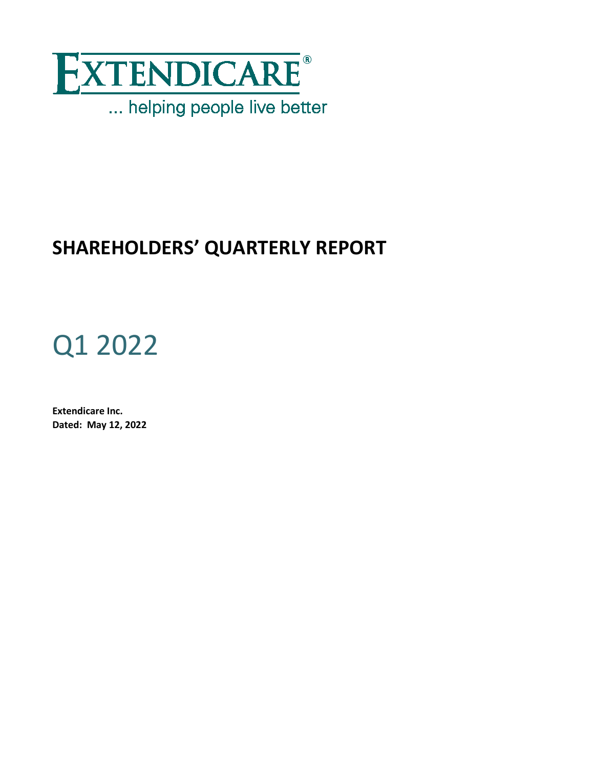# EXTENDICARE®

... helping people live better

# SHAREHOLDERS' QUARTERLY REPORT

# Q1 2022

**Extendicare Inc.**
**Dated: May 12, 2022**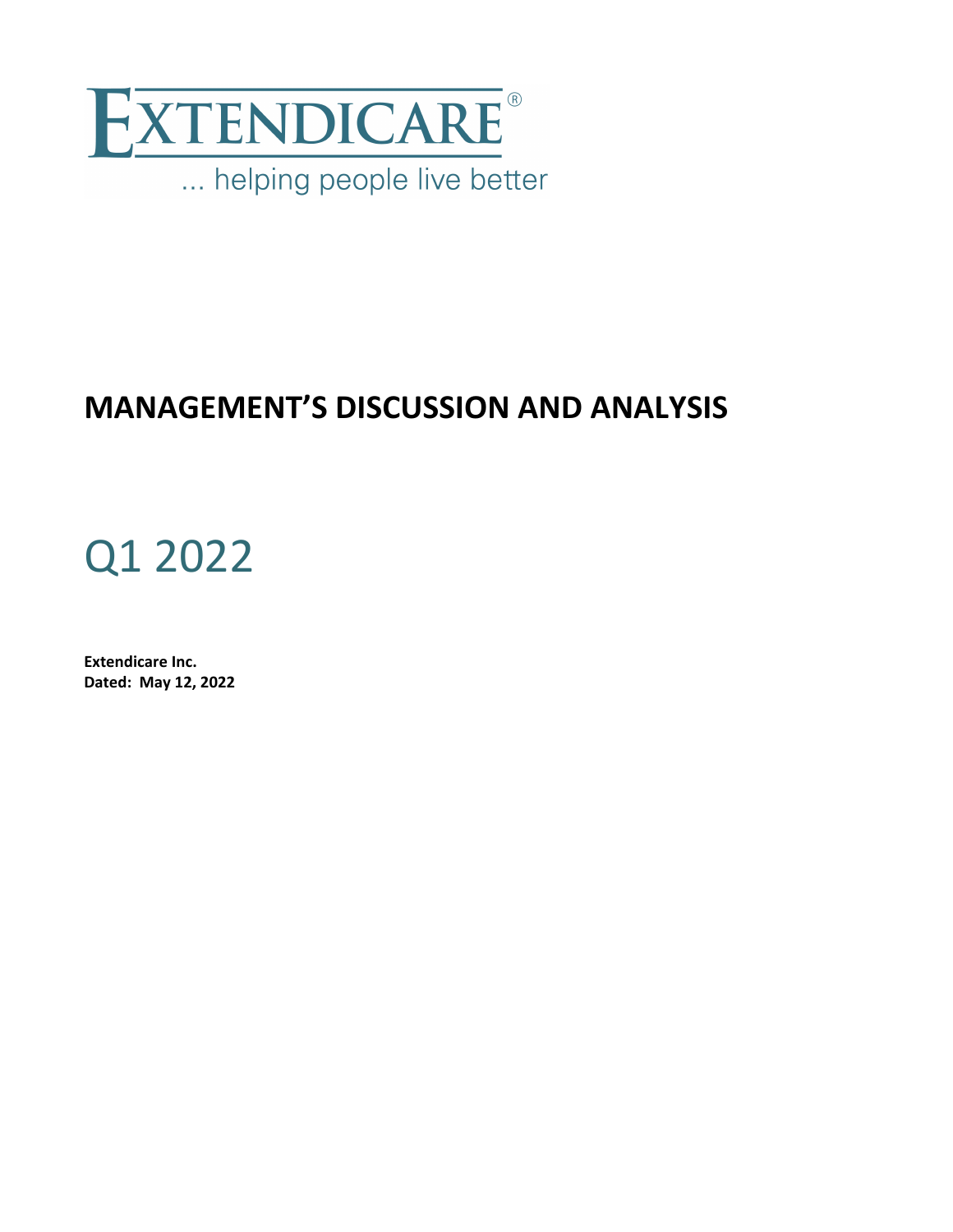EXTENDICARE®

... helping people live better

# MANAGEMENT'S DISCUSSION AND ANALYSIS

# Q1 2022

**Extendicare Inc.**
**Dated: May 12, 2022**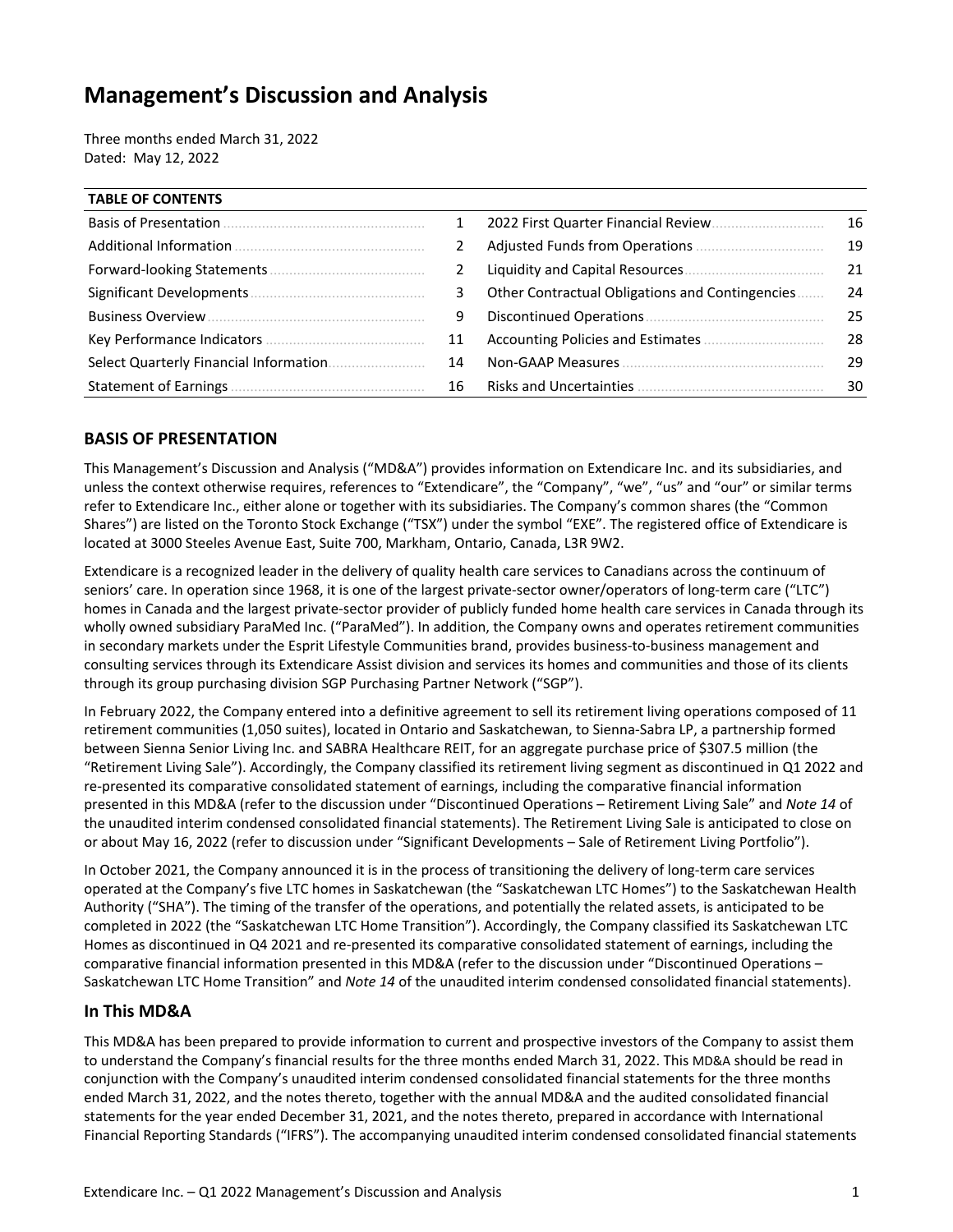# Management's Discussion and Analysis

Three months ended March 31, 2022
Dated: May 12, 2022

| TABLE OF CONTENTS | | | |
|---|---|---|---|
| Basis of Presentation | 1 | 2022 First Quarter Financial Review | 16 |
| Additional Information | 2 | Adjusted Funds from Operations | 19 |
| Forward-looking Statements | 2 | Liquidity and Capital Resources | 21 |
| Significant Developments | 3 | Other Contractual Obligations and Contingencies | 24 |
| Business Overview | 9 | Discontinued Operations | 25 |
| Key Performance Indicators | 11 | Accounting Policies and Estimates | 28 |
| Select Quarterly Financial Information | 14 | Non-GAAP Measures | 29 |
| Statement of Earnings | 16 | Risks and Uncertainties | 30 |

## BASIS OF PRESENTATION

This Management's Discussion and Analysis ("MD&A") provides information on Extendicare Inc. and its subsidiaries, and unless the context otherwise requires, references to "Extendicare", the "Company", "we", "us" and "our" or similar terms refer to Extendicare Inc., either alone or together with its subsidiaries. The Company's common shares (the "Common Shares") are listed on the Toronto Stock Exchange ("TSX") under the symbol "EXE". The registered office of Extendicare is located at 3000 Steeles Avenue East, Suite 700, Markham, Ontario, Canada, L3R 9W2.

Extendicare is a recognized leader in the delivery of quality health care services to Canadians across the continuum of seniors' care. In operation since 1968, it is one of the largest private-sector owner/operators of long-term care ("LTC") homes in Canada and the largest private-sector provider of publicly funded home health care services in Canada through its wholly owned subsidiary ParaMed Inc. ("ParaMed"). In addition, the Company owns and operates retirement communities in secondary markets under the Esprit Lifestyle Communities brand, provides business-to-business management and consulting services through its Extendicare Assist division and services its homes and communities and those of its clients through its group purchasing division SGP Purchasing Partner Network ("SGP").

In February 2022, the Company entered into a definitive agreement to sell its retirement living operations composed of 11 retirement communities (1,050 suites), located in Ontario and Saskatchewan, to Sienna-Sabra LP, a partnership formed between Sienna Senior Living Inc. and SABRA Healthcare REIT, for an aggregate purchase price of $307.5 million (the "Retirement Living Sale"). Accordingly, the Company classified its retirement living segment as discontinued in Q1 2022 and re-presented its comparative consolidated statement of earnings, including the comparative financial information presented in this MD&A (refer to the discussion under "Discontinued Operations – Retirement Living Sale" and *Note 14* of the unaudited interim condensed consolidated financial statements). The Retirement Living Sale is anticipated to close on or about May 16, 2022 (refer to discussion under "Significant Developments – Sale of Retirement Living Portfolio").

In October 2021, the Company announced it is in the process of transitioning the delivery of long-term care services operated at the Company's five LTC homes in Saskatchewan (the "Saskatchewan LTC Homes") to the Saskatchewan Health Authority ("SHA"). The timing of the transfer of the operations, and potentially the related assets, is anticipated to be completed in 2022 (the "Saskatchewan LTC Home Transition"). Accordingly, the Company classified its Saskatchewan LTC Homes as discontinued in Q4 2021 and re-presented its comparative consolidated statement of earnings, including the comparative financial information presented in this MD&A (refer to the discussion under "Discontinued Operations – Saskatchewan LTC Home Transition" and *Note 14* of the unaudited interim condensed consolidated financial statements).

### In This MD&A

This MD&A has been prepared to provide information to current and prospective investors of the Company to assist them to understand the Company's financial results for the three months ended March 31, 2022. This MD&A should be read in conjunction with the Company's unaudited interim condensed consolidated financial statements for the three months ended March 31, 2022, and the notes thereto, together with the annual MD&A and the audited consolidated financial statements for the year ended December 31, 2021, and the notes thereto, prepared in accordance with International Financial Reporting Standards ("IFRS"). The accompanying unaudited interim condensed consolidated financial statements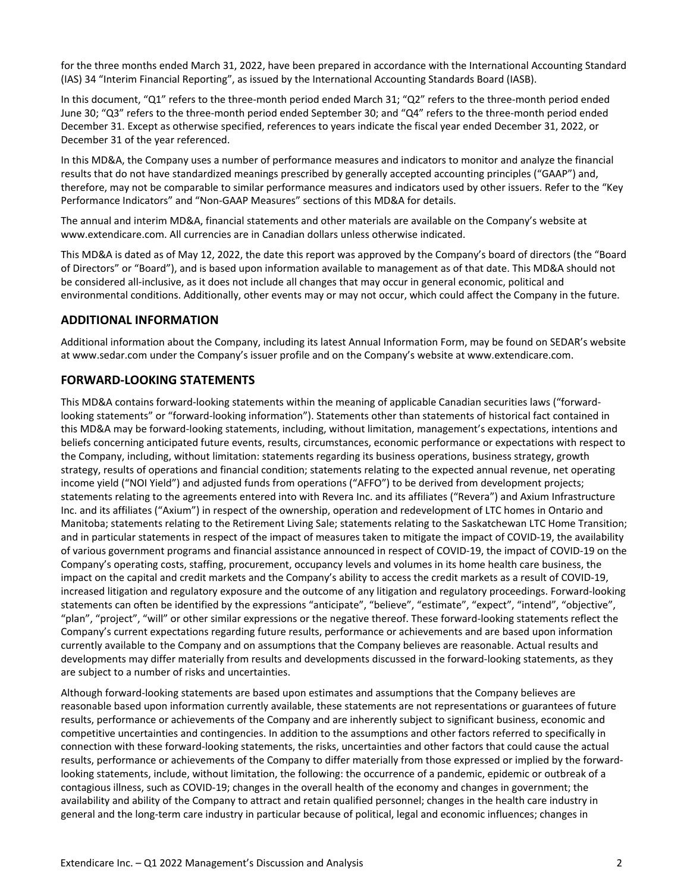for the three months ended March 31, 2022, have been prepared in accordance with the International Accounting Standard (IAS) 34 "Interim Financial Reporting", as issued by the International Accounting Standards Board (IASB).

In this document, "Q1" refers to the three-month period ended March 31; "Q2" refers to the three-month period ended June 30; "Q3" refers to the three-month period ended September 30; and "Q4" refers to the three-month period ended December 31. Except as otherwise specified, references to years indicate the fiscal year ended December 31, 2022, or December 31 of the year referenced.

In this MD&A, the Company uses a number of performance measures and indicators to monitor and analyze the financial results that do not have standardized meanings prescribed by generally accepted accounting principles ("GAAP") and, therefore, may not be comparable to similar performance measures and indicators used by other issuers. Refer to the "Key Performance Indicators" and "Non-GAAP Measures" sections of this MD&A for details.

The annual and interim MD&A, financial statements and other materials are available on the Company's website at www.extendicare.com. All currencies are in Canadian dollars unless otherwise indicated.

This MD&A is dated as of May 12, 2022, the date this report was approved by the Company's board of directors (the "Board of Directors" or "Board"), and is based upon information available to management as of that date. This MD&A should not be considered all-inclusive, as it does not include all changes that may occur in general economic, political and environmental conditions. Additionally, other events may or may not occur, which could affect the Company in the future.

## ADDITIONAL INFORMATION

Additional information about the Company, including its latest Annual Information Form, may be found on SEDAR's website at www.sedar.com under the Company's issuer profile and on the Company's website at www.extendicare.com.

## FORWARD-LOOKING STATEMENTS

This MD&A contains forward-looking statements within the meaning of applicable Canadian securities laws ("forward-looking statements" or "forward-looking information"). Statements other than statements of historical fact contained in this MD&A may be forward-looking statements, including, without limitation, management's expectations, intentions and beliefs concerning anticipated future events, results, circumstances, economic performance or expectations with respect to the Company, including, without limitation: statements regarding its business operations, business strategy, growth strategy, results of operations and financial condition; statements relating to the expected annual revenue, net operating income yield ("NOI Yield") and adjusted funds from operations ("AFFO") to be derived from development projects; statements relating to the agreements entered into with Revera Inc. and its affiliates ("Revera") and Axium Infrastructure Inc. and its affiliates ("Axium") in respect of the ownership, operation and redevelopment of LTC homes in Ontario and Manitoba; statements relating to the Retirement Living Sale; statements relating to the Saskatchewan LTC Home Transition; and in particular statements in respect of the impact of measures taken to mitigate the impact of COVID-19, the availability of various government programs and financial assistance announced in respect of COVID-19, the impact of COVID-19 on the Company's operating costs, staffing, procurement, occupancy levels and volumes in its home health care business, the impact on the capital and credit markets and the Company's ability to access the credit markets as a result of COVID-19, increased litigation and regulatory exposure and the outcome of any litigation and regulatory proceedings. Forward-looking statements can often be identified by the expressions "anticipate", "believe", "estimate", "expect", "intend", "objective", "plan", "project", "will" or other similar expressions or the negative thereof. These forward-looking statements reflect the Company's current expectations regarding future results, performance or achievements and are based upon information currently available to the Company and on assumptions that the Company believes are reasonable. Actual results and developments may differ materially from results and developments discussed in the forward-looking statements, as they are subject to a number of risks and uncertainties.

Although forward-looking statements are based upon estimates and assumptions that the Company believes are reasonable based upon information currently available, these statements are not representations or guarantees of future results, performance or achievements of the Company and are inherently subject to significant business, economic and competitive uncertainties and contingencies. In addition to the assumptions and other factors referred to specifically in connection with these forward-looking statements, the risks, uncertainties and other factors that could cause the actual results, performance or achievements of the Company to differ materially from those expressed or implied by the forward-looking statements, include, without limitation, the following: the occurrence of a pandemic, epidemic or outbreak of a contagious illness, such as COVID-19; changes in the overall health of the economy and changes in government; the availability and ability of the Company to attract and retain qualified personnel; changes in the health care industry in general and the long-term care industry in particular because of political, legal and economic influences; changes in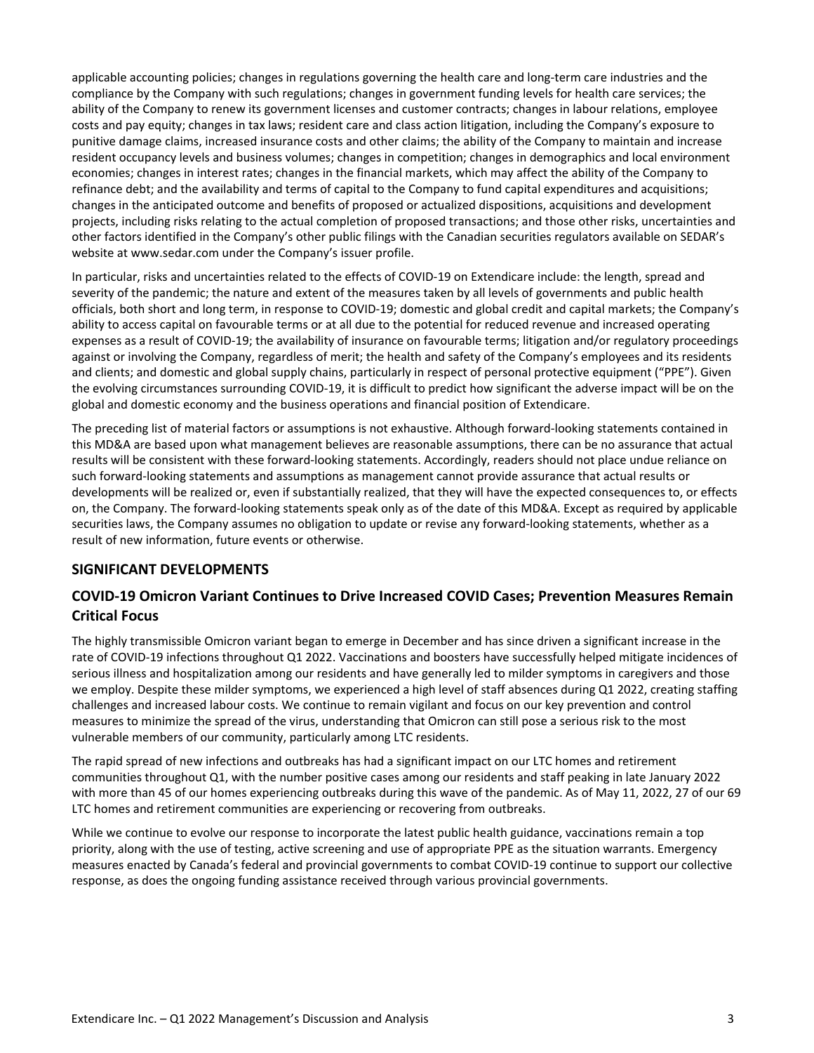applicable accounting policies; changes in regulations governing the health care and long-term care industries and the compliance by the Company with such regulations; changes in government funding levels for health care services; the ability of the Company to renew its government licenses and customer contracts; changes in labour relations, employee costs and pay equity; changes in tax laws; resident care and class action litigation, including the Company's exposure to punitive damage claims, increased insurance costs and other claims; the ability of the Company to maintain and increase resident occupancy levels and business volumes; changes in competition; changes in demographics and local environment economies; changes in interest rates; changes in the financial markets, which may affect the ability of the Company to refinance debt; and the availability and terms of capital to the Company to fund capital expenditures and acquisitions; changes in the anticipated outcome and benefits of proposed or actualized dispositions, acquisitions and development projects, including risks relating to the actual completion of proposed transactions; and those other risks, uncertainties and other factors identified in the Company's other public filings with the Canadian securities regulators available on SEDAR's website at www.sedar.com under the Company's issuer profile.

In particular, risks and uncertainties related to the effects of COVID-19 on Extendicare include: the length, spread and severity of the pandemic; the nature and extent of the measures taken by all levels of governments and public health officials, both short and long term, in response to COVID-19; domestic and global credit and capital markets; the Company's ability to access capital on favourable terms or at all due to the potential for reduced revenue and increased operating expenses as a result of COVID-19; the availability of insurance on favourable terms; litigation and/or regulatory proceedings against or involving the Company, regardless of merit; the health and safety of the Company's employees and its residents and clients; and domestic and global supply chains, particularly in respect of personal protective equipment ("PPE"). Given the evolving circumstances surrounding COVID-19, it is difficult to predict how significant the adverse impact will be on the global and domestic economy and the business operations and financial position of Extendicare.

The preceding list of material factors or assumptions is not exhaustive. Although forward-looking statements contained in this MD&A are based upon what management believes are reasonable assumptions, there can be no assurance that actual results will be consistent with these forward-looking statements. Accordingly, readers should not place undue reliance on such forward-looking statements and assumptions as management cannot provide assurance that actual results or developments will be realized or, even if substantially realized, that they will have the expected consequences to, or effects on, the Company. The forward-looking statements speak only as of the date of this MD&A. Except as required by applicable securities laws, the Company assumes no obligation to update or revise any forward-looking statements, whether as a result of new information, future events or otherwise.

## SIGNIFICANT DEVELOPMENTS

### COVID-19 Omicron Variant Continues to Drive Increased COVID Cases; Prevention Measures Remain Critical Focus

The highly transmissible Omicron variant began to emerge in December and has since driven a significant increase in the rate of COVID-19 infections throughout Q1 2022. Vaccinations and boosters have successfully helped mitigate incidences of serious illness and hospitalization among our residents and have generally led to milder symptoms in caregivers and those we employ. Despite these milder symptoms, we experienced a high level of staff absences during Q1 2022, creating staffing challenges and increased labour costs. We continue to remain vigilant and focus on our key prevention and control measures to minimize the spread of the virus, understanding that Omicron can still pose a serious risk to the most vulnerable members of our community, particularly among LTC residents.

The rapid spread of new infections and outbreaks has had a significant impact on our LTC homes and retirement communities throughout Q1, with the number positive cases among our residents and staff peaking in late January 2022 with more than 45 of our homes experiencing outbreaks during this wave of the pandemic. As of May 11, 2022, 27 of our 69 LTC homes and retirement communities are experiencing or recovering from outbreaks.

While we continue to evolve our response to incorporate the latest public health guidance, vaccinations remain a top priority, along with the use of testing, active screening and use of appropriate PPE as the situation warrants. Emergency measures enacted by Canada's federal and provincial governments to combat COVID-19 continue to support our collective response, as does the ongoing funding assistance received through various provincial governments.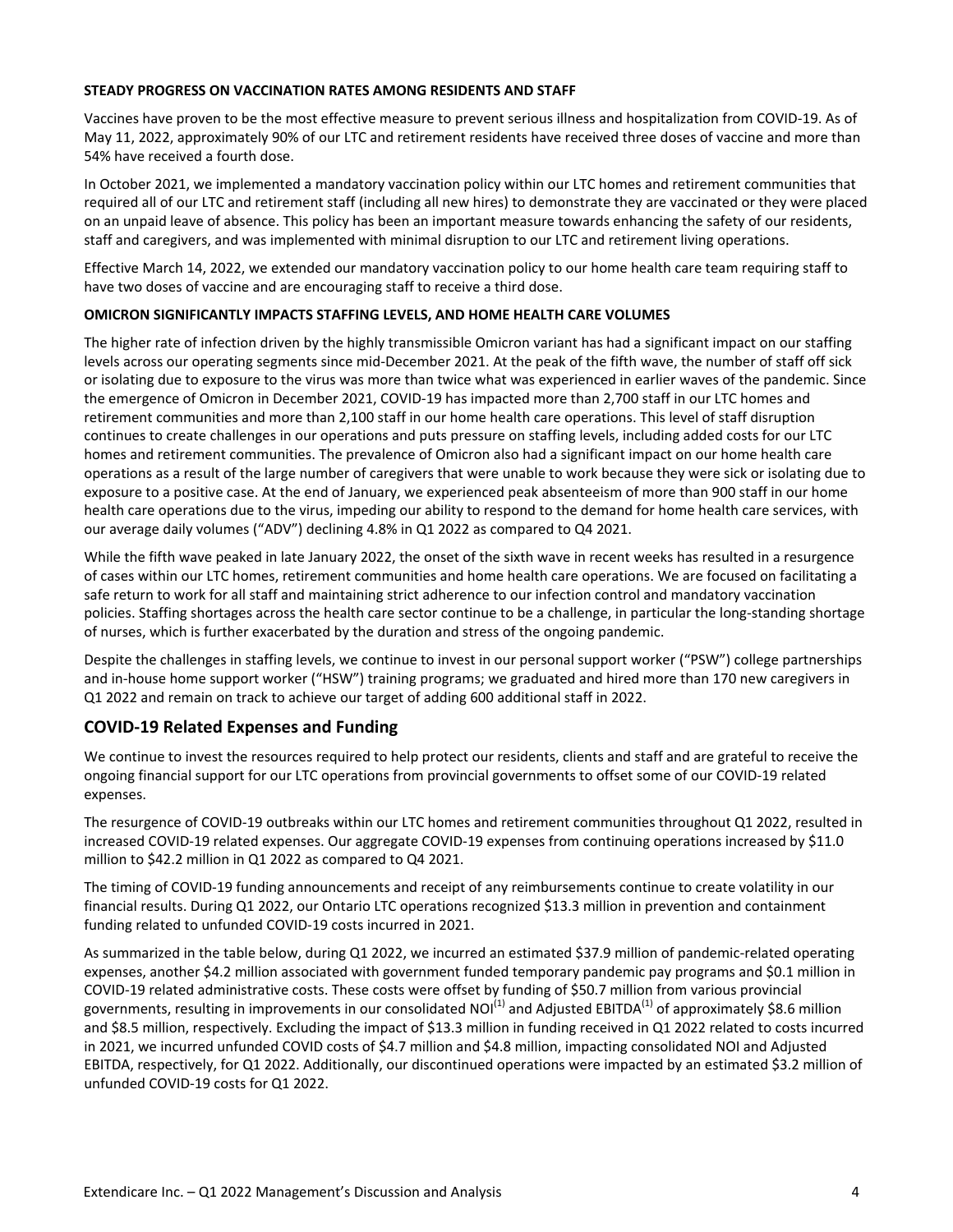**STEADY PROGRESS ON VACCINATION RATES AMONG RESIDENTS AND STAFF**

Vaccines have proven to be the most effective measure to prevent serious illness and hospitalization from COVID-19. As of May 11, 2022, approximately 90% of our LTC and retirement residents have received three doses of vaccine and more than 54% have received a fourth dose.

In October 2021, we implemented a mandatory vaccination policy within our LTC homes and retirement communities that required all of our LTC and retirement staff (including all new hires) to demonstrate they are vaccinated or they were placed on an unpaid leave of absence. This policy has been an important measure towards enhancing the safety of our residents, staff and caregivers, and was implemented with minimal disruption to our LTC and retirement living operations.

Effective March 14, 2022, we extended our mandatory vaccination policy to our home health care team requiring staff to have two doses of vaccine and are encouraging staff to receive a third dose.

**OMICRON SIGNIFICANTLY IMPACTS STAFFING LEVELS, AND HOME HEALTH CARE VOLUMES**

The higher rate of infection driven by the highly transmissible Omicron variant has had a significant impact on our staffing levels across our operating segments since mid-December 2021. At the peak of the fifth wave, the number of staff off sick or isolating due to exposure to the virus was more than twice what was experienced in earlier waves of the pandemic. Since the emergence of Omicron in December 2021, COVID-19 has impacted more than 2,700 staff in our LTC homes and retirement communities and more than 2,100 staff in our home health care operations. This level of staff disruption continues to create challenges in our operations and puts pressure on staffing levels, including added costs for our LTC homes and retirement communities. The prevalence of Omicron also had a significant impact on our home health care operations as a result of the large number of caregivers that were unable to work because they were sick or isolating due to exposure to a positive case. At the end of January, we experienced peak absenteeism of more than 900 staff in our home health care operations due to the virus, impeding our ability to respond to the demand for home health care services, with our average daily volumes ("ADV") declining 4.8% in Q1 2022 as compared to Q4 2021.

While the fifth wave peaked in late January 2022, the onset of the sixth wave in recent weeks has resulted in a resurgence of cases within our LTC homes, retirement communities and home health care operations. We are focused on facilitating a safe return to work for all staff and maintaining strict adherence to our infection control and mandatory vaccination policies. Staffing shortages across the health care sector continue to be a challenge, in particular the long-standing shortage of nurses, which is further exacerbated by the duration and stress of the ongoing pandemic.

Despite the challenges in staffing levels, we continue to invest in our personal support worker ("PSW") college partnerships and in-house home support worker ("HSW") training programs; we graduated and hired more than 170 new caregivers in Q1 2022 and remain on track to achieve our target of adding 600 additional staff in 2022.

## COVID-19 Related Expenses and Funding

We continue to invest the resources required to help protect our residents, clients and staff and are grateful to receive the ongoing financial support for our LTC operations from provincial governments to offset some of our COVID-19 related expenses.

The resurgence of COVID-19 outbreaks within our LTC homes and retirement communities throughout Q1 2022, resulted in increased COVID-19 related expenses. Our aggregate COVID-19 expenses from continuing operations increased by $11.0 million to $42.2 million in Q1 2022 as compared to Q4 2021.

The timing of COVID-19 funding announcements and receipt of any reimbursements continue to create volatility in our financial results. During Q1 2022, our Ontario LTC operations recognized $13.3 million in prevention and containment funding related to unfunded COVID-19 costs incurred in 2021.

As summarized in the table below, during Q1 2022, we incurred an estimated $37.9 million of pandemic-related operating expenses, another $4.2 million associated with government funded temporary pandemic pay programs and $0.1 million in COVID-19 related administrative costs. These costs were offset by funding of $50.7 million from various provincial governments, resulting in improvements in our consolidated NOI[1] and Adjusted EBITDA[1] of approximately $8.6 million and $8.5 million, respectively. Excluding the impact of $13.3 million in funding received in Q1 2022 related to costs incurred in 2021, we incurred unfunded COVID costs of $4.7 million and $4.8 million, impacting consolidated NOI and Adjusted EBITDA, respectively, for Q1 2022. Additionally, our discontinued operations were impacted by an estimated $3.2 million of unfunded COVID-19 costs for Q1 2022.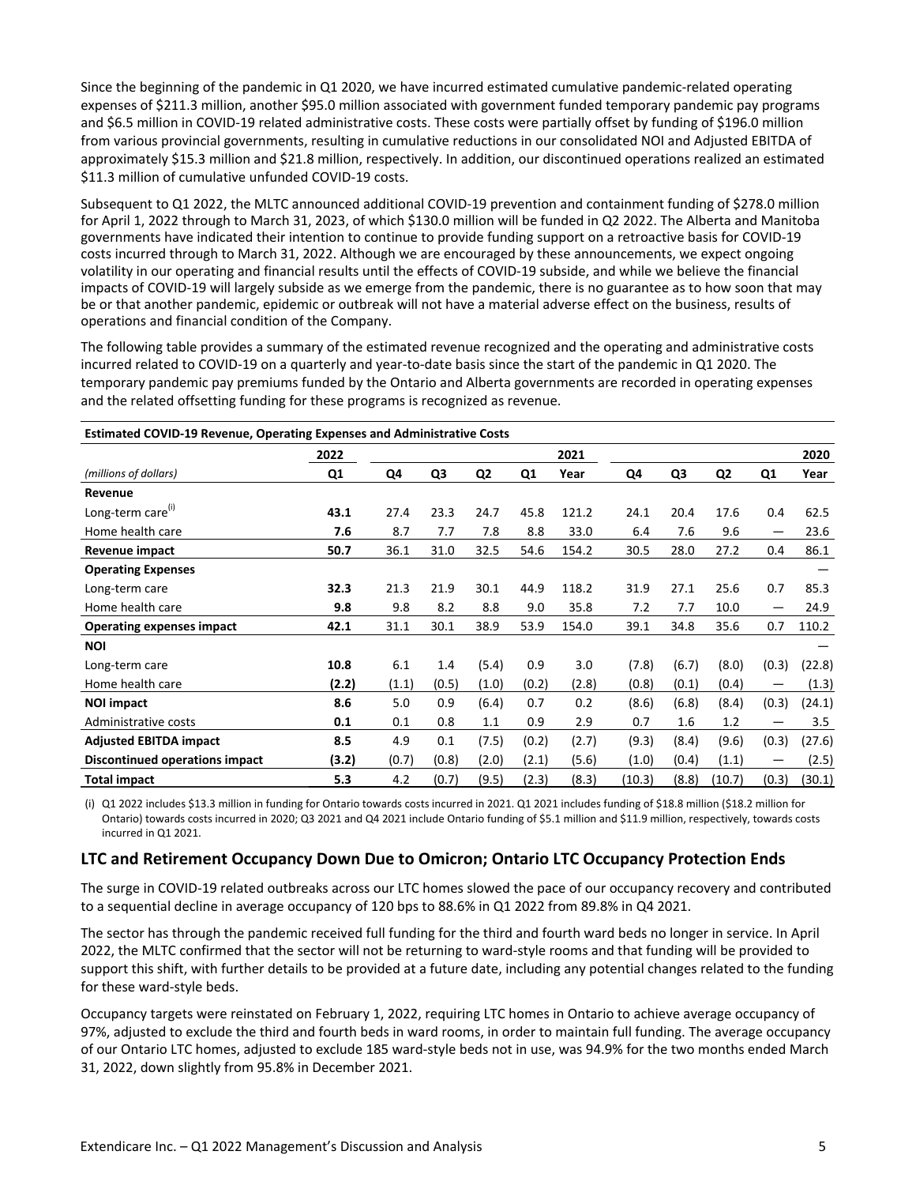Since the beginning of the pandemic in Q1 2020, we have incurred estimated cumulative pandemic-related operating expenses of $211.3 million, another $95.0 million associated with government funded temporary pandemic pay programs and $6.5 million in COVID-19 related administrative costs. These costs were partially offset by funding of $196.0 million from various provincial governments, resulting in cumulative reductions in our consolidated NOI and Adjusted EBITDA of approximately $15.3 million and $21.8 million, respectively. In addition, our discontinued operations realized an estimated $11.3 million of cumulative unfunded COVID-19 costs.

Subsequent to Q1 2022, the MLTC announced additional COVID-19 prevention and containment funding of $278.0 million for April 1, 2022 through to March 31, 2023, of which $130.0 million will be funded in Q2 2022. The Alberta and Manitoba governments have indicated their intention to continue to provide funding support on a retroactive basis for COVID-19 costs incurred through to March 31, 2022. Although we are encouraged by these announcements, we expect ongoing volatility in our operating and financial results until the effects of COVID-19 subside, and while we believe the financial impacts of COVID-19 will largely subside as we emerge from the pandemic, there is no guarantee as to how soon that may be or that another pandemic, epidemic or outbreak will not have a material adverse effect on the business, results of operations and financial condition of the Company.

The following table provides a summary of the estimated revenue recognized and the operating and administrative costs incurred related to COVID-19 on a quarterly and year-to-date basis since the start of the pandemic in Q1 2020. The temporary pandemic pay premiums funded by the Ontario and Alberta governments are recorded in operating expenses and the related offsetting funding for these programs is recognized as revenue.

**Estimated COVID-19 Revenue, Operating Expenses and Administrative Costs**

| | 2022 | | | | | 2021 | | | | | 2020 |
|---|---|---|---|---|---|---|---|---|---|---|---|
| *(millions of dollars)* | **Q1** | **Q4** | **Q3** | **Q2** | **Q1** | **Year** | **Q4** | **Q3** | **Q2** | **Q1** | **Year** |
| **Revenue** | | | | | | | | | | | |
| Long-term care[(i)] | **43.1** | 27.4 | 23.3 | 24.7 | 45.8 | 121.2 | 24.1 | 20.4 | 17.6 | 0.4 | 62.5 |
| Home health care | **7.6** | 8.7 | 7.7 | 7.8 | 8.8 | 33.0 | 6.4 | 7.6 | 9.6 | — | 23.6 |
| **Revenue impact** | **50.7** | 36.1 | 31.0 | 32.5 | 54.6 | 154.2 | 30.5 | 28.0 | 27.2 | 0.4 | 86.1 |
| **Operating Expenses** | | | | | | | | | | | — |
| Long-term care | **32.3** | 21.3 | 21.9 | 30.1 | 44.9 | 118.2 | 31.9 | 27.1 | 25.6 | 0.7 | 85.3 |
| Home health care | **9.8** | 9.8 | 8.2 | 8.8 | 9.0 | 35.8 | 7.2 | 7.7 | 10.0 | — | 24.9 |
| **Operating expenses impact** | **42.1** | 31.1 | 30.1 | 38.9 | 53.9 | 154.0 | 39.1 | 34.8 | 35.6 | 0.7 | 110.2 |
| **NOI** | | | | | | | | | | | — |
| Long-term care | **10.8** | 6.1 | 1.4 | (5.4) | 0.9 | 3.0 | (7.8) | (6.7) | (8.0) | (0.3) | (22.8) |
| Home health care | **(2.2)** | (1.1) | (0.5) | (1.0) | (0.2) | (2.8) | (0.8) | (0.1) | (0.4) | — | (1.3) |
| **NOI impact** | **8.6** | 5.0 | 0.9 | (6.4) | 0.7 | 0.2 | (8.6) | (6.8) | (8.4) | (0.3) | (24.1) |
| Administrative costs | **0.1** | 0.1 | 0.8 | 1.1 | 0.9 | 2.9 | 0.7 | 1.6 | 1.2 | — | 3.5 |
| **Adjusted EBITDA impact** | **8.5** | 4.9 | 0.1 | (7.5) | (0.2) | (2.7) | (9.3) | (8.4) | (9.6) | (0.3) | (27.6) |
| **Discontinued operations impact** | **(3.2)** | (0.7) | (0.8) | (2.0) | (2.1) | (5.6) | (1.0) | (0.4) | (1.1) | — | (2.5) |
| **Total impact** | **5.3** | 4.2 | (0.7) | (9.5) | (2.3) | (8.3) | (10.3) | (8.8) | (10.7) | (0.3) | (30.1) |

(i) Q1 2022 includes $13.3 million in funding for Ontario towards costs incurred in 2021. Q1 2021 includes funding of $18.8 million ($18.2 million for Ontario) towards costs incurred in 2020; Q3 2021 and Q4 2021 include Ontario funding of $5.1 million and $11.9 million, respectively, towards costs incurred in Q1 2021.

## LTC and Retirement Occupancy Down Due to Omicron; Ontario LTC Occupancy Protection Ends

The surge in COVID-19 related outbreaks across our LTC homes slowed the pace of our occupancy recovery and contributed to a sequential decline in average occupancy of 120 bps to 88.6% in Q1 2022 from 89.8% in Q4 2021.

The sector has through the pandemic received full funding for the third and fourth ward beds no longer in service. In April 2022, the MLTC confirmed that the sector will not be returning to ward-style rooms and that funding will be provided to support this shift, with further details to be provided at a future date, including any potential changes related to the funding for these ward-style beds.

Occupancy targets were reinstated on February 1, 2022, requiring LTC homes in Ontario to achieve average occupancy of 97%, adjusted to exclude the third and fourth beds in ward rooms, in order to maintain full funding. The average occupancy of our Ontario LTC homes, adjusted to exclude 185 ward-style beds not in use, was 94.9% for the two months ended March 31, 2022, down slightly from 95.8% in December 2021.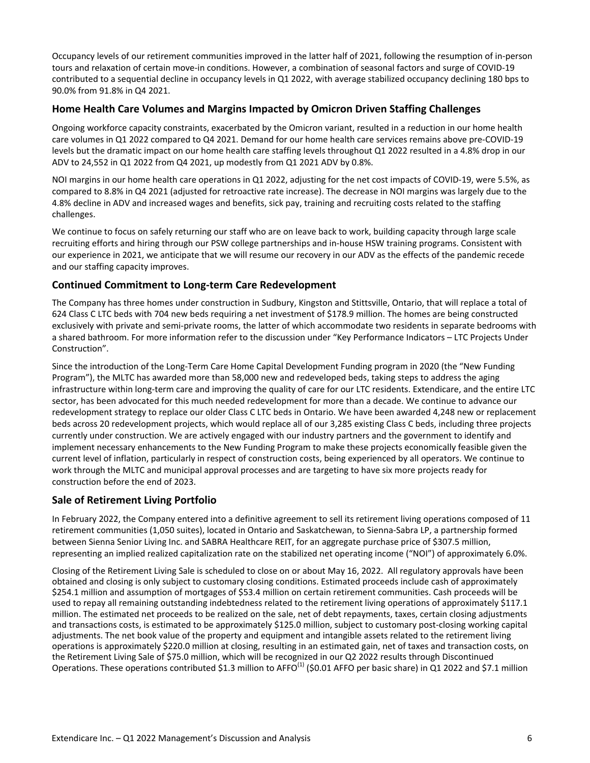Occupancy levels of our retirement communities improved in the latter half of 2021, following the resumption of in-person tours and relaxation of certain move-in conditions. However, a combination of seasonal factors and surge of COVID-19 contributed to a sequential decline in occupancy levels in Q1 2022, with average stabilized occupancy declining 180 bps to 90.0% from 91.8% in Q4 2021.

## Home Health Care Volumes and Margins Impacted by Omicron Driven Staffing Challenges

Ongoing workforce capacity constraints, exacerbated by the Omicron variant, resulted in a reduction in our home health care volumes in Q1 2022 compared to Q4 2021. Demand for our home health care services remains above pre-COVID-19 levels but the dramatic impact on our home health care staffing levels throughout Q1 2022 resulted in a 4.8% drop in our ADV to 24,552 in Q1 2022 from Q4 2021, up modestly from Q1 2021 ADV by 0.8%.

NOI margins in our home health care operations in Q1 2022, adjusting for the net cost impacts of COVID-19, were 5.5%, as compared to 8.8% in Q4 2021 (adjusted for retroactive rate increase). The decrease in NOI margins was largely due to the 4.8% decline in ADV and increased wages and benefits, sick pay, training and recruiting costs related to the staffing challenges.

We continue to focus on safely returning our staff who are on leave back to work, building capacity through large scale recruiting efforts and hiring through our PSW college partnerships and in-house HSW training programs. Consistent with our experience in 2021, we anticipate that we will resume our recovery in our ADV as the effects of the pandemic recede and our staffing capacity improves.

## Continued Commitment to Long-term Care Redevelopment

The Company has three homes under construction in Sudbury, Kingston and Stittsville, Ontario, that will replace a total of 624 Class C LTC beds with 704 new beds requiring a net investment of $178.9 million. The homes are being constructed exclusively with private and semi-private rooms, the latter of which accommodate two residents in separate bedrooms with a shared bathroom. For more information refer to the discussion under "Key Performance Indicators – LTC Projects Under Construction".

Since the introduction of the Long-Term Care Home Capital Development Funding program in 2020 (the "New Funding Program"), the MLTC has awarded more than 58,000 new and redeveloped beds, taking steps to address the aging infrastructure within long-term care and improving the quality of care for our LTC residents. Extendicare, and the entire LTC sector, has been advocated for this much needed redevelopment for more than a decade. We continue to advance our redevelopment strategy to replace our older Class C LTC beds in Ontario. We have been awarded 4,248 new or replacement beds across 20 redevelopment projects, which would replace all of our 3,285 existing Class C beds, including three projects currently under construction. We are actively engaged with our industry partners and the government to identify and implement necessary enhancements to the New Funding Program to make these projects economically feasible given the current level of inflation, particularly in respect of construction costs, being experienced by all operators. We continue to work through the MLTC and municipal approval processes and are targeting to have six more projects ready for construction before the end of 2023.

## Sale of Retirement Living Portfolio

In February 2022, the Company entered into a definitive agreement to sell its retirement living operations composed of 11 retirement communities (1,050 suites), located in Ontario and Saskatchewan, to Sienna-Sabra LP, a partnership formed between Sienna Senior Living Inc. and SABRA Healthcare REIT, for an aggregate purchase price of $307.5 million, representing an implied realized capitalization rate on the stabilized net operating income ("NOI") of approximately 6.0%.

Closing of the Retirement Living Sale is scheduled to close on or about May 16, 2022. All regulatory approvals have been obtained and closing is only subject to customary closing conditions. Estimated proceeds include cash of approximately $254.1 million and assumption of mortgages of $53.4 million on certain retirement communities. Cash proceeds will be used to repay all remaining outstanding indebtedness related to the retirement living operations of approximately $117.1 million. The estimated net proceeds to be realized on the sale, net of debt repayments, taxes, certain closing adjustments and transactions costs, is estimated to be approximately $125.0 million, subject to customary post-closing working capital adjustments. The net book value of the property and equipment and intangible assets related to the retirement living operations is approximately $220.0 million at closing, resulting in an estimated gain, net of taxes and transaction costs, on the Retirement Living Sale of $75.0 million, which will be recognized in our Q2 2022 results through Discontinued Operations. These operations contributed $1.3 million to AFFO[(1)] ($0.01 AFFO per basic share) in Q1 2022 and $7.1 million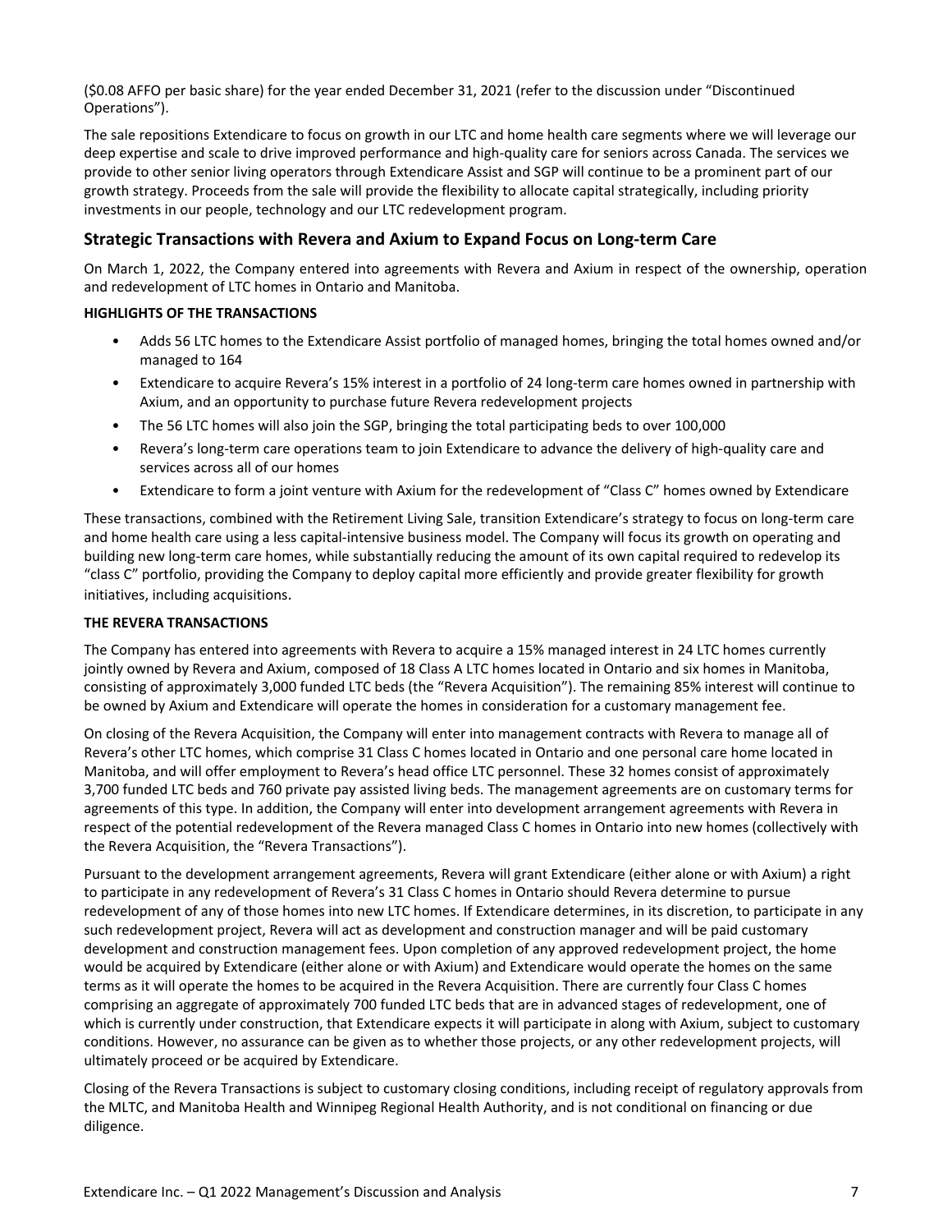($0.08 AFFO per basic share) for the year ended December 31, 2021 (refer to the discussion under "Discontinued Operations").

The sale repositions Extendicare to focus on growth in our LTC and home health care segments where we will leverage our deep expertise and scale to drive improved performance and high-quality care for seniors across Canada. The services we provide to other senior living operators through Extendicare Assist and SGP will continue to be a prominent part of our growth strategy. Proceeds from the sale will provide the flexibility to allocate capital strategically, including priority investments in our people, technology and our LTC redevelopment program.

## Strategic Transactions with Revera and Axium to Expand Focus on Long-term Care

On March 1, 2022, the Company entered into agreements with Revera and Axium in respect of the ownership, operation and redevelopment of LTC homes in Ontario and Manitoba.

**HIGHLIGHTS OF THE TRANSACTIONS**

- Adds 56 LTC homes to the Extendicare Assist portfolio of managed homes, bringing the total homes owned and/or managed to 164
- Extendicare to acquire Revera's 15% interest in a portfolio of 24 long-term care homes owned in partnership with Axium, and an opportunity to purchase future Revera redevelopment projects
- The 56 LTC homes will also join the SGP, bringing the total participating beds to over 100,000
- Revera's long-term care operations team to join Extendicare to advance the delivery of high-quality care and services across all of our homes
- Extendicare to form a joint venture with Axium for the redevelopment of "Class C" homes owned by Extendicare

These transactions, combined with the Retirement Living Sale, transition Extendicare's strategy to focus on long-term care and home health care using a less capital-intensive business model. The Company will focus its growth on operating and building new long-term care homes, while substantially reducing the amount of its own capital required to redevelop its "class C" portfolio, providing the Company to deploy capital more efficiently and provide greater flexibility for growth initiatives, including acquisitions.

**THE REVERA TRANSACTIONS**

The Company has entered into agreements with Revera to acquire a 15% managed interest in 24 LTC homes currently jointly owned by Revera and Axium, composed of 18 Class A LTC homes located in Ontario and six homes in Manitoba, consisting of approximately 3,000 funded LTC beds (the "Revera Acquisition"). The remaining 85% interest will continue to be owned by Axium and Extendicare will operate the homes in consideration for a customary management fee.

On closing of the Revera Acquisition, the Company will enter into management contracts with Revera to manage all of Revera's other LTC homes, which comprise 31 Class C homes located in Ontario and one personal care home located in Manitoba, and will offer employment to Revera's head office LTC personnel. These 32 homes consist of approximately 3,700 funded LTC beds and 760 private pay assisted living beds. The management agreements are on customary terms for agreements of this type. In addition, the Company will enter into development arrangement agreements with Revera in respect of the potential redevelopment of the Revera managed Class C homes in Ontario into new homes (collectively with the Revera Acquisition, the "Revera Transactions").

Pursuant to the development arrangement agreements, Revera will grant Extendicare (either alone or with Axium) a right to participate in any redevelopment of Revera's 31 Class C homes in Ontario should Revera determine to pursue redevelopment of any of those homes into new LTC homes. If Extendicare determines, in its discretion, to participate in any such redevelopment project, Revera will act as development and construction manager and will be paid customary development and construction management fees. Upon completion of any approved redevelopment project, the home would be acquired by Extendicare (either alone or with Axium) and Extendicare would operate the homes on the same terms as it will operate the homes to be acquired in the Revera Acquisition. There are currently four Class C homes comprising an aggregate of approximately 700 funded LTC beds that are in advanced stages of redevelopment, one of which is currently under construction, that Extendicare expects it will participate in along with Axium, subject to customary conditions. However, no assurance can be given as to whether those projects, or any other redevelopment projects, will ultimately proceed or be acquired by Extendicare.

Closing of the Revera Transactions is subject to customary closing conditions, including receipt of regulatory approvals from the MLTC, and Manitoba Health and Winnipeg Regional Health Authority, and is not conditional on financing or due diligence.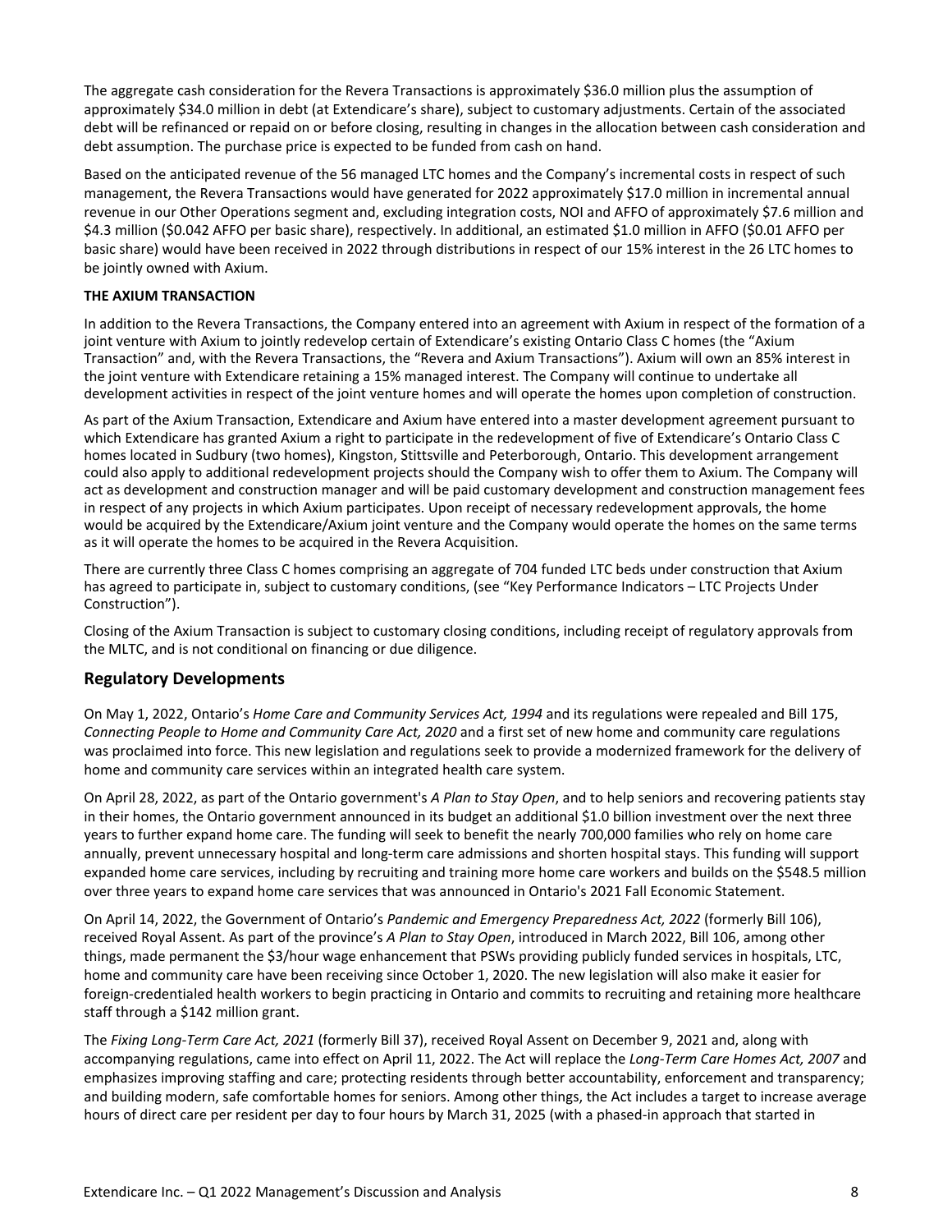The aggregate cash consideration for the Revera Transactions is approximately $36.0 million plus the assumption of approximately $34.0 million in debt (at Extendicare's share), subject to customary adjustments. Certain of the associated debt will be refinanced or repaid on or before closing, resulting in changes in the allocation between cash consideration and debt assumption. The purchase price is expected to be funded from cash on hand.

Based on the anticipated revenue of the 56 managed LTC homes and the Company's incremental costs in respect of such management, the Revera Transactions would have generated for 2022 approximately $17.0 million in incremental annual revenue in our Other Operations segment and, excluding integration costs, NOI and AFFO of approximately $7.6 million and $4.3 million ($0.042 AFFO per basic share), respectively. In additional, an estimated $1.0 million in AFFO ($0.01 AFFO per basic share) would have been received in 2022 through distributions in respect of our 15% interest in the 26 LTC homes to be jointly owned with Axium.

**THE AXIUM TRANSACTION**

In addition to the Revera Transactions, the Company entered into an agreement with Axium in respect of the formation of a joint venture with Axium to jointly redevelop certain of Extendicare's existing Ontario Class C homes (the "Axium Transaction" and, with the Revera Transactions, the "Revera and Axium Transactions"). Axium will own an 85% interest in the joint venture with Extendicare retaining a 15% managed interest. The Company will continue to undertake all development activities in respect of the joint venture homes and will operate the homes upon completion of construction.

As part of the Axium Transaction, Extendicare and Axium have entered into a master development agreement pursuant to which Extendicare has granted Axium a right to participate in the redevelopment of five of Extendicare's Ontario Class C homes located in Sudbury (two homes), Kingston, Stittsville and Peterborough, Ontario. This development arrangement could also apply to additional redevelopment projects should the Company wish to offer them to Axium. The Company will act as development and construction manager and will be paid customary development and construction management fees in respect of any projects in which Axium participates. Upon receipt of necessary redevelopment approvals, the home would be acquired by the Extendicare/Axium joint venture and the Company would operate the homes on the same terms as it will operate the homes to be acquired in the Revera Acquisition.

There are currently three Class C homes comprising an aggregate of 704 funded LTC beds under construction that Axium has agreed to participate in, subject to customary conditions, (see "Key Performance Indicators – LTC Projects Under Construction").

Closing of the Axium Transaction is subject to customary closing conditions, including receipt of regulatory approvals from the MLTC, and is not conditional on financing or due diligence.

## Regulatory Developments

On May 1, 2022, Ontario's *Home Care and Community Services Act, 1994* and its regulations were repealed and Bill 175, *Connecting People to Home and Community Care Act, 2020* and a first set of new home and community care regulations was proclaimed into force. This new legislation and regulations seek to provide a modernized framework for the delivery of home and community care services within an integrated health care system.

On April 28, 2022, as part of the Ontario government's *A Plan to Stay Open*, and to help seniors and recovering patients stay in their homes, the Ontario government announced in its budget an additional $1.0 billion investment over the next three years to further expand home care. The funding will seek to benefit the nearly 700,000 families who rely on home care annually, prevent unnecessary hospital and long-term care admissions and shorten hospital stays. This funding will support expanded home care services, including by recruiting and training more home care workers and builds on the $548.5 million over three years to expand home care services that was announced in Ontario's 2021 Fall Economic Statement.

On April 14, 2022, the Government of Ontario's *Pandemic and Emergency Preparedness Act, 2022* (formerly Bill 106), received Royal Assent. As part of the province's *A Plan to Stay Open*, introduced in March 2022, Bill 106, among other things, made permanent the $3/hour wage enhancement that PSWs providing publicly funded services in hospitals, LTC, home and community care have been receiving since October 1, 2020. The new legislation will also make it easier for foreign-credentialed health workers to begin practicing in Ontario and commits to recruiting and retaining more healthcare staff through a $142 million grant.

The *Fixing Long-Term Care Act, 2021* (formerly Bill 37), received Royal Assent on December 9, 2021 and, along with accompanying regulations, came into effect on April 11, 2022. The Act will replace the *Long-Term Care Homes Act, 2007* and emphasizes improving staffing and care; protecting residents through better accountability, enforcement and transparency; and building modern, safe comfortable homes for seniors. Among other things, the Act includes a target to increase average hours of direct care per resident per day to four hours by March 31, 2025 (with a phased-in approach that started in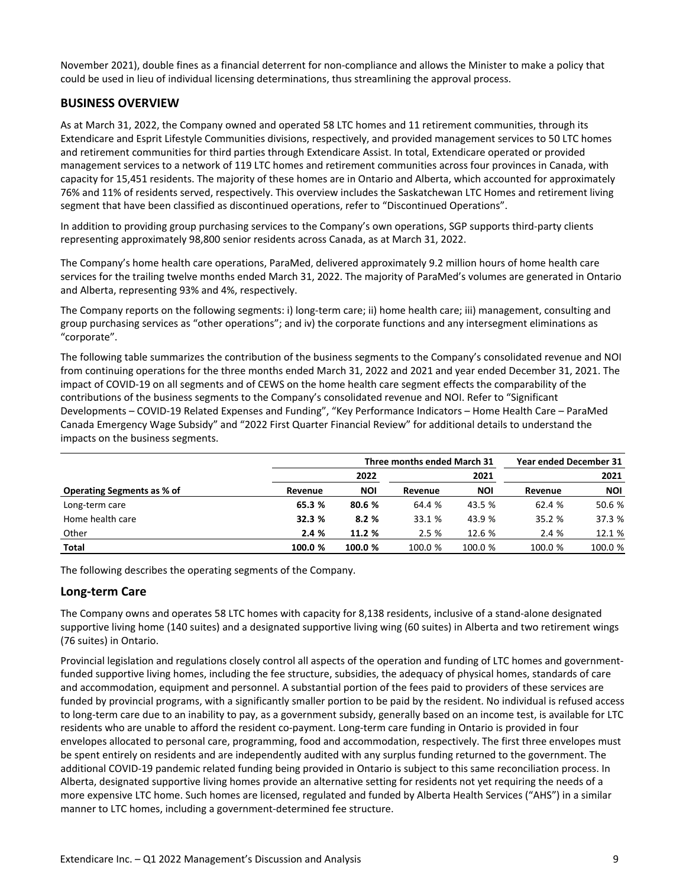November 2021), double fines as a financial deterrent for non-compliance and allows the Minister to make a policy that could be used in lieu of individual licensing determinations, thus streamlining the approval process.

## BUSINESS OVERVIEW

As at March 31, 2022, the Company owned and operated 58 LTC homes and 11 retirement communities, through its Extendicare and Esprit Lifestyle Communities divisions, respectively, and provided management services to 50 LTC homes and retirement communities for third parties through Extendicare Assist. In total, Extendicare operated or provided management services to a network of 119 LTC homes and retirement communities across four provinces in Canada, with capacity for 15,451 residents. The majority of these homes are in Ontario and Alberta, which accounted for approximately 76% and 11% of residents served, respectively. This overview includes the Saskatchewan LTC Homes and retirement living segment that have been classified as discontinued operations, refer to "Discontinued Operations".

In addition to providing group purchasing services to the Company's own operations, SGP supports third-party clients representing approximately 98,800 senior residents across Canada, as at March 31, 2022.

The Company's home health care operations, ParaMed, delivered approximately 9.2 million hours of home health care services for the trailing twelve months ended March 31, 2022. The majority of ParaMed's volumes are generated in Ontario and Alberta, representing 93% and 4%, respectively.

The Company reports on the following segments: i) long-term care; ii) home health care; iii) management, consulting and group purchasing services as "other operations"; and iv) the corporate functions and any intersegment eliminations as "corporate".

The following table summarizes the contribution of the business segments to the Company's consolidated revenue and NOI from continuing operations for the three months ended March 31, 2022 and 2021 and year ended December 31, 2021. The impact of COVID-19 on all segments and of CEWS on the home health care segment effects the comparability of the contributions of the business segments to the Company's consolidated revenue and NOI. Refer to "Significant Developments – COVID-19 Related Expenses and Funding", "Key Performance Indicators – Home Health Care – ParaMed Canada Emergency Wage Subsidy" and "2022 First Quarter Financial Review" for additional details to understand the impacts on the business segments.

| | Three months ended March 31 | | | | Year ended December 31 | |
|---|---|---|---|---|---|---|
| | 2022 | | 2021 | | 2021 | |
| **Operating Segments as % of** | **Revenue** | **NOI** | **Revenue** | **NOI** | **Revenue** | **NOI** |
| Long-term care | **65.3 %** | **80.6 %** | 64.4 % | 43.5 % | 62.4 % | 50.6 % |
| Home health care | **32.3 %** | **8.2 %** | 33.1 % | 43.9 % | 35.2 % | 37.3 % |
| Other | **2.4 %** | **11.2 %** | 2.5 % | 12.6 % | 2.4 % | 12.1 % |
| **Total** | **100.0 %** | **100.0 %** | 100.0 % | 100.0 % | 100.0 % | 100.0 % |

The following describes the operating segments of the Company.

### Long-term Care

The Company owns and operates 58 LTC homes with capacity for 8,138 residents, inclusive of a stand-alone designated supportive living home (140 suites) and a designated supportive living wing (60 suites) in Alberta and two retirement wings (76 suites) in Ontario.

Provincial legislation and regulations closely control all aspects of the operation and funding of LTC homes and government-funded supportive living homes, including the fee structure, subsidies, the adequacy of physical homes, standards of care and accommodation, equipment and personnel. A substantial portion of the fees paid to providers of these services are funded by provincial programs, with a significantly smaller portion to be paid by the resident. No individual is refused access to long-term care due to an inability to pay, as a government subsidy, generally based on an income test, is available for LTC residents who are unable to afford the resident co-payment. Long-term care funding in Ontario is provided in four envelopes allocated to personal care, programming, food and accommodation, respectively. The first three envelopes must be spent entirely on residents and are independently audited with any surplus funding returned to the government. The additional COVID-19 pandemic related funding being provided in Ontario is subject to this same reconciliation process. In Alberta, designated supportive living homes provide an alternative setting for residents not yet requiring the needs of a more expensive LTC home. Such homes are licensed, regulated and funded by Alberta Health Services ("AHS") in a similar manner to LTC homes, including a government-determined fee structure.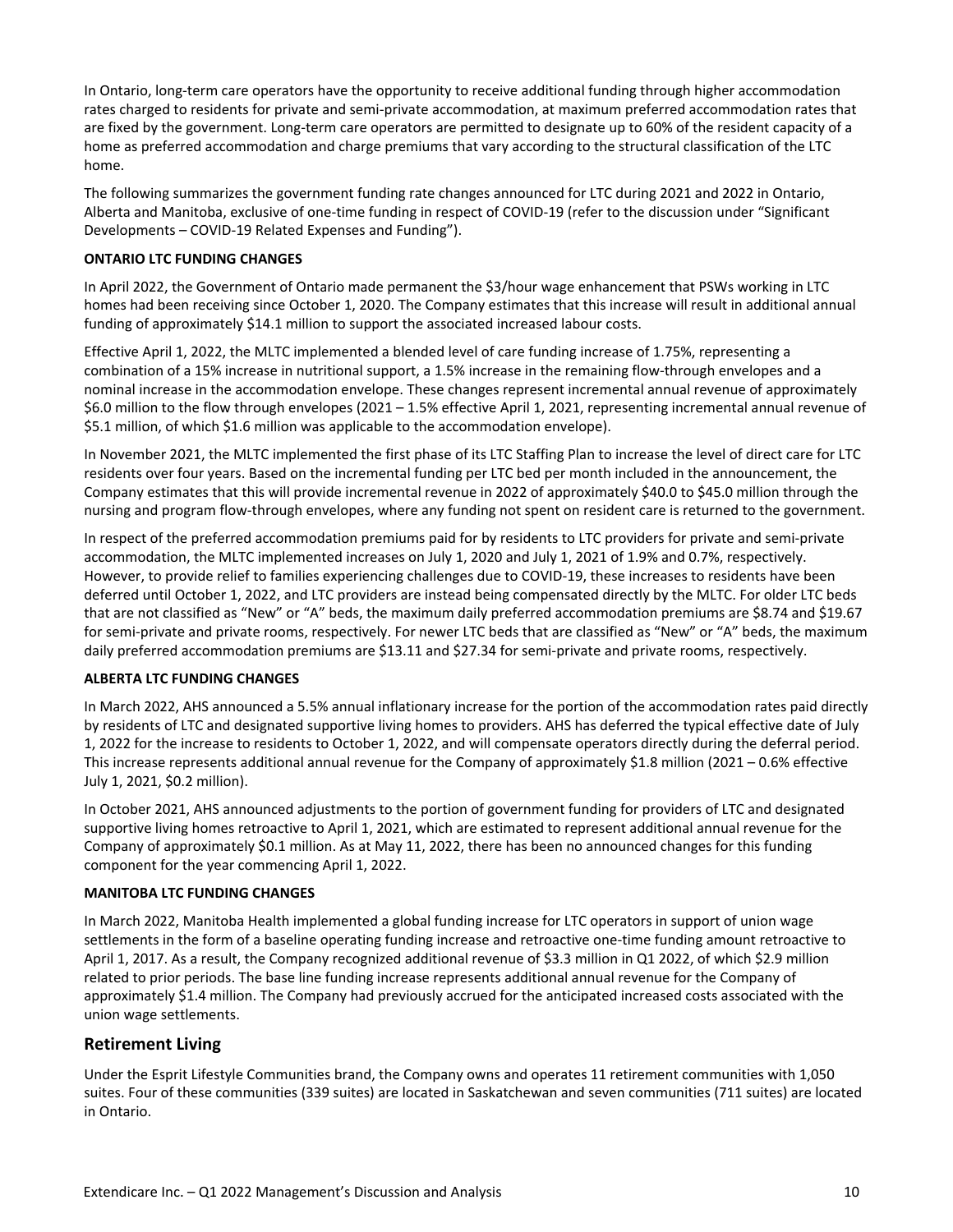In Ontario, long-term care operators have the opportunity to receive additional funding through higher accommodation rates charged to residents for private and semi-private accommodation, at maximum preferred accommodation rates that are fixed by the government. Long-term care operators are permitted to designate up to 60% of the resident capacity of a home as preferred accommodation and charge premiums that vary according to the structural classification of the LTC home.

The following summarizes the government funding rate changes announced for LTC during 2021 and 2022 in Ontario, Alberta and Manitoba, exclusive of one-time funding in respect of COVID-19 (refer to the discussion under "Significant Developments – COVID-19 Related Expenses and Funding").

**ONTARIO LTC FUNDING CHANGES**

In April 2022, the Government of Ontario made permanent the $3/hour wage enhancement that PSWs working in LTC homes had been receiving since October 1, 2020. The Company estimates that this increase will result in additional annual funding of approximately $14.1 million to support the associated increased labour costs.

Effective April 1, 2022, the MLTC implemented a blended level of care funding increase of 1.75%, representing a combination of a 15% increase in nutritional support, a 1.5% increase in the remaining flow-through envelopes and a nominal increase in the accommodation envelope. These changes represent incremental annual revenue of approximately $6.0 million to the flow through envelopes (2021 – 1.5% effective April 1, 2021, representing incremental annual revenue of $5.1 million, of which $1.6 million was applicable to the accommodation envelope).

In November 2021, the MLTC implemented the first phase of its LTC Staffing Plan to increase the level of direct care for LTC residents over four years. Based on the incremental funding per LTC bed per month included in the announcement, the Company estimates that this will provide incremental revenue in 2022 of approximately $40.0 to $45.0 million through the nursing and program flow-through envelopes, where any funding not spent on resident care is returned to the government.

In respect of the preferred accommodation premiums paid for by residents to LTC providers for private and semi-private accommodation, the MLTC implemented increases on July 1, 2020 and July 1, 2021 of 1.9% and 0.7%, respectively. However, to provide relief to families experiencing challenges due to COVID-19, these increases to residents have been deferred until October 1, 2022, and LTC providers are instead being compensated directly by the MLTC. For older LTC beds that are not classified as "New" or "A" beds, the maximum daily preferred accommodation premiums are $8.74 and $19.67 for semi-private and private rooms, respectively. For newer LTC beds that are classified as "New" or "A" beds, the maximum daily preferred accommodation premiums are $13.11 and $27.34 for semi-private and private rooms, respectively.

**ALBERTA LTC FUNDING CHANGES**

In March 2022, AHS announced a 5.5% annual inflationary increase for the portion of the accommodation rates paid directly by residents of LTC and designated supportive living homes to providers. AHS has deferred the typical effective date of July 1, 2022 for the increase to residents to October 1, 2022, and will compensate operators directly during the deferral period. This increase represents additional annual revenue for the Company of approximately $1.8 million (2021 – 0.6% effective July 1, 2021, $0.2 million).

In October 2021, AHS announced adjustments to the portion of government funding for providers of LTC and designated supportive living homes retroactive to April 1, 2021, which are estimated to represent additional annual revenue for the Company of approximately $0.1 million. As at May 11, 2022, there has been no announced changes for this funding component for the year commencing April 1, 2022.

**MANITOBA LTC FUNDING CHANGES**

In March 2022, Manitoba Health implemented a global funding increase for LTC operators in support of union wage settlements in the form of a baseline operating funding increase and retroactive one-time funding amount retroactive to April 1, 2017. As a result, the Company recognized additional revenue of $3.3 million in Q1 2022, of which $2.9 million related to prior periods. The base line funding increase represents additional annual revenue for the Company of approximately $1.4 million. The Company had previously accrued for the anticipated increased costs associated with the union wage settlements.

## Retirement Living

Under the Esprit Lifestyle Communities brand, the Company owns and operates 11 retirement communities with 1,050 suites. Four of these communities (339 suites) are located in Saskatchewan and seven communities (711 suites) are located in Ontario.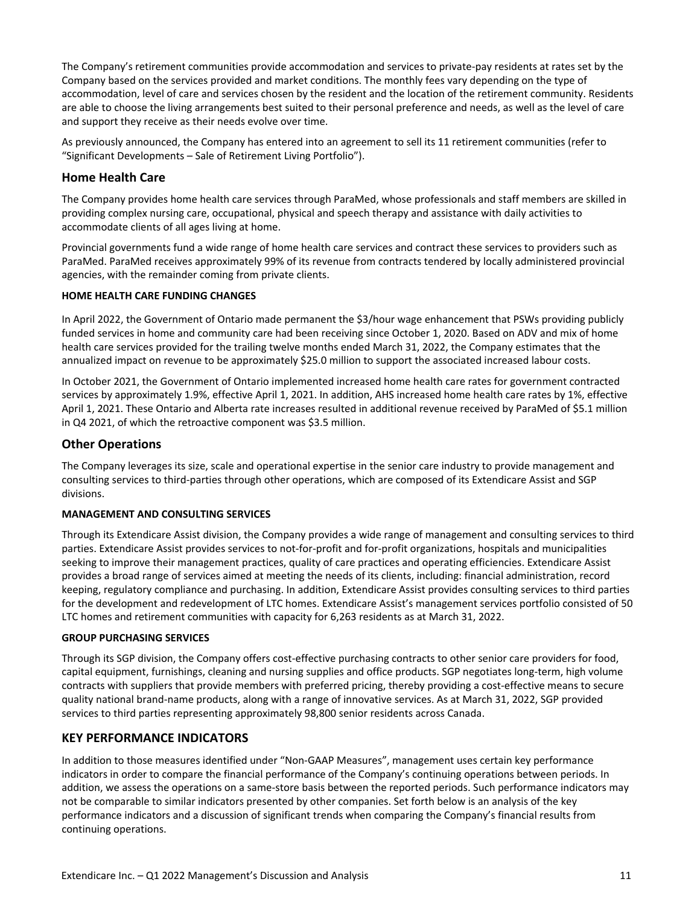The Company's retirement communities provide accommodation and services to private-pay residents at rates set by the Company based on the services provided and market conditions. The monthly fees vary depending on the type of accommodation, level of care and services chosen by the resident and the location of the retirement community. Residents are able to choose the living arrangements best suited to their personal preference and needs, as well as the level of care and support they receive as their needs evolve over time.

As previously announced, the Company has entered into an agreement to sell its 11 retirement communities (refer to "Significant Developments – Sale of Retirement Living Portfolio").

## Home Health Care

The Company provides home health care services through ParaMed, whose professionals and staff members are skilled in providing complex nursing care, occupational, physical and speech therapy and assistance with daily activities to accommodate clients of all ages living at home.

Provincial governments fund a wide range of home health care services and contract these services to providers such as ParaMed. ParaMed receives approximately 99% of its revenue from contracts tendered by locally administered provincial agencies, with the remainder coming from private clients.

#### HOME HEALTH CARE FUNDING CHANGES

In April 2022, the Government of Ontario made permanent the $3/hour wage enhancement that PSWs providing publicly funded services in home and community care had been receiving since October 1, 2020. Based on ADV and mix of home health care services provided for the trailing twelve months ended March 31, 2022, the Company estimates that the annualized impact on revenue to be approximately $25.0 million to support the associated increased labour costs.

In October 2021, the Government of Ontario implemented increased home health care rates for government contracted services by approximately 1.9%, effective April 1, 2021. In addition, AHS increased home health care rates by 1%, effective April 1, 2021. These Ontario and Alberta rate increases resulted in additional revenue received by ParaMed of $5.1 million in Q4 2021, of which the retroactive component was $3.5 million.

## Other Operations

The Company leverages its size, scale and operational expertise in the senior care industry to provide management and consulting services to third-parties through other operations, which are composed of its Extendicare Assist and SGP divisions.

#### MANAGEMENT AND CONSULTING SERVICES

Through its Extendicare Assist division, the Company provides a wide range of management and consulting services to third parties. Extendicare Assist provides services to not-for-profit and for-profit organizations, hospitals and municipalities seeking to improve their management practices, quality of care practices and operating efficiencies. Extendicare Assist provides a broad range of services aimed at meeting the needs of its clients, including: financial administration, record keeping, regulatory compliance and purchasing. In addition, Extendicare Assist provides consulting services to third parties for the development and redevelopment of LTC homes. Extendicare Assist's management services portfolio consisted of 50 LTC homes and retirement communities with capacity for 6,263 residents as at March 31, 2022.

#### GROUP PURCHASING SERVICES

Through its SGP division, the Company offers cost-effective purchasing contracts to other senior care providers for food, capital equipment, furnishings, cleaning and nursing supplies and office products. SGP negotiates long-term, high volume contracts with suppliers that provide members with preferred pricing, thereby providing a cost-effective means to secure quality national brand-name products, along with a range of innovative services. As at March 31, 2022, SGP provided services to third parties representing approximately 98,800 senior residents across Canada.

## KEY PERFORMANCE INDICATORS

In addition to those measures identified under "Non-GAAP Measures", management uses certain key performance indicators in order to compare the financial performance of the Company's continuing operations between periods. In addition, we assess the operations on a same-store basis between the reported periods. Such performance indicators may not be comparable to similar indicators presented by other companies. Set forth below is an analysis of the key performance indicators and a discussion of significant trends when comparing the Company's financial results from continuing operations.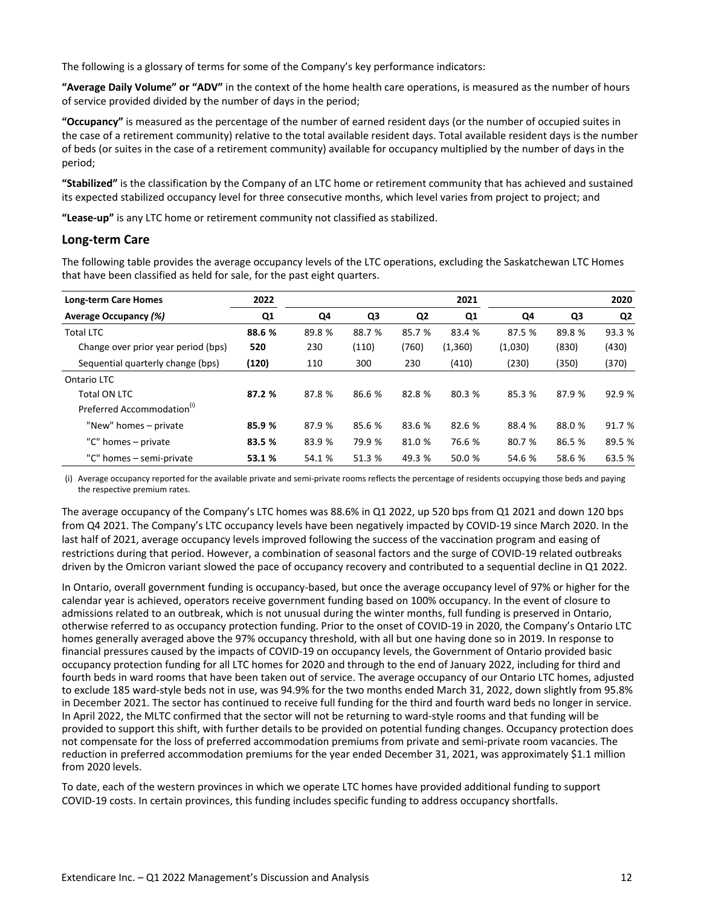The following is a glossary of terms for some of the Company's key performance indicators:

**"Average Daily Volume" or "ADV"** in the context of the home health care operations, is measured as the number of hours of service provided divided by the number of days in the period;

**"Occupancy"** is measured as the percentage of the number of earned resident days (or the number of occupied suites in the case of a retirement community) relative to the total available resident days. Total available resident days is the number of beds (or suites in the case of a retirement community) available for occupancy multiplied by the number of days in the period;

**"Stabilized"** is the classification by the Company of an LTC home or retirement community that has achieved and sustained its expected stabilized occupancy level for three consecutive months, which level varies from project to project; and

**"Lease-up"** is any LTC home or retirement community not classified as stabilized.

## Long-term Care

The following table provides the average occupancy levels of the LTC operations, excluding the Saskatchewan LTC Homes that have been classified as held for sale, for the past eight quarters.

| **Long-term Care Homes** | **2022** | | | | **2021** | | | **2020** |
|---|---|---|---|---|---|---|---|---|
| ***Average Occupancy (%)*** | **Q1** | **Q4** | **Q3** | **Q2** | **Q1** | **Q4** | **Q3** | **Q2** |
| Total LTC | **88.6 %** | 89.8 % | 88.7 % | 85.7 % | 83.4 % | 87.5 % | 89.8 % | 93.3 % |
| Change over prior year period (bps) | **520** | 230 | (110) | (760) | (1,360) | (1,030) | (830) | (430) |
| Sequential quarterly change (bps) | **(120)** | 110 | 300 | 230 | (410) | (230) | (350) | (370) |
| Ontario LTC | | | | | | | | |
| Total ON LTC | **87.2 %** | 87.8 % | 86.6 % | 82.8 % | 80.3 % | 85.3 % | 87.9 % | 92.9 % |
| Preferred Accommodation[(i)] | | | | | | | | |
| "New" homes – private | **85.9 %** | 87.9 % | 85.6 % | 83.6 % | 82.6 % | 88.4 % | 88.0 % | 91.7 % |
| "C" homes – private | **83.5 %** | 83.9 % | 79.9 % | 81.0 % | 76.6 % | 80.7 % | 86.5 % | 89.5 % |
| "C" homes – semi-private | **53.1 %** | 54.1 % | 51.3 % | 49.3 % | 50.0 % | 54.6 % | 58.6 % | 63.5 % |

(i) Average occupancy reported for the available private and semi-private rooms reflects the percentage of residents occupying those beds and paying the respective premium rates.

The average occupancy of the Company's LTC homes was 88.6% in Q1 2022, up 520 bps from Q1 2021 and down 120 bps from Q4 2021. The Company's LTC occupancy levels have been negatively impacted by COVID-19 since March 2020. In the last half of 2021, average occupancy levels improved following the success of the vaccination program and easing of restrictions during that period. However, a combination of seasonal factors and the surge of COVID-19 related outbreaks driven by the Omicron variant slowed the pace of occupancy recovery and contributed to a sequential decline in Q1 2022.

In Ontario, overall government funding is occupancy-based, but once the average occupancy level of 97% or higher for the calendar year is achieved, operators receive government funding based on 100% occupancy. In the event of closure to admissions related to an outbreak, which is not unusual during the winter months, full funding is preserved in Ontario, otherwise referred to as occupancy protection funding. Prior to the onset of COVID-19 in 2020, the Company's Ontario LTC homes generally averaged above the 97% occupancy threshold, with all but one having done so in 2019. In response to financial pressures caused by the impacts of COVID-19 on occupancy levels, the Government of Ontario provided basic occupancy protection funding for all LTC homes for 2020 and through to the end of January 2022, including for third and fourth beds in ward rooms that have been taken out of service. The average occupancy of our Ontario LTC homes, adjusted to exclude 185 ward-style beds not in use, was 94.9% for the two months ended March 31, 2022, down slightly from 95.8% in December 2021. The sector has continued to receive full funding for the third and fourth ward beds no longer in service. In April 2022, the MLTC confirmed that the sector will not be returning to ward-style rooms and that funding will be provided to support this shift, with further details to be provided on potential funding changes. Occupancy protection does not compensate for the loss of preferred accommodation premiums from private and semi-private room vacancies. The reduction in preferred accommodation premiums for the year ended December 31, 2021, was approximately $1.1 million from 2020 levels.

To date, each of the western provinces in which we operate LTC homes have provided additional funding to support COVID-19 costs. In certain provinces, this funding includes specific funding to address occupancy shortfalls.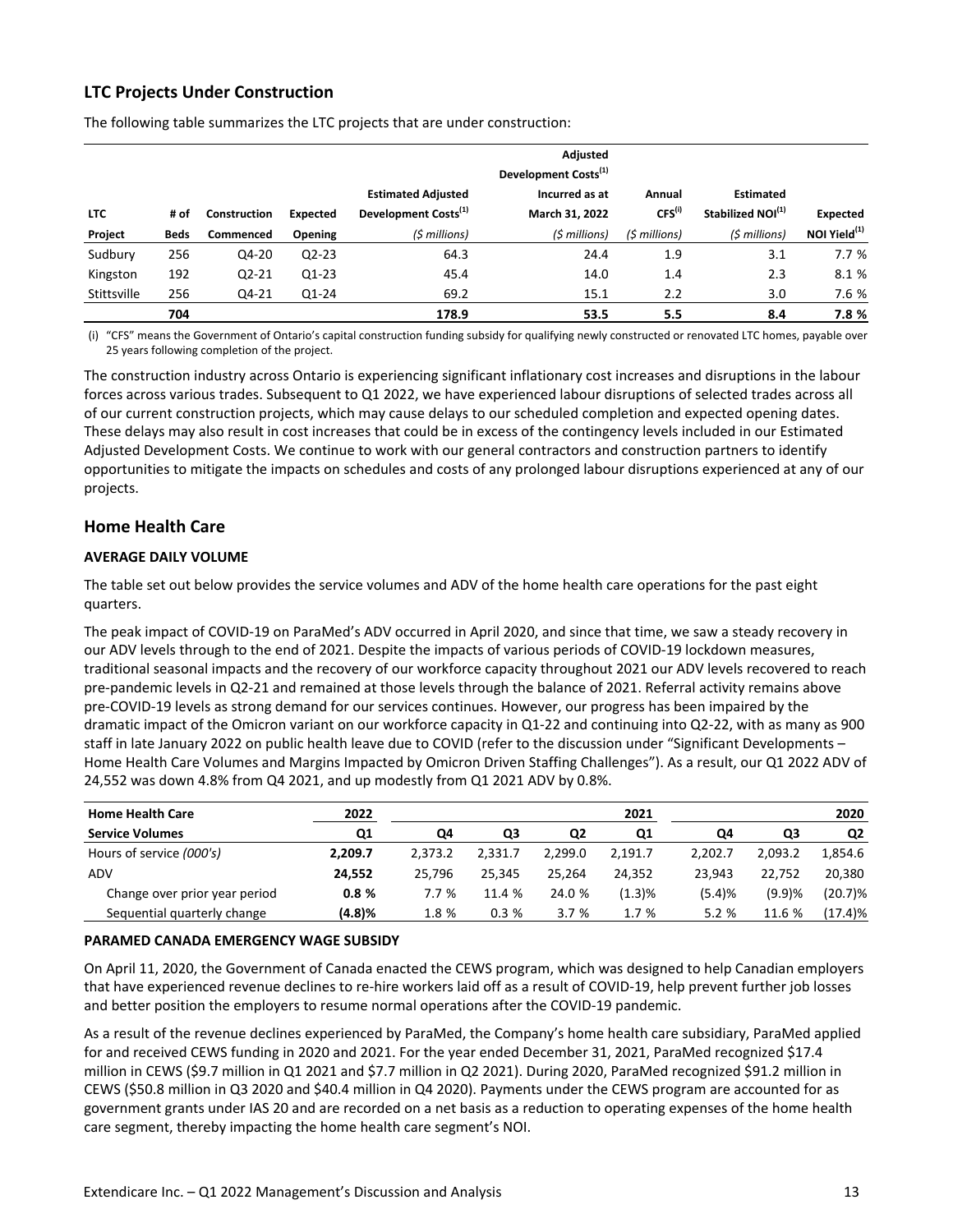## LTC Projects Under Construction

The following table summarizes the LTC projects that are under construction:

| LTC Project | # of Beds | Construction Commenced | Expected Opening | Estimated Adjusted Development Costs[(1)] *($ millions)* | Adjusted Development Costs[(1)] Incurred as at March 31, 2022 *($ millions)* | Annual CFS[(i)] *($ millions)* | Estimated Stabilized NOI[(1)] *($ millions)* | Expected NOI Yield[(1)] |
|---|---|---|---|---|---|---|---|---|
| Sudbury | 256 | Q4-20 | Q2-23 | 64.3 | 24.4 | 1.9 | 3.1 | 7.7 % |
| Kingston | 192 | Q2-21 | Q1-23 | 45.4 | 14.0 | 1.4 | 2.3 | 8.1 % |
| Stittsville | 256 | Q4-21 | Q1-24 | 69.2 | 15.1 | 2.2 | 3.0 | 7.6 % |
| | **704** | | | **178.9** | **53.5** | **5.5** | **8.4** | **7.8 %** |

(i) "CFS" means the Government of Ontario's capital construction funding subsidy for qualifying newly constructed or renovated LTC homes, payable over 25 years following completion of the project.

The construction industry across Ontario is experiencing significant inflationary cost increases and disruptions in the labour forces across various trades. Subsequent to Q1 2022, we have experienced labour disruptions of selected trades across all of our current construction projects, which may cause delays to our scheduled completion and expected opening dates. These delays may also result in cost increases that could be in excess of the contingency levels included in our Estimated Adjusted Development Costs. We continue to work with our general contractors and construction partners to identify opportunities to mitigate the impacts on schedules and costs of any prolonged labour disruptions experienced at any of our projects.

## Home Health Care

### AVERAGE DAILY VOLUME

The table set out below provides the service volumes and ADV of the home health care operations for the past eight quarters.

The peak impact of COVID-19 on ParaMed's ADV occurred in April 2020, and since that time, we saw a steady recovery in our ADV levels through to the end of 2021. Despite the impacts of various periods of COVID-19 lockdown measures, traditional seasonal impacts and the recovery of our workforce capacity throughout 2021 our ADV levels recovered to reach pre-pandemic levels in Q2-21 and remained at those levels through the balance of 2021. Referral activity remains above pre-COVID-19 levels as strong demand for our services continues. However, our progress has been impaired by the dramatic impact of the Omicron variant on our workforce capacity in Q1-22 and continuing into Q2-22, with as many as 900 staff in late January 2022 on public health leave due to COVID (refer to the discussion under "Significant Developments – Home Health Care Volumes and Margins Impacted by Omicron Driven Staffing Challenges"). As a result, our Q1 2022 ADV of 24,552 was down 4.8% from Q4 2021, and up modestly from Q1 2021 ADV by 0.8%.

| Home Health Care | 2022 | | | 2021 | | | | 2020 |
|---|---|---|---|---|---|---|---|---|
| **Service Volumes** | **Q1** | **Q4** | **Q3** | **Q2** | **Q1** | **Q4** | **Q3** | **Q2** |
| Hours of service *(000's)* | **2,209.7** | 2,373.2 | 2,331.7 | 2,299.0 | 2,191.7 | 2,202.7 | 2,093.2 | 1,854.6 |
| ADV | **24,552** | 25,796 | 25,345 | 25,264 | 24,352 | 23,943 | 22,752 | 20,380 |
| Change over prior year period | **0.8 %** | 7.7 % | 11.4 % | 24.0 % | (1.3)% | (5.4)% | (9.9)% | (20.7)% |
| Sequential quarterly change | **(4.8)%** | 1.8 % | 0.3 % | 3.7 % | 1.7 % | 5.2 % | 11.6 % | (17.4)% |

### PARAMED CANADA EMERGENCY WAGE SUBSIDY

On April 11, 2020, the Government of Canada enacted the CEWS program, which was designed to help Canadian employers that have experienced revenue declines to re-hire workers laid off as a result of COVID-19, help prevent further job losses and better position the employers to resume normal operations after the COVID-19 pandemic.

As a result of the revenue declines experienced by ParaMed, the Company's home health care subsidiary, ParaMed applied for and received CEWS funding in 2020 and 2021. For the year ended December 31, 2021, ParaMed recognized $17.4 million in CEWS ($9.7 million in Q1 2021 and $7.7 million in Q2 2021). During 2020, ParaMed recognized $91.2 million in CEWS ($50.8 million in Q3 2020 and $40.4 million in Q4 2020). Payments under the CEWS program are accounted for as government grants under IAS 20 and are recorded on a net basis as a reduction to operating expenses of the home health care segment, thereby impacting the home health care segment's NOI.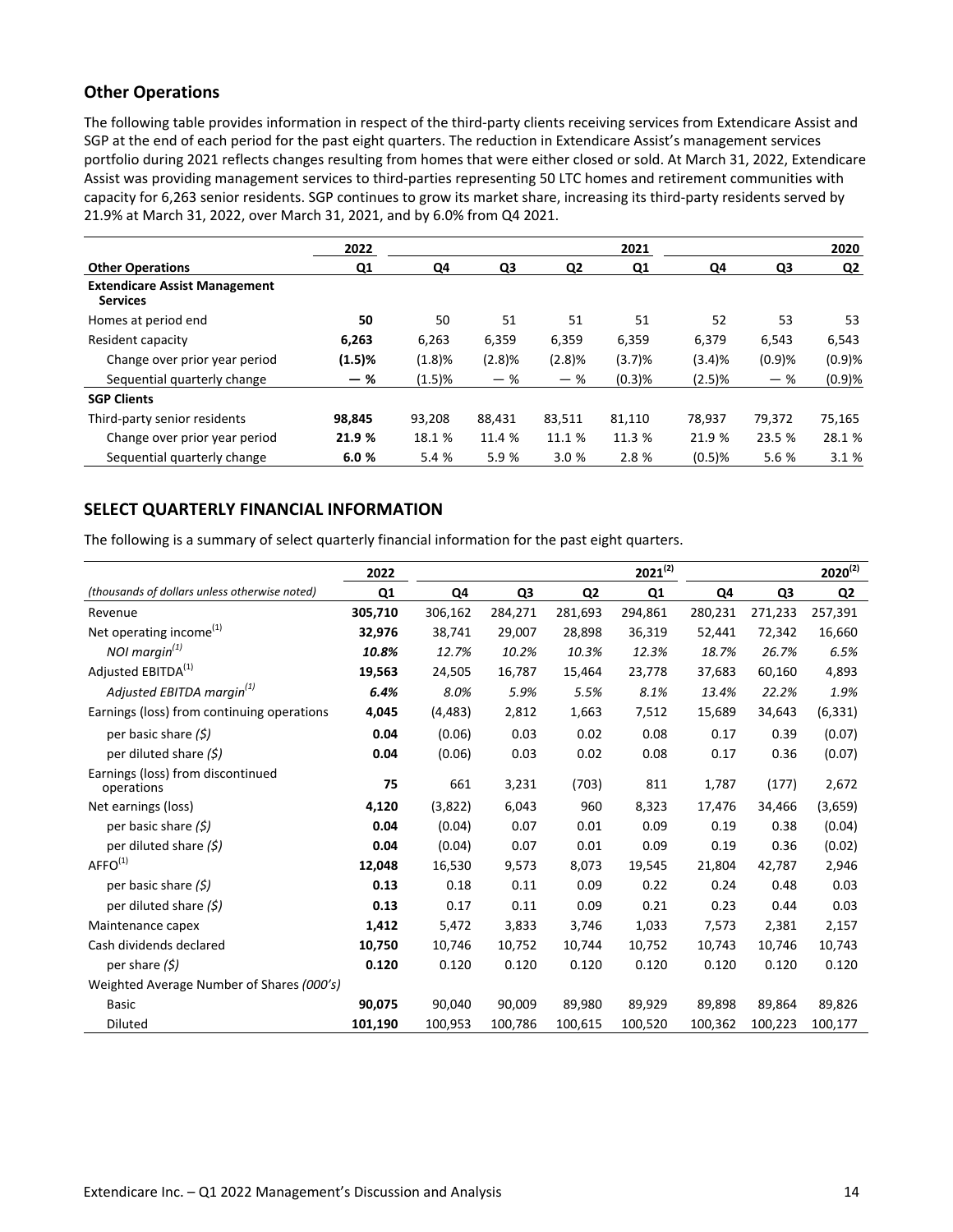## Other Operations

The following table provides information in respect of the third-party clients receiving services from Extendicare Assist and SGP at the end of each period for the past eight quarters. The reduction in Extendicare Assist's management services portfolio during 2021 reflects changes resulting from homes that were either closed or sold. At March 31, 2022, Extendicare Assist was providing management services to third-parties representing 50 LTC homes and retirement communities with capacity for 6,263 senior residents. SGP continues to grow its market share, increasing its third-party residents served by 21.9% at March 31, 2021, over March 31, 2021, and by 6.0% from Q4 2021.

| | 2022 | | | | 2021 | | | 2020 |
|---|---|---|---|---|---|---|---|---|
| **Other Operations** | **Q1** | **Q4** | **Q3** | **Q2** | **Q1** | **Q4** | **Q3** | **Q2** |
| **Extendicare Assist Management Services** | | | | | | | | |
| Homes at period end | **50** | 50 | 51 | 51 | 51 | 52 | 53 | 53 |
| Resident capacity | **6,263** | 6,263 | 6,359 | 6,359 | 6,359 | 6,379 | 6,543 | 6,543 |
| Change over prior year period | **(1.5)%** | (1.8)% | (2.8)% | (2.8)% | (3.7)% | (3.4)% | (0.9)% | (0.9)% |
| Sequential quarterly change | **— %** | (1.5)% | — % | — % | (0.3)% | (2.5)% | — % | (0.9)% |
| **SGP Clients** | | | | | | | | |
| Third-party senior residents | **98,845** | 93,208 | 88,431 | 83,511 | 81,110 | 78,937 | 79,372 | 75,165 |
| Change over prior year period | **21.9 %** | 18.1 % | 11.4 % | 11.1 % | 11.3 % | 21.9 % | 23.5 % | 28.1 % |
| Sequential quarterly change | **6.0 %** | 5.4 % | 5.9 % | 3.0 % | 2.8 % | (0.5)% | 5.6 % | 3.1 % |

## SELECT QUARTERLY FINANCIAL INFORMATION

The following is a summary of select quarterly financial information for the past eight quarters.

| | 2022 | | | | 2021[2] | | | 2020[2] |
|---|---|---|---|---|---|---|---|---|
| *(thousands of dollars unless otherwise noted)* | **Q1** | **Q4** | **Q3** | **Q2** | **Q1** | **Q4** | **Q3** | **Q2** |
| Revenue | **305,710** | 306,162 | 284,271 | 281,693 | 294,861 | 280,231 | 271,233 | 257,391 |
| Net operating income[1] | **32,976** | 38,741 | 29,007 | 28,898 | 36,319 | 52,441 | 72,342 | 16,660 |
| *NOI margin[1]* | ***10.8%*** | *12.7%* | *10.2%* | *10.3%* | *12.3%* | *18.7%* | *26.7%* | *6.5%* |
| Adjusted EBITDA[1] | **19,563** | 24,505 | 16,787 | 15,464 | 23,778 | 37,683 | 60,160 | 4,893 |
| *Adjusted EBITDA margin[1]* | ***6.4%*** | *8.0%* | *5.9%* | *5.5%* | *8.1%* | *13.4%* | *22.2%* | *1.9%* |
| Earnings (loss) from continuing operations | **4,045** | (4,483) | 2,812 | 1,663 | 7,512 | 15,689 | 34,643 | (6,331) |
| per basic share *($)* | **0.04** | (0.06) | 0.03 | 0.02 | 0.08 | 0.17 | 0.39 | (0.07) |
| per diluted share *($)* | **0.04** | (0.06) | 0.03 | 0.02 | 0.08 | 0.17 | 0.36 | (0.07) |
| Earnings (loss) from discontinued operations | **75** | 661 | 3,231 | (703) | 811 | 1,787 | (177) | 2,672 |
| Net earnings (loss) | **4,120** | (3,822) | 6,043 | 960 | 8,323 | 17,476 | 34,466 | (3,659) |
| per basic share *($)* | **0.04** | (0.04) | 0.07 | 0.01 | 0.09 | 0.19 | 0.38 | (0.04) |
| per diluted share *($)* | **0.04** | (0.04) | 0.07 | 0.01 | 0.09 | 0.19 | 0.36 | (0.02) |
| AFFO[1] | **12,048** | 16,530 | 9,573 | 8,073 | 19,545 | 21,804 | 42,787 | 2,946 |
| per basic share *($)* | **0.13** | 0.18 | 0.11 | 0.09 | 0.22 | 0.24 | 0.48 | 0.03 |
| per diluted share *($)* | **0.13** | 0.17 | 0.11 | 0.09 | 0.21 | 0.23 | 0.44 | 0.03 |
| Maintenance capex | **1,412** | 5,472 | 3,833 | 3,746 | 1,033 | 7,573 | 2,381 | 2,157 |
| Cash dividends declared | **10,750** | 10,746 | 10,752 | 10,744 | 10,752 | 10,743 | 10,746 | 10,743 |
| per share *($)* | **0.120** | 0.120 | 0.120 | 0.120 | 0.120 | 0.120 | 0.120 | 0.120 |
| Weighted Average Number of Shares *(000's)* | | | | | | | | |
| Basic | **90,075** | 90,040 | 90,009 | 89,980 | 89,929 | 89,898 | 89,864 | 89,826 |
| Diluted | **101,190** | 100,953 | 100,786 | 100,615 | 100,520 | 100,362 | 100,223 | 100,177 |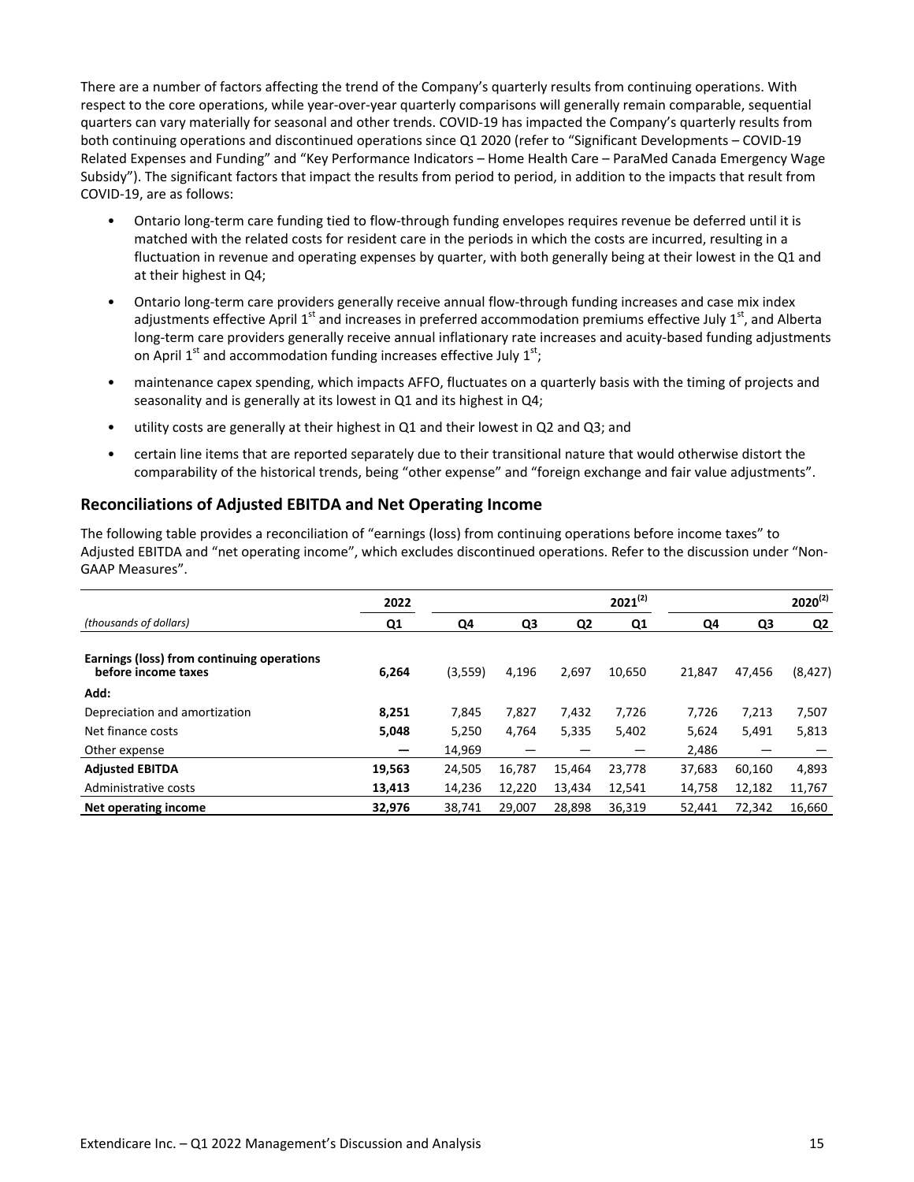There are a number of factors affecting the trend of the Company's quarterly results from continuing operations. With respect to the core operations, while year-over-year quarterly comparisons will generally remain comparable, sequential quarters can vary materially for seasonal and other trends. COVID-19 has impacted the Company's quarterly results from both continuing operations and discontinued operations since Q1 2020 (refer to "Significant Developments – COVID-19 Related Expenses and Funding" and "Key Performance Indicators – Home Health Care – ParaMed Canada Emergency Wage Subsidy"). The significant factors that impact the results from period to period, in addition to the impacts that result from COVID-19, are as follows:

- Ontario long-term care funding tied to flow-through funding envelopes requires revenue be deferred until it is matched with the related costs for resident care in the periods in which the costs are incurred, resulting in a fluctuation in revenue and operating expenses by quarter, with both generally being at their lowest in the Q1 and at their highest in Q4;
- Ontario long-term care providers generally receive annual flow-through funding increases and case mix index adjustments effective April 1st and increases in preferred accommodation premiums effective July 1st, and Alberta long-term care providers generally receive annual inflationary rate increases and acuity-based funding adjustments on April 1st and accommodation funding increases effective July 1st;
- maintenance capex spending, which impacts AFFO, fluctuates on a quarterly basis with the timing of projects and seasonality and is generally at its lowest in Q1 and its highest in Q4;
- utility costs are generally at their highest in Q1 and their lowest in Q2 and Q3; and
- certain line items that are reported separately due to their transitional nature that would otherwise distort the comparability of the historical trends, being "other expense" and "foreign exchange and fair value adjustments".

## Reconciliations of Adjusted EBITDA and Net Operating Income

The following table provides a reconciliation of "earnings (loss) from continuing operations before income taxes" to Adjusted EBITDA and "net operating income", which excludes discontinued operations. Refer to the discussion under "Non-GAAP Measures".

| | **2022** | | | | **2021[(2)]** | | | **2020[(2)]** |
|---|---|---|---|---|---|---|---|---|
| *(thousands of dollars)* | **Q1** | **Q4** | **Q3** | **Q2** | **Q1** | **Q4** | **Q3** | **Q2** |
| **Earnings (loss) from continuing operations before income taxes** | **6,264** | (3,559) | 4,196 | 2,697 | 10,650 | 21,847 | 47,456 | (8,427) |
| **Add:** | | | | | | | | |
| Depreciation and amortization | **8,251** | 7,845 | 7,827 | 7,432 | 7,726 | 7,726 | 7,213 | 7,507 |
| Net finance costs | **5,048** | 5,250 | 4,764 | 5,335 | 5,402 | 5,624 | 5,491 | 5,813 |
| Other expense | **—** | 14,969 | — | — | — | 2,486 | — | — |
| **Adjusted EBITDA** | **19,563** | 24,505 | 16,787 | 15,464 | 23,778 | 37,683 | 60,160 | 4,893 |
| Administrative costs | **13,413** | 14,236 | 12,220 | 13,434 | 12,541 | 14,758 | 12,182 | 11,767 |
| **Net operating income** | **32,976** | 38,741 | 29,007 | 28,898 | 36,319 | 52,441 | 72,342 | 16,660 |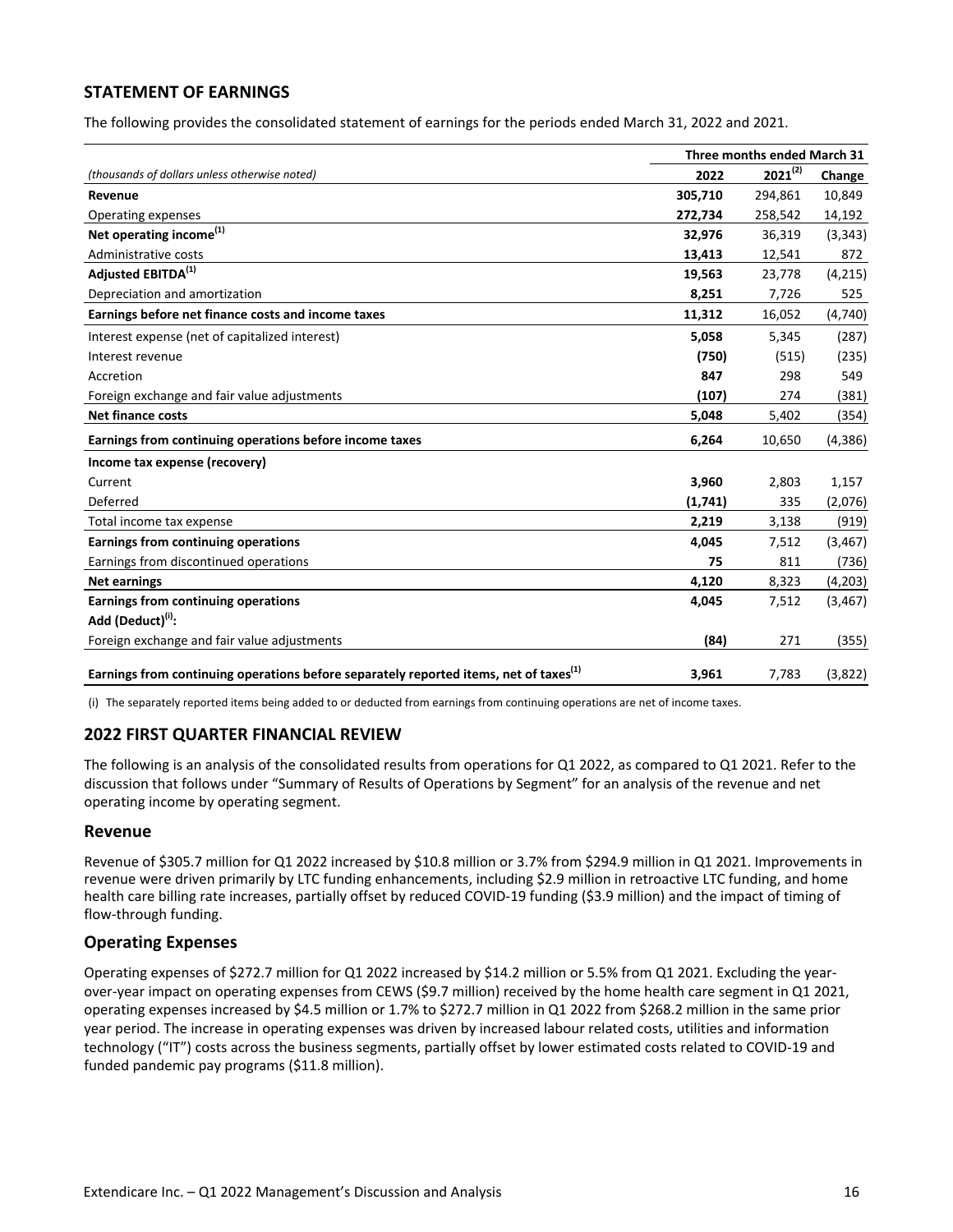## STATEMENT OF EARNINGS

The following provides the consolidated statement of earnings for the periods ended March 31, 2022 and 2021.

| *(thousands of dollars unless otherwise noted)* | Three months ended March 31 | | |
|---|---|---|---|
| | **2022** | **2021[(2)]** | **Change** |
| **Revenue** | **305,710** | 294,861 | 10,849 |
| Operating expenses | **272,734** | 258,542 | 14,192 |
| **Net operating income[(1)]** | **32,976** | 36,319 | (3,343) |
| Administrative costs | **13,413** | 12,541 | 872 |
| **Adjusted EBITDA[(1)]** | **19,563** | 23,778 | (4,215) |
| Depreciation and amortization | **8,251** | 7,726 | 525 |
| **Earnings before net finance costs and income taxes** | **11,312** | 16,052 | (4,740) |
| Interest expense (net of capitalized interest) | **5,058** | 5,345 | (287) |
| Interest revenue | **(750)** | (515) | (235) |
| Accretion | **847** | 298 | 549 |
| Foreign exchange and fair value adjustments | **(107)** | 274 | (381) |
| **Net finance costs** | **5,048** | 5,402 | (354) |
| **Earnings from continuing operations before income taxes** | **6,264** | 10,650 | (4,386) |
| **Income tax expense (recovery)** | | | |
| Current | **3,960** | 2,803 | 1,157 |
| Deferred | **(1,741)** | 335 | (2,076) |
| Total income tax expense | **2,219** | 3,138 | (919) |
| **Earnings from continuing operations** | **4,045** | 7,512 | (3,467) |
| Earnings from discontinued operations | **75** | 811 | (736) |
| **Net earnings** | **4,120** | 8,323 | (4,203) |
| **Earnings from continuing operations** | **4,045** | 7,512 | (3,467) |
| **Add (Deduct)[(i)]:** | | | |
| Foreign exchange and fair value adjustments | **(84)** | 271 | (355) |
| **Earnings from continuing operations before separately reported items, net of taxes[(1)]** | **3,961** | 7,783 | (3,822) |

(i) The separately reported items being added to or deducted from earnings from continuing operations are net of income taxes.

## 2022 FIRST QUARTER FINANCIAL REVIEW

The following is an analysis of the consolidated results from operations for Q1 2022, as compared to Q1 2021. Refer to the discussion that follows under "Summary of Results of Operations by Segment" for an analysis of the revenue and net operating income by operating segment.

### Revenue

Revenue of $305.7 million for Q1 2022 increased by $10.8 million or 3.7% from $294.9 million in Q1 2021. Improvements in revenue were driven primarily by LTC funding enhancements, including $2.9 million in retroactive LTC funding, and home health care billing rate increases, partially offset by reduced COVID-19 funding ($3.9 million) and the impact of timing of flow-through funding.

### Operating Expenses

Operating expenses of $272.7 million for Q1 2022 increased by $14.2 million or 5.5% from Q1 2021. Excluding the year-over-year impact on operating expenses from CEWS ($9.7 million) received by the home health care segment in Q1 2021, operating expenses increased by $4.5 million or 1.7% to $272.7 million in Q1 2022 from $268.2 million in the same prior year period. The increase in operating expenses was driven by increased labour related costs, utilities and information technology ("IT") costs across the business segments, partially offset by lower estimated costs related to COVID-19 and funded pandemic pay programs ($11.8 million).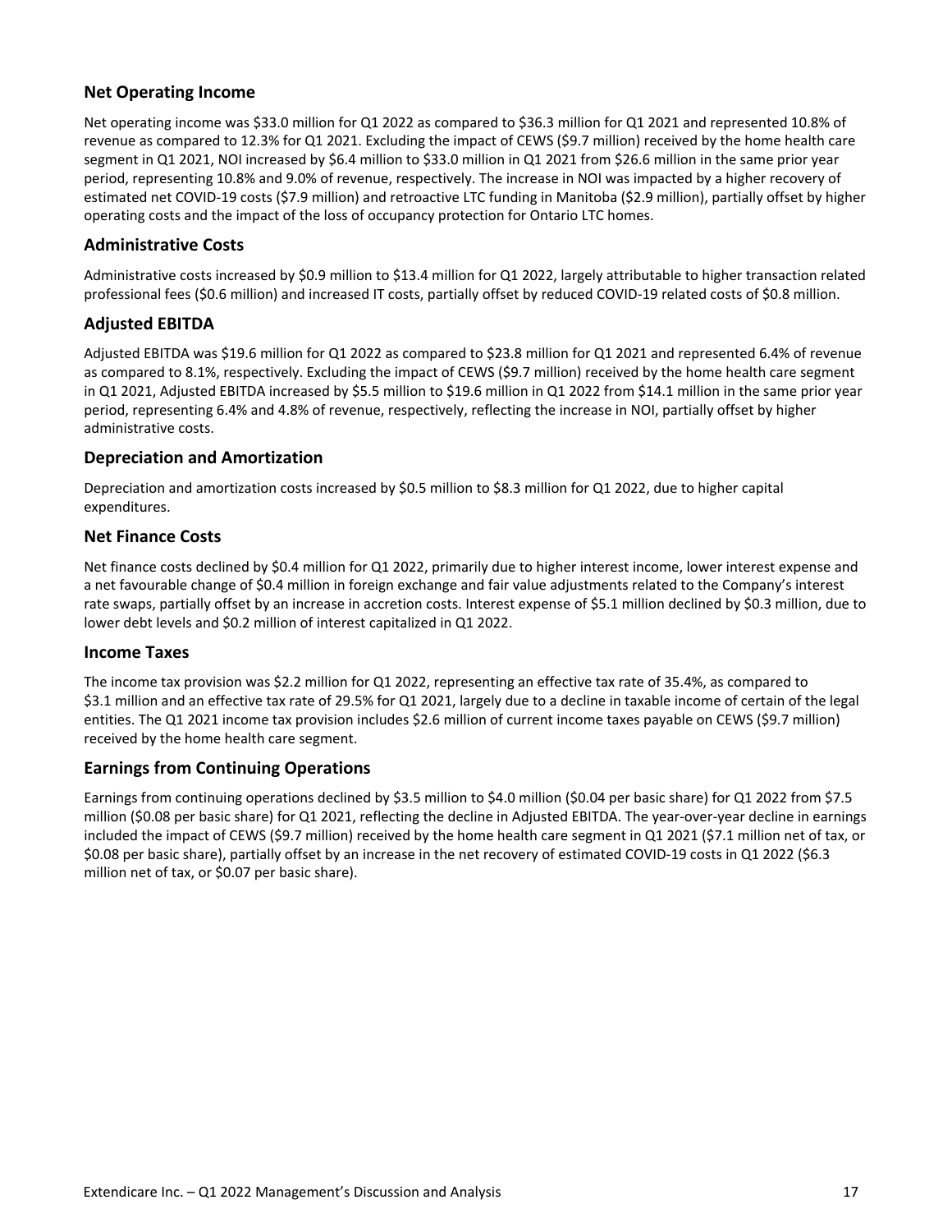## Net Operating Income

Net operating income was $33.0 million for Q1 2022 as compared to $36.3 million for Q1 2021 and represented 10.8% of revenue as compared to 12.3% for Q1 2021. Excluding the impact of CEWS ($9.7 million) received by the home health care segment in Q1 2021, NOI increased by $6.4 million to $33.0 million in Q1 2021 from $26.6 million in the same prior year period, representing 10.8% and 9.0% of revenue, respectively. The increase in NOI was impacted by a higher recovery of estimated net COVID-19 costs ($7.9 million) and retroactive LTC funding in Manitoba ($2.9 million), partially offset by higher operating costs and the impact of the loss of occupancy protection for Ontario LTC homes.

## Administrative Costs

Administrative costs increased by $0.9 million to $13.4 million for Q1 2022, largely attributable to higher transaction related professional fees ($0.6 million) and increased IT costs, partially offset by reduced COVID-19 related costs of $0.8 million.

## Adjusted EBITDA

Adjusted EBITDA was $19.6 million for Q1 2022 as compared to $23.8 million for Q1 2021 and represented 6.4% of revenue as compared to 8.1%, respectively. Excluding the impact of CEWS ($9.7 million) received by the home health care segment in Q1 2021, Adjusted EBITDA increased by $5.5 million to $19.6 million in Q1 2022 from $14.1 million in the same prior year period, representing 6.4% and 4.8% of revenue, respectively, reflecting the increase in NOI, partially offset by higher administrative costs.

## Depreciation and Amortization

Depreciation and amortization costs increased by $0.5 million to $8.3 million for Q1 2022, due to higher capital expenditures.

## Net Finance Costs

Net finance costs declined by $0.4 million for Q1 2022, primarily due to higher interest income, lower interest expense and a net favourable change of $0.4 million in foreign exchange and fair value adjustments related to the Company's interest rate swaps, partially offset by an increase in accretion costs. Interest expense of $5.1 million declined by $0.3 million, due to lower debt levels and $0.2 million of interest capitalized in Q1 2022.

## Income Taxes

The income tax provision was $2.2 million for Q1 2022, representing an effective tax rate of 35.4%, as compared to $3.1 million and an effective tax rate of 29.5% for Q1 2021, largely due to a decline in taxable income of certain of the legal entities. The Q1 2021 income tax provision includes $2.6 million of current income taxes payable on CEWS ($9.7 million) received by the home health care segment.

## Earnings from Continuing Operations

Earnings from continuing operations declined by $3.5 million to $4.0 million ($0.04 per basic share) for Q1 2022 from $7.5 million ($0.08 per basic share) for Q1 2021, reflecting the decline in Adjusted EBITDA. The year-over-year decline in earnings included the impact of CEWS ($9.7 million) received by the home health care segment in Q1 2021 ($7.1 million net of tax, or $0.08 per basic share), partially offset by an increase in the net recovery of estimated COVID-19 costs in Q1 2022 ($6.3 million net of tax, or $0.07 per basic share).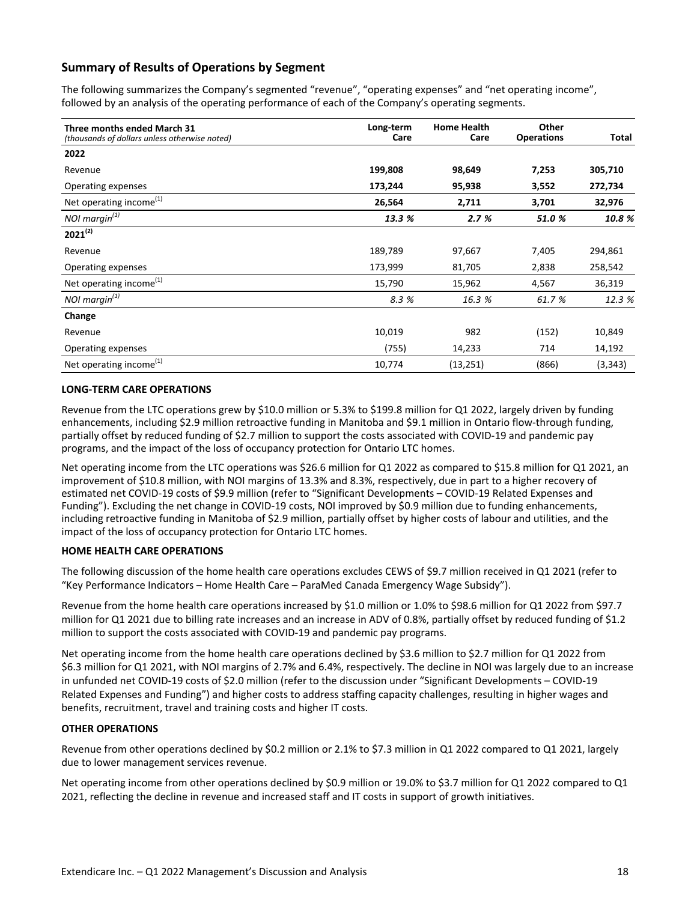## Summary of Results of Operations by Segment

The following summarizes the Company's segmented "revenue", "operating expenses" and "net operating income", followed by an analysis of the operating performance of each of the Company's operating segments.

| Three months ended March 31<br>*(thousands of dollars unless otherwise noted)* | Long-term Care | Home Health Care | Other Operations | Total |
|---|---|---|---|---|
| **2022** | | | | |
| Revenue | **199,808** | **98,649** | **7,253** | **305,710** |
| Operating expenses | **173,244** | **95,938** | **3,552** | **272,734** |
| Net operating income[1] | **26,564** | **2,711** | **3,701** | **32,976** |
| *NOI margin[1]* | ***13.3 %*** | ***2.7 %*** | ***51.0 %*** | ***10.8 %*** |
| **2021[2]** | | | | |
| Revenue | 189,789 | 97,667 | 7,405 | 294,861 |
| Operating expenses | 173,999 | 81,705 | 2,838 | 258,542 |
| Net operating income[1] | 15,790 | 15,962 | 4,567 | 36,319 |
| *NOI margin[1]* | *8.3 %* | *16.3 %* | *61.7 %* | *12.3 %* |
| **Change** | | | | |
| Revenue | 10,019 | 982 | (152) | 10,849 |
| Operating expenses | (755) | 14,233 | 714 | 14,192 |
| Net operating income[1] | 10,774 | (13,251) | (866) | (3,343) |

**LONG-TERM CARE OPERATIONS**

Revenue from the LTC operations grew by $10.0 million or 5.3% to $199.8 million for Q1 2022, largely driven by funding enhancements, including $2.9 million retroactive funding in Manitoba and $9.1 million in Ontario flow-through funding, partially offset by reduced funding of $2.7 million to support the costs associated with COVID-19 and pandemic pay programs, and the impact of the loss of occupancy protection for Ontario LTC homes.

Net operating income from the LTC operations was $26.6 million for Q1 2022 as compared to $15.8 million for Q1 2021, an improvement of $10.8 million, with NOI margins of 13.3% and 8.3%, respectively, due in part to a higher recovery of estimated net COVID-19 costs of $9.9 million (refer to "Significant Developments – COVID-19 Related Expenses and Funding"). Excluding the net change in COVID-19 costs, NOI improved by $0.9 million due to funding enhancements, including retroactive funding in Manitoba of $2.9 million, partially offset by higher costs of labour and utilities, and the impact of the loss of occupancy protection for Ontario LTC homes.

**HOME HEALTH CARE OPERATIONS**

The following discussion of the home health care operations excludes CEWS of $9.7 million received in Q1 2021 (refer to "Key Performance Indicators – Home Health Care – ParaMed Canada Emergency Wage Subsidy").

Revenue from the home health care operations increased by $1.0 million or 1.0% to $98.6 million for Q1 2022 from $97.7 million for Q1 2021 due to billing rate increases and an increase in ADV of 0.8%, partially offset by reduced funding of $1.2 million to support the costs associated with COVID-19 and pandemic pay programs.

Net operating income from the home health care operations declined by $3.6 million to $2.7 million for Q1 2022 from $6.3 million for Q1 2021, with NOI margins of 2.7% and 6.4%, respectively. The decline in NOI was largely due to an increase in unfunded net COVID-19 costs of $2.0 million (refer to the discussion under "Significant Developments – COVID-19 Related Expenses and Funding") and higher costs to address staffing capacity challenges, resulting in higher wages and benefits, recruitment, travel and training costs and higher IT costs.

**OTHER OPERATIONS**

Revenue from other operations declined by $0.2 million or 2.1% to $7.3 million in Q1 2022 compared to Q1 2021, largely due to lower management services revenue.

Net operating income from other operations declined by $0.9 million or 19.0% to $3.7 million for Q1 2022 compared to Q1 2021, reflecting the decline in revenue and increased staff and IT costs in support of growth initiatives.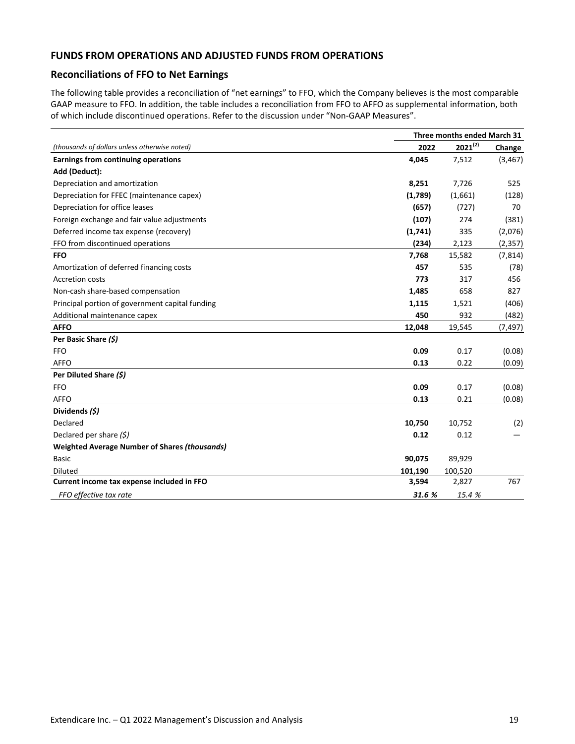## FUNDS FROM OPERATIONS AND ADJUSTED FUNDS FROM OPERATIONS

### Reconciliations of FFO to Net Earnings

The following table provides a reconciliation of "net earnings" to FFO, which the Company believes is the most comparable GAAP measure to FFO. In addition, the table includes a reconciliation from FFO to AFFO as supplemental information, both of which include discontinued operations. Refer to the discussion under "Non-GAAP Measures".

| | Three months ended March 31 | | |
|---|---|---|---|
| *(thousands of dollars unless otherwise noted)* | **2022** | 2021[(2)] | **Change** |
| **Earnings from continuing operations** | **4,045** | 7,512 | (3,467) |
| **Add (Deduct):** | | | |
| Depreciation and amortization | **8,251** | 7,726 | 525 |
| Depreciation for FFEC (maintenance capex) | **(1,789)** | (1,661) | (128) |
| Depreciation for office leases | **(657)** | (727) | 70 |
| Foreign exchange and fair value adjustments | **(107)** | 274 | (381) |
| Deferred income tax expense (recovery) | **(1,741)** | 335 | (2,076) |
| FFO from discontinued operations | **(234)** | 2,123 | (2,357) |
| **FFO** | **7,768** | 15,582 | (7,814) |
| Amortization of deferred financing costs | **457** | 535 | (78) |
| Accretion costs | **773** | 317 | 456 |
| Non-cash share-based compensation | **1,485** | 658 | 827 |
| Principal portion of government capital funding | **1,115** | 1,521 | (406) |
| Additional maintenance capex | **450** | 932 | (482) |
| **AFFO** | **12,048** | 19,545 | (7,497) |
| **Per Basic Share *($)*** | | | |
| FFO | **0.09** | 0.17 | (0.08) |
| AFFO | **0.13** | 0.22 | (0.09) |
| **Per Diluted Share *($)*** | | | |
| FFO | **0.09** | 0.17 | (0.08) |
| AFFO | **0.13** | 0.21 | (0.08) |
| **Dividends *($)*** | | | |
| Declared | **10,750** | 10,752 | (2) |
| Declared per share *($)* | **0.12** | 0.12 | — |
| **Weighted Average Number of Shares *(thousands)*** | | | |
| Basic | **90,075** | 89,929 | |
| Diluted | **101,190** | 100,520 | |
| **Current income tax expense included in FFO** | **3,594** | 2,827 | 767 |
| *FFO effective tax rate* | ***31.6 %*** | *15.4 %* | |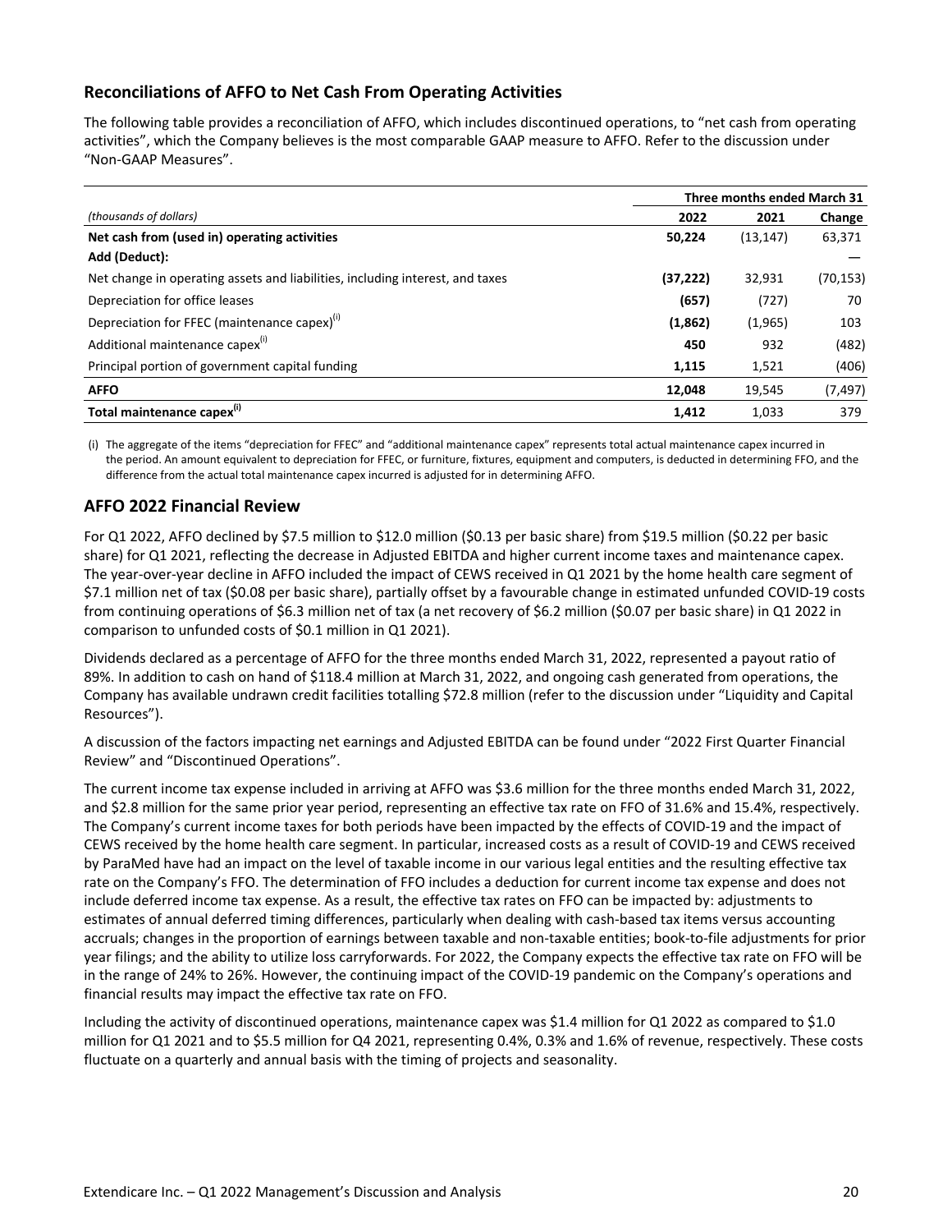## Reconciliations of AFFO to Net Cash From Operating Activities

The following table provides a reconciliation of AFFO, which includes discontinued operations, to "net cash from operating activities", which the Company believes is the most comparable GAAP measure to AFFO. Refer to the discussion under "Non-GAAP Measures".

| | Three months ended March 31 | | |
|---|---|---|---|
| *(thousands of dollars)* | **2022** | **2021** | **Change** |
| **Net cash from (used in) operating activities** | **50,224** | (13,147) | 63,371 |
| **Add (Deduct):** | | | — |
| Net change in operating assets and liabilities, including interest, and taxes | **(37,222)** | 32,931 | (70,153) |
| Depreciation for office leases | **(657)** | (727) | 70 |
| Depreciation for FFEC (maintenance capex)[i] | **(1,862)** | (1,965) | 103 |
| Additional maintenance capex[i] | **450** | 932 | (482) |
| Principal portion of government capital funding | **1,115** | 1,521 | (406) |
| **AFFO** | **12,048** | 19,545 | (7,497) |
| **Total maintenance capex[i]** | **1,412** | 1,033 | 379 |

(i) The aggregate of the items "depreciation for FFEC" and "additional maintenance capex" represents total actual maintenance capex incurred in the period. An amount equivalent to depreciation for FFEC, or furniture, fixtures, equipment and computers, is deducted in determining FFO, and the difference from the actual total maintenance capex incurred is adjusted for in determining AFFO.

## AFFO 2022 Financial Review

For Q1 2022, AFFO declined by $7.5 million to $12.0 million ($0.13 per basic share) from $19.5 million ($0.22 per basic share) for Q1 2021, reflecting the decrease in Adjusted EBITDA and higher current income taxes and maintenance capex. The year-over-year decline in AFFO included the impact of CEWS received in Q1 2021 by the home health care segment of $7.1 million net of tax ($0.08 per basic share), partially offset by a favourable change in estimated unfunded COVID-19 costs from continuing operations of $6.3 million net of tax (a net recovery of $6.2 million ($0.07 per basic share) in Q1 2022 in comparison to unfunded costs of $0.1 million in Q1 2021).

Dividends declared as a percentage of AFFO for the three months ended March 31, 2022, represented a payout ratio of 89%. In addition to cash on hand of $118.4 million at March 31, 2022, and ongoing cash generated from operations, the Company has available undrawn credit facilities totalling $72.8 million (refer to the discussion under "Liquidity and Capital Resources").

A discussion of the factors impacting net earnings and Adjusted EBITDA can be found under "2022 First Quarter Financial Review" and "Discontinued Operations".

The current income tax expense included in arriving at AFFO was $3.6 million for the three months ended March 31, 2022, and $2.8 million for the same prior year period, representing an effective tax rate on FFO of 31.6% and 15.4%, respectively. The Company's current income taxes for both periods have been impacted by the effects of COVID-19 and the impact of CEWS received by the home health care segment. In particular, increased costs as a result of COVID-19 and CEWS received by ParaMed have had an impact on the level of taxable income in our various legal entities and the resulting effective tax rate on the Company's FFO. The determination of FFO includes a deduction for current income tax expense and does not include deferred income tax expense. As a result, the effective tax rates on FFO can be impacted by: adjustments to estimates of annual deferred timing differences, particularly when dealing with cash-based tax items versus accounting accruals; changes in the proportion of earnings between taxable and non-taxable entities; book-to-file adjustments for prior year filings; and the ability to utilize loss carryforwards. For 2022, the Company expects the effective tax rate on FFO will be in the range of 24% to 26%. However, the continuing impact of the COVID-19 pandemic on the Company's operations and financial results may impact the effective tax rate on FFO.

Including the activity of discontinued operations, maintenance capex was $1.4 million for Q1 2022 as compared to $1.0 million for Q1 2021 and to $5.5 million for Q4 2021, representing 0.4%, 0.3% and 1.6% of revenue, respectively. These costs fluctuate on a quarterly and annual basis with the timing of projects and seasonality.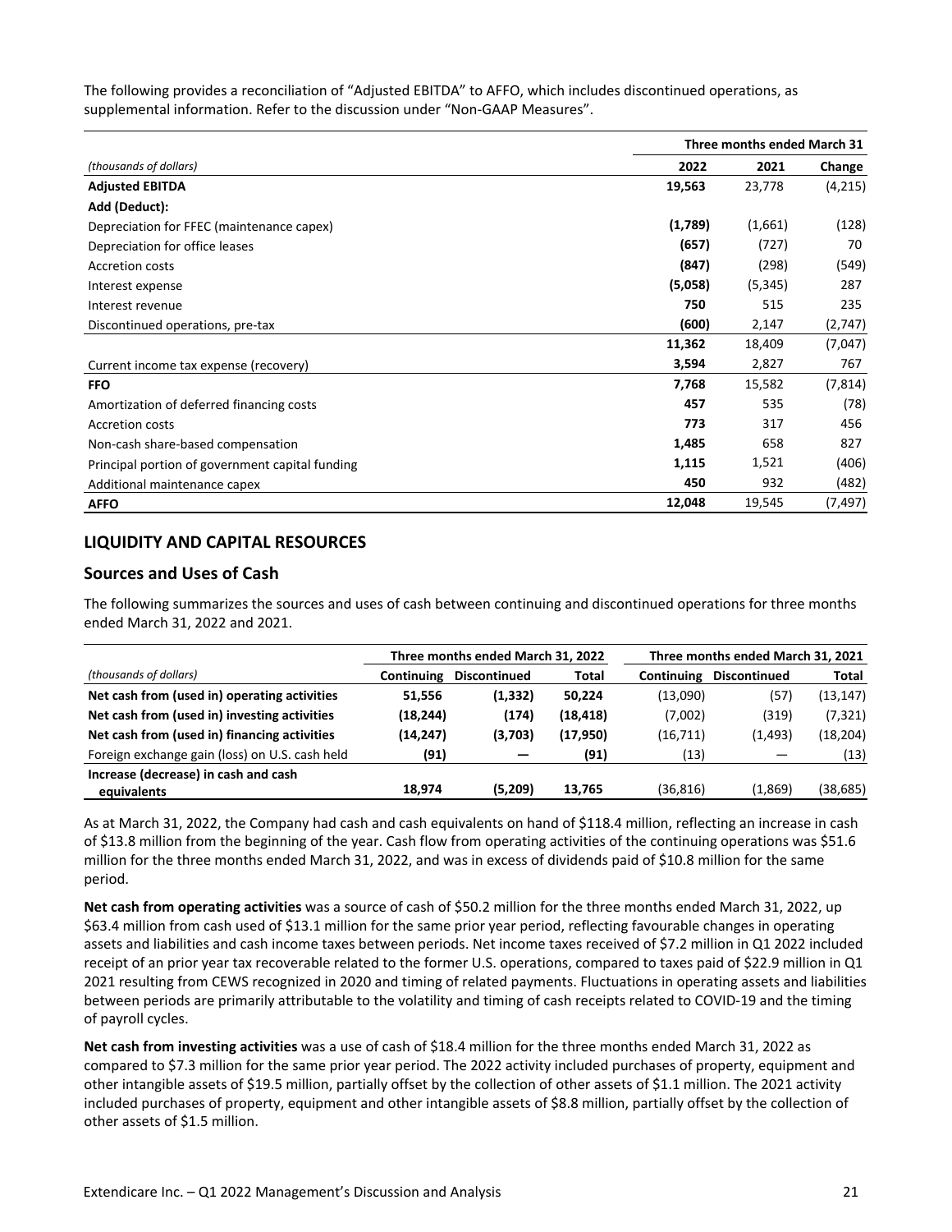The following provides a reconciliation of "Adjusted EBITDA" to AFFO, which includes discontinued operations, as supplemental information. Refer to the discussion under "Non-GAAP Measures".

| | Three months ended March 31 | | |
|---|---|---|---|
| *(thousands of dollars)* | **2022** | **2021** | **Change** |
| **Adjusted EBITDA** | **19,563** | 23,778 | (4,215) |
| **Add (Deduct):** | | | |
| Depreciation for FFEC (maintenance capex) | **(1,789)** | (1,661) | (128) |
| Depreciation for office leases | **(657)** | (727) | 70 |
| Accretion costs | **(847)** | (298) | (549) |
| Interest expense | **(5,058)** | (5,345) | 287 |
| Interest revenue | **750** | 515 | 235 |
| Discontinued operations, pre-tax | **(600)** | 2,147 | (2,747) |
| | **11,362** | 18,409 | (7,047) |
| Current income tax expense (recovery) | **3,594** | 2,827 | 767 |
| **FFO** | **7,768** | 15,582 | (7,814) |
| Amortization of deferred financing costs | **457** | 535 | (78) |
| Accretion costs | **773** | 317 | 456 |
| Non-cash share-based compensation | **1,485** | 658 | 827 |
| Principal portion of government capital funding | **1,115** | 1,521 | (406) |
| Additional maintenance capex | **450** | 932 | (482) |
| **AFFO** | **12,048** | 19,545 | (7,497) |

## LIQUIDITY AND CAPITAL RESOURCES

### Sources and Uses of Cash

The following summarizes the sources and uses of cash between continuing and discontinued operations for three months ended March 31, 2022 and 2021.

| | Three months ended March 31, 2022 | | | Three months ended March 31, 2021 | | |
|---|---|---|---|---|---|---|
| *(thousands of dollars)* | **Continuing** | **Discontinued** | **Total** | **Continuing** | **Discontinued** | **Total** |
| **Net cash from (used in) operating activities** | **51,556** | **(1,332)** | **50,224** | (13,090) | (57) | (13,147) |
| **Net cash from (used in) investing activities** | **(18,244)** | **(174)** | **(18,418)** | (7,002) | (319) | (7,321) |
| **Net cash from (used in) financing activities** | **(14,247)** | **(3,703)** | **(17,950)** | (16,711) | (1,493) | (18,204) |
| Foreign exchange gain (loss) on U.S. cash held | **(91)** | **—** | **(91)** | (13) | — | (13) |
| **Increase (decrease) in cash and cash equivalents** | **18,974** | **(5,209)** | **13,765** | (36,816) | (1,869) | (38,685) |

As at March 31, 2022, the Company had cash and cash equivalents on hand of $118.4 million, reflecting an increase in cash of $13.8 million from the beginning of the year. Cash flow from operating activities of the continuing operations was $51.6 million for the three months ended March 31, 2022, and was in excess of dividends paid of $10.8 million for the same period.

**Net cash from operating activities** was a source of cash of $50.2 million for the three months ended March 31, 2022, up $63.4 million from cash used of $13.1 million for the same prior year period, reflecting favourable changes in operating assets and liabilities and cash income taxes between periods. Net income taxes received of $7.2 million in Q1 2022 included receipt of an prior year tax recoverable related to the former U.S. operations, compared to taxes paid of $22.9 million in Q1 2021 resulting from CEWS recognized in 2020 and timing of related payments. Fluctuations in operating assets and liabilities between periods are primarily attributable to the volatility and timing of cash receipts related to COVID-19 and the timing of payroll cycles.

**Net cash from investing activities** was a use of cash of $18.4 million for the three months ended March 31, 2022 as compared to $7.3 million for the same prior year period. The 2022 activity included purchases of property, equipment and other intangible assets of $19.5 million, partially offset by the collection of other assets of $1.1 million. The 2021 activity included purchases of property, equipment and other intangible assets of $8.8 million, partially offset by the collection of other assets of $1.5 million.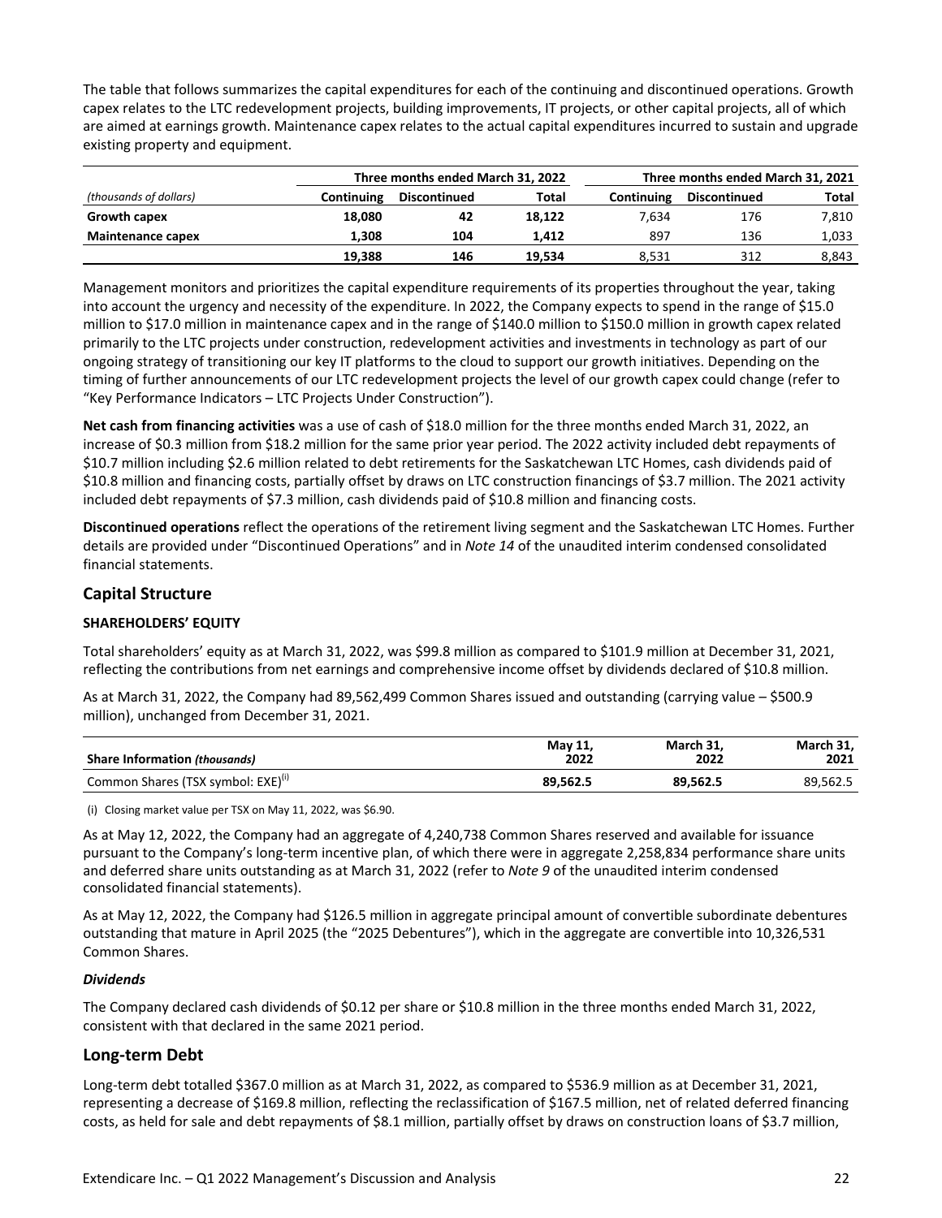The table that follows summarizes the capital expenditures for each of the continuing and discontinued operations. Growth capex relates to the LTC redevelopment projects, building improvements, IT projects, or other capital projects, all of which are aimed at earnings growth. Maintenance capex relates to the actual capital expenditures incurred to sustain and upgrade existing property and equipment.

| | Three months ended March 31, 2022 | | | Three months ended March 31, 2021 | | |
|---|---|---|---|---|---|---|
| *(thousands of dollars)* | **Continuing** | **Discontinued** | **Total** | **Continuing** | **Discontinued** | **Total** |
| **Growth capex** | **18,080** | **42** | **18,122** | 7,634 | 176 | 7,810 |
| **Maintenance capex** | **1,308** | **104** | **1,412** | 897 | 136 | 1,033 |
| | **19,388** | **146** | **19,534** | 8,531 | 312 | 8,843 |

Management monitors and prioritizes the capital expenditure requirements of its properties throughout the year, taking into account the urgency and necessity of the expenditure. In 2022, the Company expects to spend in the range of $15.0 million to $17.0 million in maintenance capex and in the range of $140.0 million to $150.0 million in growth capex related primarily to the LTC projects under construction, redevelopment activities and investments in technology as part of our ongoing strategy of transitioning our key IT platforms to the cloud to support our growth initiatives. Depending on the timing of further announcements of our LTC redevelopment projects the level of our growth capex could change (refer to "Key Performance Indicators – LTC Projects Under Construction").

**Net cash from financing activities** was a use of cash of $18.0 million for the three months ended March 31, 2022, an increase of $0.3 million from $18.2 million for the same prior year period. The 2022 activity included debt repayments of $10.7 million including $2.6 million related to debt retirements for the Saskatchewan LTC Homes, cash dividends paid of $10.8 million and financing costs, partially offset by draws on LTC construction financings of $3.7 million. The 2021 activity included debt repayments of $7.3 million, cash dividends paid of $10.8 million and financing costs.

**Discontinued operations** reflect the operations of the retirement living segment and the Saskatchewan LTC Homes. Further details are provided under "Discontinued Operations" and in *Note 14* of the unaudited interim condensed consolidated financial statements.

## Capital Structure

### SHAREHOLDERS' EQUITY

Total shareholders' equity as at March 31, 2022, was $99.8 million as compared to $101.9 million at December 31, 2021, reflecting the contributions from net earnings and comprehensive income offset by dividends declared of $10.8 million.

As at March 31, 2022, the Company had 89,562,499 Common Shares issued and outstanding (carrying value – $500.9 million), unchanged from December 31, 2021.

| **Share Information** ***(thousands)*** | **May 11, 2022** | **March 31, 2022** | **March 31, 2021** |
|---|---|---|---|
| Common Shares (TSX symbol: EXE)(i) | **89,562.5** | **89,562.5** | 89,562.5 |

(i) Closing market value per TSX on May 11, 2022, was $6.90.

As at May 12, 2022, the Company had an aggregate of 4,240,738 Common Shares reserved and available for issuance pursuant to the Company's long-term incentive plan, of which there were in aggregate 2,258,834 performance share units and deferred share units outstanding as at March 31, 2022 (refer to *Note 9* of the unaudited interim condensed consolidated financial statements).

As at May 12, 2022, the Company had $126.5 million in aggregate principal amount of convertible subordinate debentures outstanding that mature in April 2025 (the "2025 Debentures"), which in the aggregate are convertible into 10,326,531 Common Shares.

#### *Dividends*

The Company declared cash dividends of $0.12 per share or $10.8 million in the three months ended March 31, 2022, consistent with that declared in the same 2021 period.

## Long-term Debt

Long-term debt totalled $367.0 million as at March 31, 2022, as compared to $536.9 million as at December 31, 2021, representing a decrease of $169.8 million, reflecting the reclassification of $167.5 million, net of related deferred financing costs, as held for sale and debt repayments of $8.1 million, partially offset by draws on construction loans of $3.7 million,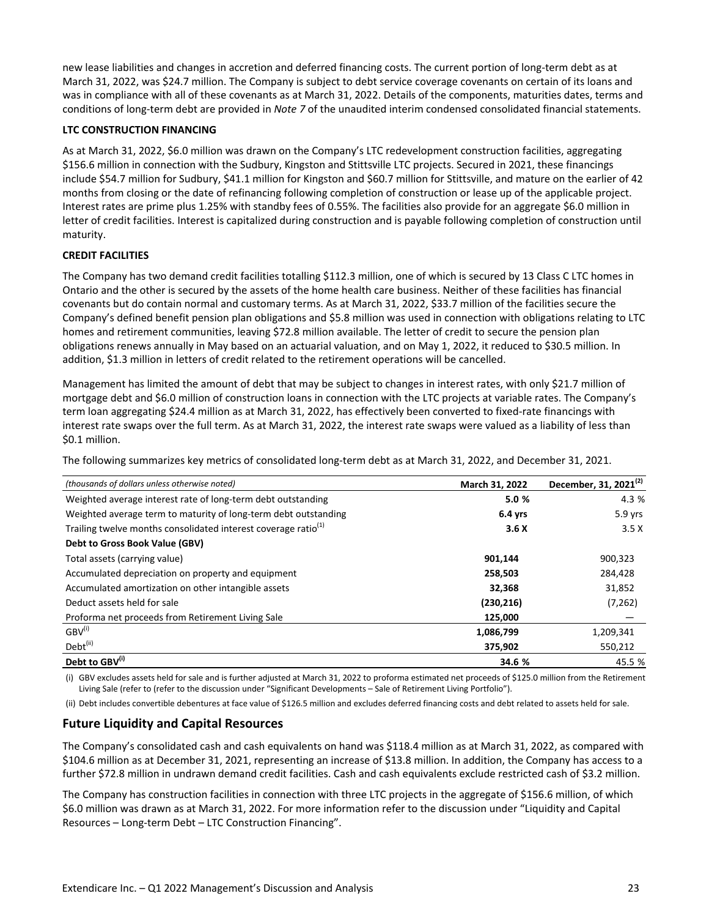new lease liabilities and changes in accretion and deferred financing costs. The current portion of long-term debt as at March 31, 2022, was $24.7 million. The Company is subject to debt service coverage covenants on certain of its loans and was in compliance with all of these covenants as at March 31, 2022. Details of the components, maturities dates, terms and conditions of long-term debt are provided in *Note 7* of the unaudited interim condensed consolidated financial statements.

**LTC CONSTRUCTION FINANCING**

As at March 31, 2022, $6.0 million was drawn on the Company's LTC redevelopment construction facilities, aggregating $156.6 million in connection with the Sudbury, Kingston and Stittsville LTC projects. Secured in 2021, these financings include $54.7 million for Sudbury, $41.1 million for Kingston and $60.7 million for Stittsville, and mature on the earlier of 42 months from closing or the date of refinancing following completion of construction or lease up of the applicable project. Interest rates are prime plus 1.25% with standby fees of 0.55%. The facilities also provide for an aggregate $6.0 million in letter of credit facilities. Interest is capitalized during construction and is payable following completion of construction until maturity.

**CREDIT FACILITIES**

The Company has two demand credit facilities totalling $112.3 million, one of which is secured by 13 Class C LTC homes in Ontario and the other is secured by the assets of the home health care business. Neither of these facilities has financial covenants but do contain normal and customary terms. As at March 31, 2022, $33.7 million of the facilities secure the Company's defined benefit pension plan obligations and $5.8 million was used in connection with obligations relating to LTC homes and retirement communities, leaving $72.8 million available. The letter of credit to secure the pension plan obligations renews annually in May based on an actuarial valuation, and on May 1, 2022, it reduced to $30.5 million. In addition, $1.3 million in letters of credit related to the retirement operations will be cancelled.

Management has limited the amount of debt that may be subject to changes in interest rates, with only $21.7 million of mortgage debt and $6.0 million of construction loans in connection with the LTC projects at variable rates. The Company's term loan aggregating $24.4 million as at March 31, 2022, has effectively been converted to fixed-rate financings with interest rate swaps over the full term. As at March 31, 2022, the interest rate swaps were valued as a liability of less than $0.1 million.

The following summarizes key metrics of consolidated long-term debt as at March 31, 2022, and December 31, 2021.

| *(thousands of dollars unless otherwise noted)* | March 31, 2022 | December, 31, 2021[2] |
|---|---|---|
| Weighted average interest rate of long-term debt outstanding | **5.0 %** | 4.3 % |
| Weighted average term to maturity of long-term debt outstanding | **6.4 yrs** | 5.9 yrs |
| Trailing twelve months consolidated interest coverage ratio[1] | **3.6 X** | 3.5 X |
| **Debt to Gross Book Value (GBV)** | | |
| Total assets (carrying value) | **901,144** | 900,323 |
| Accumulated depreciation on property and equipment | **258,503** | 284,428 |
| Accumulated amortization on other intangible assets | **32,368** | 31,852 |
| Deduct assets held for sale | **(230,216)** | (7,262) |
| Proforma net proceeds from Retirement Living Sale | **125,000** | — |
| GBV[i] | **1,086,799** | 1,209,341 |
| Debt[ii] | **375,902** | 550,212 |
| **Debt to GBV[i]** | **34.6 %** | 45.5 % |

(i) GBV excludes assets held for sale and is further adjusted at March 31, 2022 to proforma estimated net proceeds of $125.0 million from the Retirement Living Sale (refer to (refer to the discussion under "Significant Developments – Sale of Retirement Living Portfolio").

(ii) Debt includes convertible debentures at face value of $126.5 million and excludes deferred financing costs and debt related to assets held for sale.

## Future Liquidity and Capital Resources

The Company's consolidated cash and cash equivalents on hand was $118.4 million as at March 31, 2022, as compared with $104.6 million as at December 31, 2021, representing an increase of $13.8 million. In addition, the Company has access to a further $72.8 million in undrawn demand credit facilities. Cash and cash equivalents exclude restricted cash of $3.2 million.

The Company has construction facilities in connection with three LTC projects in the aggregate of $156.6 million, of which $6.0 million was drawn as at March 31, 2022. For more information refer to the discussion under "Liquidity and Capital Resources – Long-term Debt – LTC Construction Financing".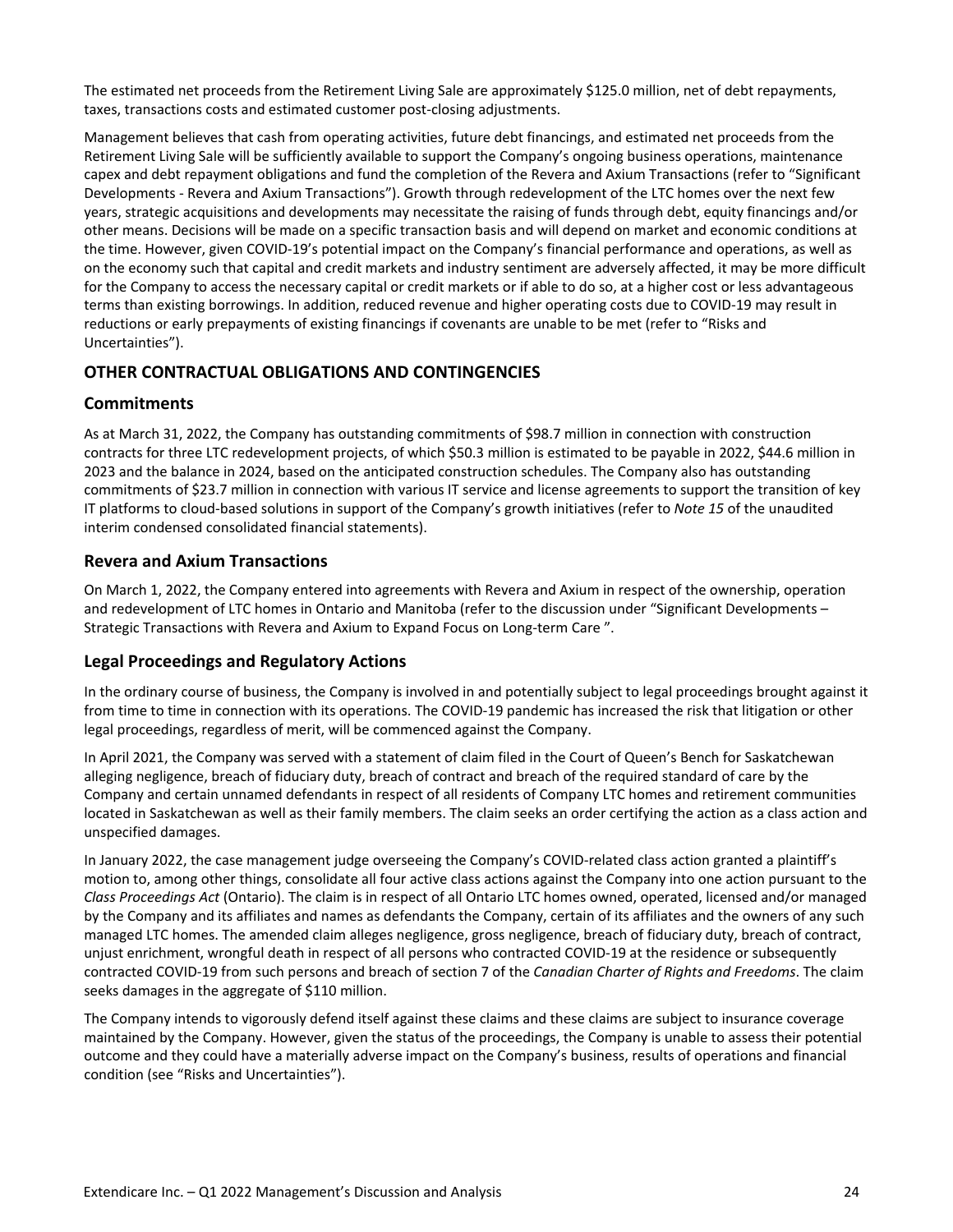The estimated net proceeds from the Retirement Living Sale are approximately $125.0 million, net of debt repayments, taxes, transactions costs and estimated customer post-closing adjustments.

Management believes that cash from operating activities, future debt financings, and estimated net proceeds from the Retirement Living Sale will be sufficiently available to support the Company's ongoing business operations, maintenance capex and debt repayment obligations and fund the completion of the Revera and Axium Transactions (refer to "Significant Developments - Revera and Axium Transactions"). Growth through redevelopment of the LTC homes over the next few years, strategic acquisitions and developments may necessitate the raising of funds through debt, equity financings and/or other means. Decisions will be made on a specific transaction basis and will depend on market and economic conditions at the time. However, given COVID-19's potential impact on the Company's financial performance and operations, as well as on the economy such that capital and credit markets and industry sentiment are adversely affected, it may be more difficult for the Company to access the necessary capital or credit markets or if able to do so, at a higher cost or less advantageous terms than existing borrowings. In addition, reduced revenue and higher operating costs due to COVID-19 may result in reductions or early prepayments of existing financings if covenants are unable to be met (refer to "Risks and Uncertainties").

## OTHER CONTRACTUAL OBLIGATIONS AND CONTINGENCIES

### Commitments

As at March 31, 2022, the Company has outstanding commitments of $98.7 million in connection with construction contracts for three LTC redevelopment projects, of which $50.3 million is estimated to be payable in 2022, $44.6 million in 2023 and the balance in 2024, based on the anticipated construction schedules. The Company also has outstanding commitments of $23.7 million in connection with various IT service and license agreements to support the transition of key IT platforms to cloud-based solutions in support of the Company's growth initiatives (refer to *Note 15* of the unaudited interim condensed consolidated financial statements).

### Revera and Axium Transactions

On March 1, 2022, the Company entered into agreements with Revera and Axium in respect of the ownership, operation and redevelopment of LTC homes in Ontario and Manitoba (refer to the discussion under "Significant Developments – Strategic Transactions with Revera and Axium to Expand Focus on Long-term Care ".

### Legal Proceedings and Regulatory Actions

In the ordinary course of business, the Company is involved in and potentially subject to legal proceedings brought against it from time to time in connection with its operations. The COVID-19 pandemic has increased the risk that litigation or other legal proceedings, regardless of merit, will be commenced against the Company.

In April 2021, the Company was served with a statement of claim filed in the Court of Queen's Bench for Saskatchewan alleging negligence, breach of fiduciary duty, breach of contract and breach of the required standard of care by the Company and certain unnamed defendants in respect of all residents of Company LTC homes and retirement communities located in Saskatchewan as well as their family members. The claim seeks an order certifying the action as a class action and unspecified damages.

In January 2022, the case management judge overseeing the Company's COVID-related class action granted a plaintiff's motion to, among other things, consolidate all four active class actions against the Company into one action pursuant to the *Class Proceedings Act* (Ontario). The claim is in respect of all Ontario LTC homes owned, operated, licensed and/or managed by the Company and its affiliates and names as defendants the Company, certain of its affiliates and the owners of any such managed LTC homes. The amended claim alleges negligence, gross negligence, breach of fiduciary duty, breach of contract, unjust enrichment, wrongful death in respect of all persons who contracted COVID-19 at the residence or subsequently contracted COVID-19 from such persons and breach of section 7 of the *Canadian Charter of Rights and Freedoms*. The claim seeks damages in the aggregate of $110 million.

The Company intends to vigorously defend itself against these claims and these claims are subject to insurance coverage maintained by the Company. However, given the status of the proceedings, the Company is unable to assess their potential outcome and they could have a materially adverse impact on the Company's business, results of operations and financial condition (see "Risks and Uncertainties").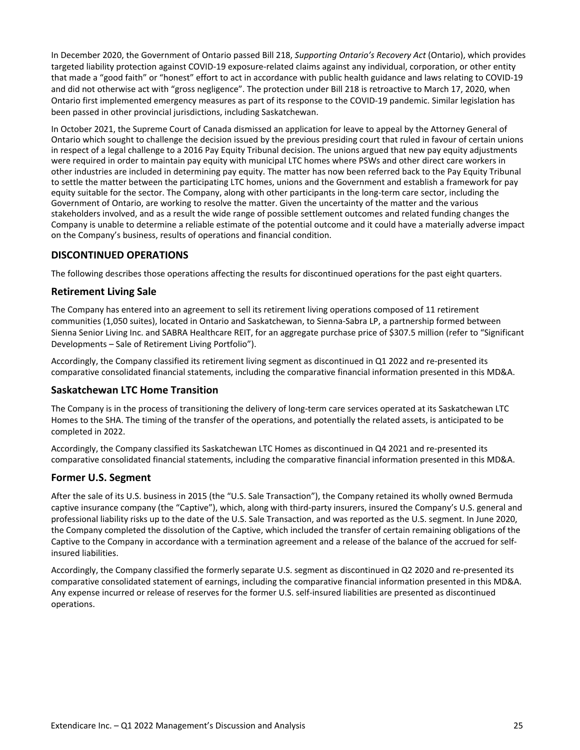In December 2020, the Government of Ontario passed Bill 218, *Supporting Ontario's Recovery Act* (Ontario), which provides targeted liability protection against COVID-19 exposure-related claims against any individual, corporation, or other entity that made a "good faith" or "honest" effort to act in accordance with public health guidance and laws relating to COVID-19 and did not otherwise act with "gross negligence". The protection under Bill 218 is retroactive to March 17, 2020, when Ontario first implemented emergency measures as part of its response to the COVID-19 pandemic. Similar legislation has been passed in other provincial jurisdictions, including Saskatchewan.

In October 2021, the Supreme Court of Canada dismissed an application for leave to appeal by the Attorney General of Ontario which sought to challenge the decision issued by the previous presiding court that ruled in favour of certain unions in respect of a legal challenge to a 2016 Pay Equity Tribunal decision. The unions argued that new pay equity adjustments were required in order to maintain pay equity with municipal LTC homes where PSWs and other direct care workers in other industries are included in determining pay equity. The matter has now been referred back to the Pay Equity Tribunal to settle the matter between the participating LTC homes, unions and the Government and establish a framework for pay equity suitable for the sector. The Company, along with other participants in the long-term care sector, including the Government of Ontario, are working to resolve the matter. Given the uncertainty of the matter and the various stakeholders involved, and as a result the wide range of possible settlement outcomes and related funding changes the Company is unable to determine a reliable estimate of the potential outcome and it could have a materially adverse impact on the Company's business, results of operations and financial condition.

## DISCONTINUED OPERATIONS

The following describes those operations affecting the results for discontinued operations for the past eight quarters.

### Retirement Living Sale

The Company has entered into an agreement to sell its retirement living operations composed of 11 retirement communities (1,050 suites), located in Ontario and Saskatchewan, to Sienna-Sabra LP, a partnership formed between Sienna Senior Living Inc. and SABRA Healthcare REIT, for an aggregate purchase price of $307.5 million (refer to "Significant Developments – Sale of Retirement Living Portfolio").

Accordingly, the Company classified its retirement living segment as discontinued in Q1 2022 and re-presented its comparative consolidated financial statements, including the comparative financial information presented in this MD&A.

### Saskatchewan LTC Home Transition

The Company is in the process of transitioning the delivery of long-term care services operated at its Saskatchewan LTC Homes to the SHA. The timing of the transfer of the operations, and potentially the related assets, is anticipated to be completed in 2022.

Accordingly, the Company classified its Saskatchewan LTC Homes as discontinued in Q4 2021 and re-presented its comparative consolidated financial statements, including the comparative financial information presented in this MD&A.

### Former U.S. Segment

After the sale of its U.S. business in 2015 (the "U.S. Sale Transaction"), the Company retained its wholly owned Bermuda captive insurance company (the "Captive"), which, along with third-party insurers, insured the Company's U.S. general and professional liability risks up to the date of the U.S. Sale Transaction, and was reported as the U.S. segment. In June 2020, the Company completed the dissolution of the Captive, which included the transfer of certain remaining obligations of the Captive to the Company in accordance with a termination agreement and a release of the balance of the accrued for self-insured liabilities.

Accordingly, the Company classified the formerly separate U.S. segment as discontinued in Q2 2020 and re-presented its comparative consolidated statement of earnings, including the comparative financial information presented in this MD&A. Any expense incurred or release of reserves for the former U.S. self-insured liabilities are presented as discontinued operations.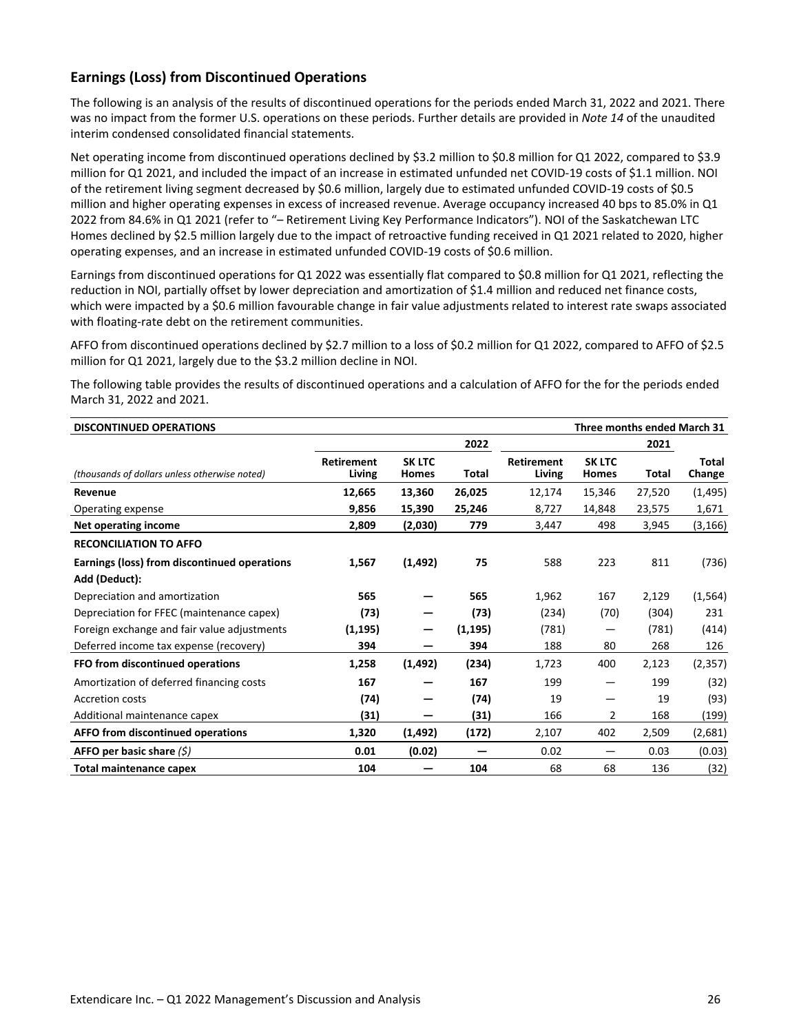## Earnings (Loss) from Discontinued Operations

The following is an analysis of the results of discontinued operations for the periods ended March 31, 2022 and 2021. There was no impact from the former U.S. operations on these periods. Further details are provided in *Note 14* of the unaudited interim condensed consolidated financial statements.

Net operating income from discontinued operations declined by $3.2 million to $0.8 million for Q1 2022, compared to $3.9 million for Q1 2021, and included the impact of an increase in estimated unfunded net COVID-19 costs of $1.1 million. NOI of the retirement living segment decreased by $0.6 million, largely due to estimated unfunded COVID-19 costs of $0.5 million and higher operating expenses in excess of increased revenue. Average occupancy increased 40 bps to 85.0% in Q1 2022 from 84.6% in Q1 2021 (refer to "– Retirement Living Key Performance Indicators"). NOI of the Saskatchewan LTC Homes declined by $2.5 million largely due to the impact of retroactive funding received in Q1 2021 related to 2020, higher operating expenses, and an increase in estimated unfunded COVID-19 costs of $0.6 million.

Earnings from discontinued operations for Q1 2022 was essentially flat compared to $0.8 million for Q1 2021, reflecting the reduction in NOI, partially offset by lower depreciation and amortization of $1.4 million and reduced net finance costs, which were impacted by a $0.6 million favourable change in fair value adjustments related to interest rate swaps associated with floating-rate debt on the retirement communities.

AFFO from discontinued operations declined by $2.7 million to a loss of $0.2 million for Q1 2022, compared to AFFO of $2.5 million for Q1 2021, largely due to the $3.2 million decline in NOI.

The following table provides the results of discontinued operations and a calculation of AFFO for the for the periods ended March 31, 2022 and 2021.

| **DISCONTINUED OPERATIONS** | | | | | | | **Three months ended March 31** |
|---|---|---|---|---|---|---|---|
| | | | **2022** | | | **2021** | |
| *(thousands of dollars unless otherwise noted)* | **Retirement Living** | **SK LTC Homes** | **Total** | **Retirement Living** | **SK LTC Homes** | **Total** | **Total Change** |
| **Revenue** | **12,665** | **13,360** | **26,025** | 12,174 | 15,346 | 27,520 | (1,495) |
| Operating expense | **9,856** | **15,390** | **25,246** | 8,727 | 14,848 | 23,575 | 1,671 |
| **Net operating income** | **2,809** | **(2,030)** | **779** | 3,447 | 498 | 3,945 | (3,166) |
| **RECONCILIATION TO AFFO** | | | | | | | |
| **Earnings (loss) from discontinued operations** | **1,567** | **(1,492)** | **75** | 588 | 223 | 811 | (736) |
| **Add (Deduct):** | | | | | | | |
| Depreciation and amortization | **565** | **—** | **565** | 1,962 | 167 | 2,129 | (1,564) |
| Depreciation for FFEC (maintenance capex) | **(73)** | **—** | **(73)** | (234) | (70) | (304) | 231 |
| Foreign exchange and fair value adjustments | **(1,195)** | **—** | **(1,195)** | (781) | — | (781) | (414) |
| Deferred income tax expense (recovery) | **394** | **—** | **394** | 188 | 80 | 268 | 126 |
| **FFO from discontinued operations** | **1,258** | **(1,492)** | **(234)** | 1,723 | 400 | 2,123 | (2,357) |
| Amortization of deferred financing costs | **167** | **—** | **167** | 199 | — | 199 | (32) |
| Accretion costs | **(74)** | **—** | **(74)** | 19 | — | 19 | (93) |
| Additional maintenance capex | **(31)** | **—** | **(31)** | 166 | 2 | 168 | (199) |
| **AFFO from discontinued operations** | **1,320** | **(1,492)** | **(172)** | 2,107 | 402 | 2,509 | (2,681) |
| **AFFO per basic share** *($)* | **0.01** | **(0.02)** | **—** | 0.02 | — | 0.03 | (0.03) |
| **Total maintenance capex** | **104** | **—** | **104** | 68 | 68 | 136 | (32) |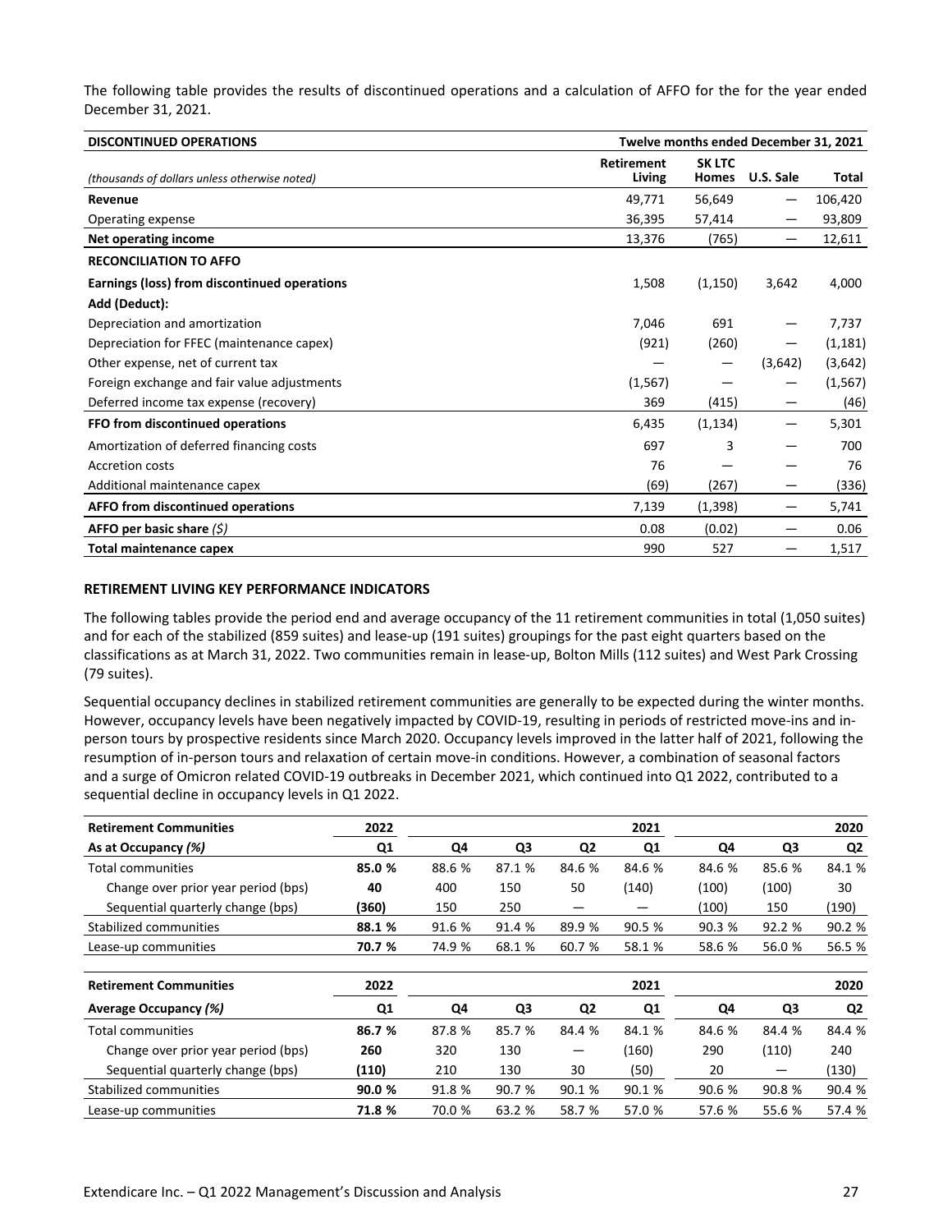The following table provides the results of discontinued operations and a calculation of AFFO for the for the year ended December 31, 2021.

| DISCONTINUED OPERATIONS | Twelve months ended December 31, 2021 | | | |
|---|---|---|---|---|
| *(thousands of dollars unless otherwise noted)* | Retirement Living | SK LTC Homes | U.S. Sale | Total |
| **Revenue** | 49,771 | 56,649 | — | 106,420 |
| Operating expense | 36,395 | 57,414 | — | 93,809 |
| **Net operating income** | 13,376 | (765) | — | 12,611 |
| **RECONCILIATION TO AFFO** | | | | |
| **Earnings (loss) from discontinued operations** | 1,508 | (1,150) | 3,642 | 4,000 |
| **Add (Deduct):** | | | | |
| Depreciation and amortization | 7,046 | 691 | — | 7,737 |
| Depreciation for FFEC (maintenance capex) | (921) | (260) | — | (1,181) |
| Other expense, net of current tax | — | — | (3,642) | (3,642) |
| Foreign exchange and fair value adjustments | (1,567) | — | — | (1,567) |
| Deferred income tax expense (recovery) | 369 | (415) | — | (46) |
| **FFO from discontinued operations** | 6,435 | (1,134) | — | 5,301 |
| Amortization of deferred financing costs | 697 | 3 | — | 700 |
| Accretion costs | 76 | — | — | 76 |
| Additional maintenance capex | (69) | (267) | — | (336) |
| **AFFO from discontinued operations** | 7,139 | (1,398) | — | 5,741 |
| **AFFO per basic share** *($)* | 0.08 | (0.02) | — | 0.06 |
| **Total maintenance capex** | 990 | 527 | — | 1,517 |

**RETIREMENT LIVING KEY PERFORMANCE INDICATORS**

The following tables provide the period end and average occupancy of the 11 retirement communities in total (1,050 suites) and for each of the stabilized (859 suites) and lease-up (191 suites) groupings for the past eight quarters based on the classifications as at March 31, 2022. Two communities remain in lease-up, Bolton Mills (112 suites) and West Park Crossing (79 suites).

Sequential occupancy declines in stabilized retirement communities are generally to be expected during the winter months. However, occupancy levels have been negatively impacted by COVID-19, resulting in periods of restricted move-ins and in-person tours by prospective residents since March 2020. Occupancy levels improved in the latter half of 2021, following the resumption of in-person tours and relaxation of certain move-in conditions. However, a combination of seasonal factors and a surge of Omicron related COVID-19 outbreaks in December 2021, which continued into Q1 2022, contributed to a sequential decline in occupancy levels in Q1 2022.

| Retirement Communities | 2022 | | | | 2021 | | | 2020 |
|---|---|---|---|---|---|---|---|---|
| As at Occupancy *(%)* | Q1 | Q4 | Q3 | Q2 | Q1 | Q4 | Q3 | Q2 |
| Total communities | **85.0 %** | 88.6 % | 87.1 % | 84.6 % | 84.6 % | 84.6 % | 85.6 % | 84.1 % |
| Change over prior year period (bps) | **40** | 400 | 150 | 50 | (140) | (100) | (100) | 30 |
| Sequential quarterly change (bps) | **(360)** | 150 | 250 | — | — | (100) | 150 | (190) |
| Stabilized communities | **88.1 %** | 91.6 % | 91.4 % | 89.9 % | 90.5 % | 90.3 % | 92.2 % | 90.2 % |
| Lease-up communities | **70.7 %** | 74.9 % | 68.1 % | 60.7 % | 58.1 % | 58.6 % | 56.0 % | 56.5 % |

| Retirement Communities | 2022 | | | | 2021 | | | 2020 |
|---|---|---|---|---|---|---|---|---|
| Average Occupancy *(%)* | Q1 | Q4 | Q3 | Q2 | Q1 | Q4 | Q3 | Q2 |
| Total communities | **86.7 %** | 87.8 % | 85.7 % | 84.4 % | 84.1 % | 84.6 % | 84.4 % | 84.4 % |
| Change over prior year period (bps) | **260** | 320 | 130 | — | (160) | 290 | (110) | 240 |
| Sequential quarterly change (bps) | **(110)** | 210 | 130 | 30 | (50) | 20 | — | (130) |
| Stabilized communities | **90.0 %** | 91.8 % | 90.7 % | 90.1 % | 90.1 % | 90.6 % | 90.8 % | 90.4 % |
| Lease-up communities | **71.8 %** | 70.0 % | 63.2 % | 58.7 % | 57.0 % | 57.6 % | 55.6 % | 57.4 % |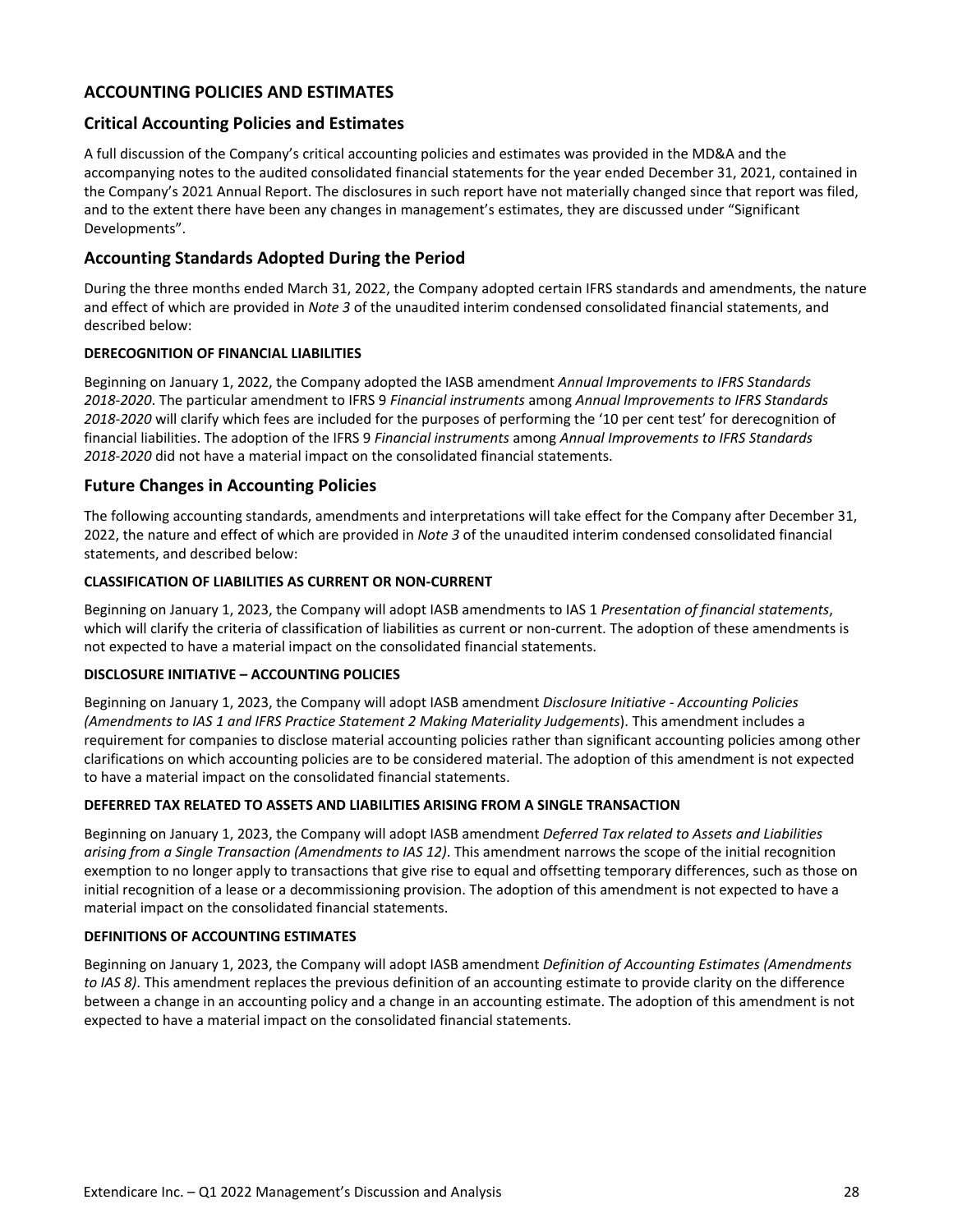## ACCOUNTING POLICIES AND ESTIMATES

### Critical Accounting Policies and Estimates

A full discussion of the Company's critical accounting policies and estimates was provided in the MD&A and the accompanying notes to the audited consolidated financial statements for the year ended December 31, 2021, contained in the Company's 2021 Annual Report. The disclosures in such report have not materially changed since that report was filed, and to the extent there have been any changes in management's estimates, they are discussed under "Significant Developments".

### Accounting Standards Adopted During the Period

During the three months ended March 31, 2022, the Company adopted certain IFRS standards and amendments, the nature and effect of which are provided in *Note 3* of the unaudited interim condensed consolidated financial statements, and described below:

#### DERECOGNITION OF FINANCIAL LIABILITIES

Beginning on January 1, 2022, the Company adopted the IASB amendment *Annual Improvements to IFRS Standards 2018-2020*. The particular amendment to IFRS 9 *Financial instruments* among *Annual Improvements to IFRS Standards 2018-2020* will clarify which fees are included for the purposes of performing the '10 per cent test' for derecognition of financial liabilities. The adoption of the IFRS 9 *Financial instruments* among *Annual Improvements to IFRS Standards 2018-2020* did not have a material impact on the consolidated financial statements.

### Future Changes in Accounting Policies

The following accounting standards, amendments and interpretations will take effect for the Company after December 31, 2022, the nature and effect of which are provided in *Note 3* of the unaudited interim condensed consolidated financial statements, and described below:

#### CLASSIFICATION OF LIABILITIES AS CURRENT OR NON-CURRENT

Beginning on January 1, 2023, the Company will adopt IASB amendments to IAS 1 *Presentation of financial statements*, which will clarify the criteria of classification of liabilities as current or non-current. The adoption of these amendments is not expected to have a material impact on the consolidated financial statements.

#### DISCLOSURE INITIATIVE – ACCOUNTING POLICIES

Beginning on January 1, 2023, the Company will adopt IASB amendment *Disclosure Initiative - Accounting Policies (Amendments to IAS 1 and IFRS Practice Statement 2 Making Materiality Judgements*). This amendment includes a requirement for companies to disclose material accounting policies rather than significant accounting policies among other clarifications on which accounting policies are to be considered material. The adoption of this amendment is not expected to have a material impact on the consolidated financial statements.

#### DEFERRED TAX RELATED TO ASSETS AND LIABILITIES ARISING FROM A SINGLE TRANSACTION

Beginning on January 1, 2023, the Company will adopt IASB amendment *Deferred Tax related to Assets and Liabilities arising from a Single Transaction (Amendments to IAS 12)*. This amendment narrows the scope of the initial recognition exemption to no longer apply to transactions that give rise to equal and offsetting temporary differences, such as those on initial recognition of a lease or a decommissioning provision. The adoption of this amendment is not expected to have a material impact on the consolidated financial statements.

#### DEFINITIONS OF ACCOUNTING ESTIMATES

Beginning on January 1, 2023, the Company will adopt IASB amendment *Definition of Accounting Estimates (Amendments to IAS 8)*. This amendment replaces the previous definition of an accounting estimate to provide clarity on the difference between a change in an accounting policy and a change in an accounting estimate. The adoption of this amendment is not expected to have a material impact on the consolidated financial statements.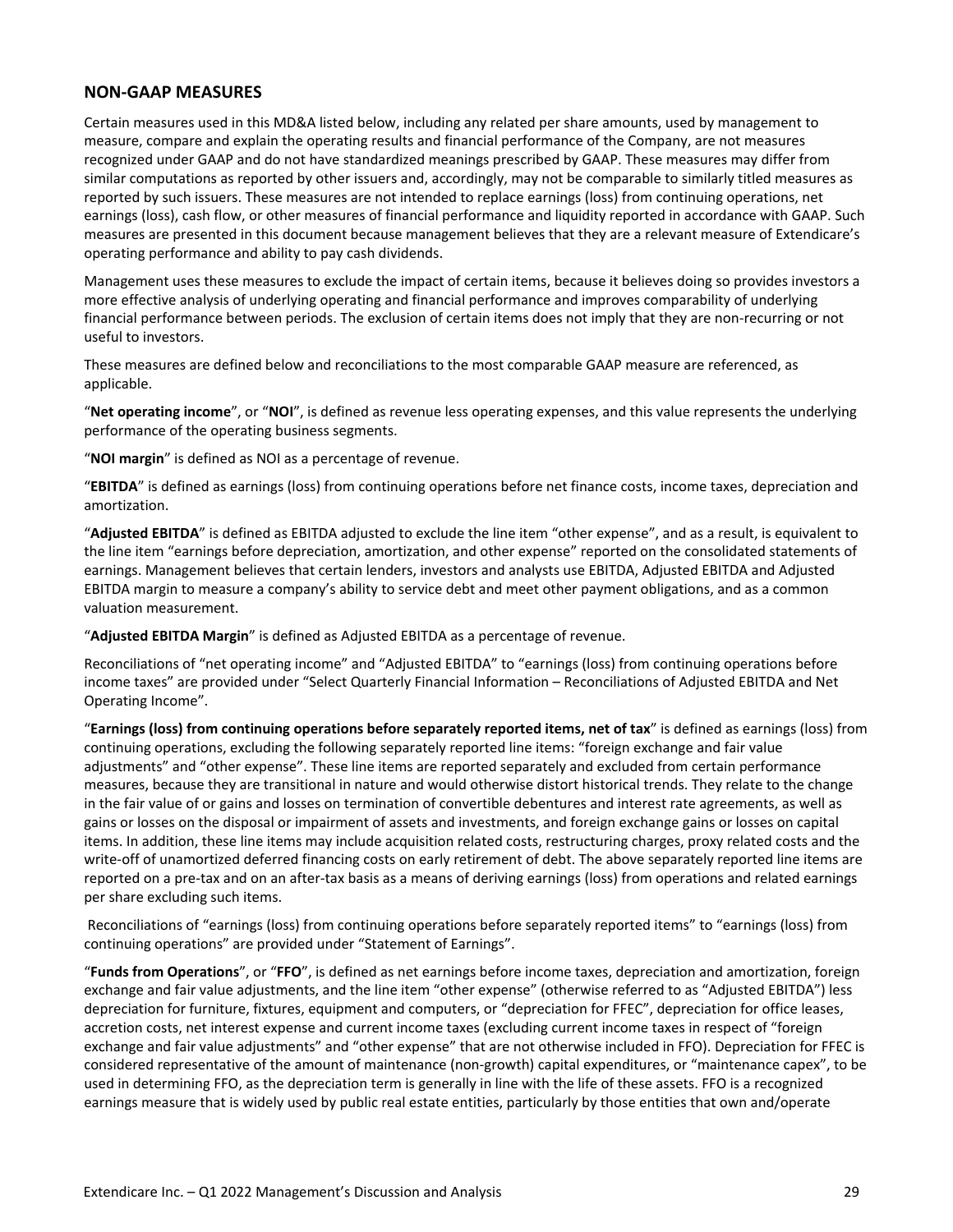## NON-GAAP MEASURES

Certain measures used in this MD&A listed below, including any related per share amounts, used by management to measure, compare and explain the operating results and financial performance of the Company, are not measures recognized under GAAP and do not have standardized meanings prescribed by GAAP. These measures may differ from similar computations as reported by other issuers and, accordingly, may not be comparable to similarly titled measures as reported by such issuers. These measures are not intended to replace earnings (loss) from continuing operations, net earnings (loss), cash flow, or other measures of financial performance and liquidity reported in accordance with GAAP. Such measures are presented in this document because management believes that they are a relevant measure of Extendicare's operating performance and ability to pay cash dividends.

Management uses these measures to exclude the impact of certain items, because it believes doing so provides investors a more effective analysis of underlying operating and financial performance and improves comparability of underlying financial performance between periods. The exclusion of certain items does not imply that they are non-recurring or not useful to investors.

These measures are defined below and reconciliations to the most comparable GAAP measure are referenced, as applicable.

"**Net operating income**", or "**NOI**", is defined as revenue less operating expenses, and this value represents the underlying performance of the operating business segments.

"**NOI margin**" is defined as NOI as a percentage of revenue.

"**EBITDA**" is defined as earnings (loss) from continuing operations before net finance costs, income taxes, depreciation and amortization.

"**Adjusted EBITDA**" is defined as EBITDA adjusted to exclude the line item "other expense", and as a result, is equivalent to the line item "earnings before depreciation, amortization, and other expense" reported on the consolidated statements of earnings. Management believes that certain lenders, investors and analysts use EBITDA, Adjusted EBITDA and Adjusted EBITDA margin to measure a company's ability to service debt and meet other payment obligations, and as a common valuation measurement.

"**Adjusted EBITDA Margin**" is defined as Adjusted EBITDA as a percentage of revenue.

Reconciliations of "net operating income" and "Adjusted EBITDA" to "earnings (loss) from continuing operations before income taxes" are provided under "Select Quarterly Financial Information – Reconciliations of Adjusted EBITDA and Net Operating Income".

"**Earnings (loss) from continuing operations before separately reported items, net of tax**" is defined as earnings (loss) from continuing operations, excluding the following separately reported line items: "foreign exchange and fair value adjustments" and "other expense". These line items are reported separately and excluded from certain performance measures, because they are transitional in nature and would otherwise distort historical trends. They relate to the change in the fair value of or gains and losses on termination of convertible debentures and interest rate agreements, as well as gains or losses on the disposal or impairment of assets and investments, and foreign exchange gains or losses on capital items. In addition, these line items may include acquisition related costs, restructuring charges, proxy related costs and the write-off of unamortized deferred financing costs on early retirement of debt. The above separately reported line items are reported on a pre-tax and on an after-tax basis as a means of deriving earnings (loss) from operations and related earnings per share excluding such items.

Reconciliations of "earnings (loss) from continuing operations before separately reported items" to "earnings (loss) from continuing operations" are provided under "Statement of Earnings".

"**Funds from Operations**", or "**FFO**", is defined as net earnings before income taxes, depreciation and amortization, foreign exchange and fair value adjustments, and the line item "other expense" (otherwise referred to as "Adjusted EBITDA") less depreciation for furniture, fixtures, equipment and computers, or "depreciation for FFEC", depreciation for office leases, accretion costs, net interest expense and current income taxes (excluding current income taxes in respect of "foreign exchange and fair value adjustments" and "other expense" that are not otherwise included in FFO). Depreciation for FFEC is considered representative of the amount of maintenance (non-growth) capital expenditures, or "maintenance capex", to be used in determining FFO, as the depreciation term is generally in line with the life of these assets. FFO is a recognized earnings measure that is widely used by public real estate entities, particularly by those entities that own and/operate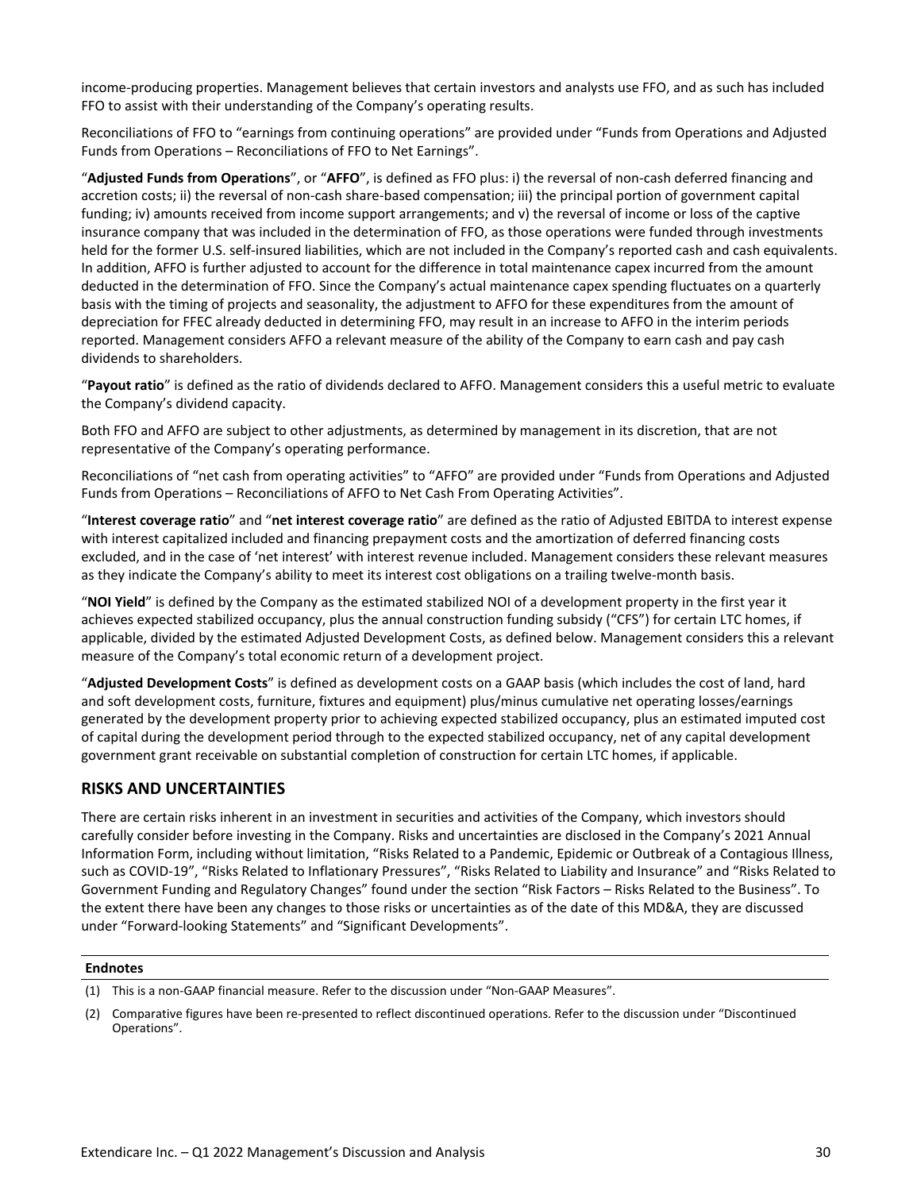income-producing properties. Management believes that certain investors and analysts use FFO, and as such has included FFO to assist with their understanding of the Company's operating results.

Reconciliations of FFO to "earnings from continuing operations" are provided under "Funds from Operations and Adjusted Funds from Operations – Reconciliations of FFO to Net Earnings".

"**Adjusted Funds from Operations**", or "**AFFO**", is defined as FFO plus: i) the reversal of non-cash deferred financing and accretion costs; ii) the reversal of non-cash share-based compensation; iii) the principal portion of government capital funding; iv) amounts received from income support arrangements; and v) the reversal of income or loss of the captive insurance company that was included in the determination of FFO, as those operations were funded through investments held for the former U.S. self-insured liabilities, which are not included in the Company's reported cash and cash equivalents. In addition, AFFO is further adjusted to account for the difference in total maintenance capex incurred from the amount deducted in the determination of FFO. Since the Company's actual maintenance capex spending fluctuates on a quarterly basis with the timing of projects and seasonality, the adjustment to AFFO for these expenditures from the amount of depreciation for FFEC already deducted in determining FFO, may result in an increase to AFFO in the interim periods reported. Management considers AFFO a relevant measure of the ability of the Company to earn cash and pay cash dividends to shareholders.

"**Payout ratio**" is defined as the ratio of dividends declared to AFFO. Management considers this a useful metric to evaluate the Company's dividend capacity.

Both FFO and AFFO are subject to other adjustments, as determined by management in its discretion, that are not representative of the Company's operating performance.

Reconciliations of "net cash from operating activities" to "AFFO" are provided under "Funds from Operations and Adjusted Funds from Operations – Reconciliations of AFFO to Net Cash From Operating Activities".

"**Interest coverage ratio**" and "**net interest coverage ratio**" are defined as the ratio of Adjusted EBITDA to interest expense with interest capitalized included and financing prepayment costs and the amortization of deferred financing costs excluded, and in the case of 'net interest' with interest revenue included. Management considers these relevant measures as they indicate the Company's ability to meet its interest cost obligations on a trailing twelve-month basis.

"**NOI Yield**" is defined by the Company as the estimated stabilized NOI of a development property in the first year it achieves expected stabilized occupancy, plus the annual construction funding subsidy ("CFS") for certain LTC homes, if applicable, divided by the estimated Adjusted Development Costs, as defined below. Management considers this a relevant measure of the Company's total economic return of a development project.

"**Adjusted Development Costs**" is defined as development costs on a GAAP basis (which includes the cost of land, hard and soft development costs, furniture, fixtures and equipment) plus/minus cumulative net operating losses/earnings generated by the development property prior to achieving expected stabilized occupancy, plus an estimated imputed cost of capital during the development period through to the expected stabilized occupancy, net of any capital development government grant receivable on substantial completion of construction for certain LTC homes, if applicable.

## RISKS AND UNCERTAINTIES

There are certain risks inherent in an investment in securities and activities of the Company, which investors should carefully consider before investing in the Company. Risks and uncertainties are disclosed in the Company's 2021 Annual Information Form, including without limitation, "Risks Related to a Pandemic, Epidemic or Outbreak of a Contagious Illness, such as COVID-19", "Risks Related to Inflationary Pressures", "Risks Related to Liability and Insurance" and "Risks Related to Government Funding and Regulatory Changes" found under the section "Risk Factors – Risks Related to the Business". To the extent there have been any changes to those risks or uncertainties as of the date of this MD&A, they are discussed under "Forward-looking Statements" and "Significant Developments".

**Endnotes**

(1) This is a non-GAAP financial measure. Refer to the discussion under "Non-GAAP Measures".

(2) Comparative figures have been re-presented to reflect discontinued operations. Refer to the discussion under "Discontinued Operations".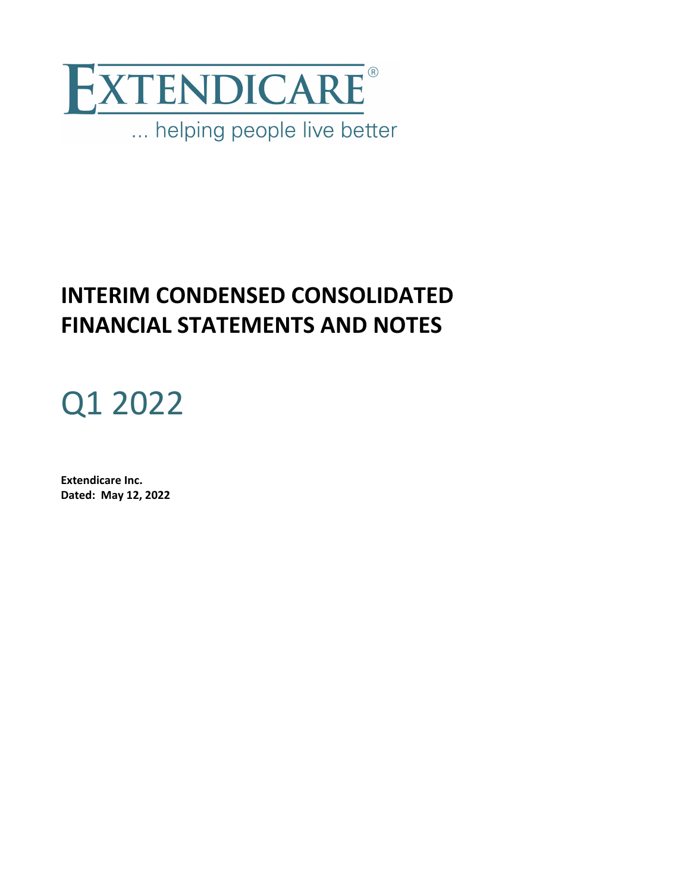EXTENDICARE®

... helping people live better

# INTERIM CONDENSED CONSOLIDATED FINANCIAL STATEMENTS AND NOTES

# Q1 2022

**Extendicare Inc.**
**Dated: May 12, 2022**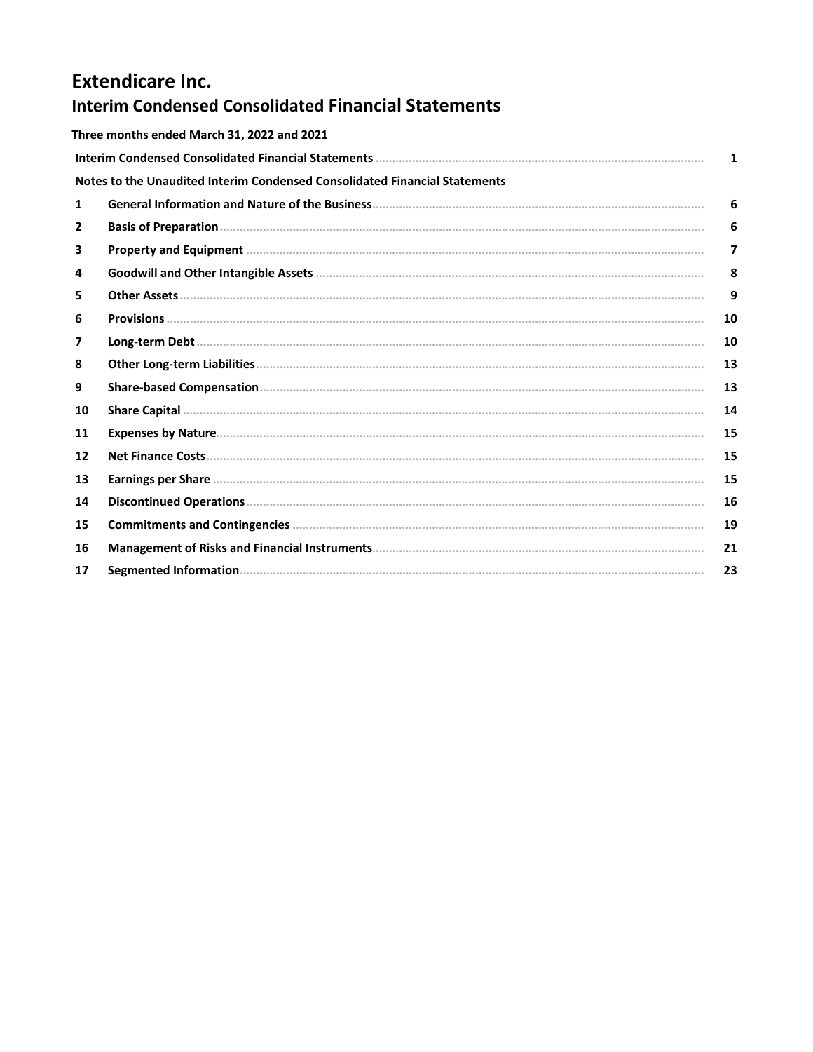# Extendicare Inc.

## Interim Condensed Consolidated Financial Statements

**Three months ended March 31, 2022 and 2021**

| | | |
|---|---|---|
| **Interim Condensed Consolidated Financial Statements** | | **1** |
| **Notes to the Unaudited Interim Condensed Consolidated Financial Statements** | | |
| **1** | **General Information and Nature of the Business** | **6** |
| **2** | **Basis of Preparation** | **6** |
| **3** | **Property and Equipment** | **7** |
| **4** | **Goodwill and Other Intangible Assets** | **8** |
| **5** | **Other Assets** | **9** |
| **6** | **Provisions** | **10** |
| **7** | **Long-term Debt** | **10** |
| **8** | **Other Long-term Liabilities** | **13** |
| **9** | **Share-based Compensation** | **13** |
| **10** | **Share Capital** | **14** |
| **11** | **Expenses by Nature** | **15** |
| **12** | **Net Finance Costs** | **15** |
| **13** | **Earnings per Share** | **15** |
| **14** | **Discontinued Operations** | **16** |
| **15** | **Commitments and Contingencies** | **19** |
| **16** | **Management of Risks and Financial Instruments** | **21** |
| **17** | **Segmented Information** | **23** |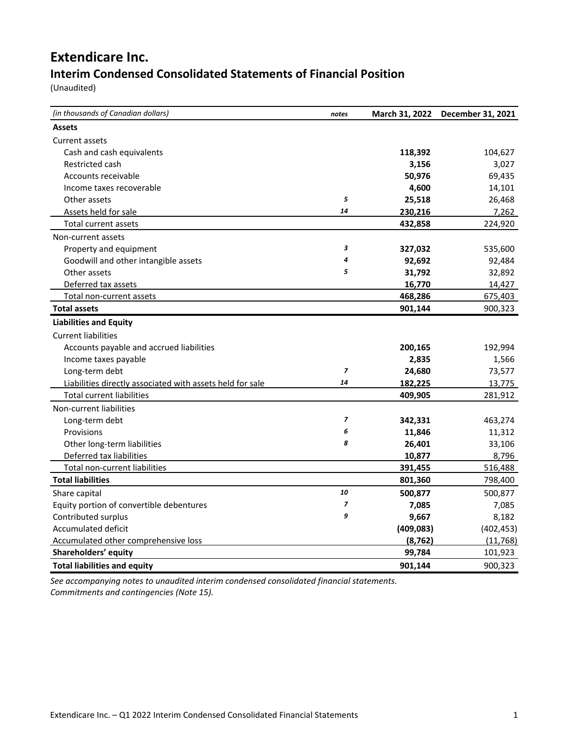# Extendicare Inc.

## Interim Condensed Consolidated Statements of Financial Position

(Unaudited)

| *(in thousands of Canadian dollars)* | *notes* | March 31, 2022 | December 31, 2021 |
|---|---|---|---|
| **Assets** | | | |
| Current assets | | | |
| Cash and cash equivalents | | **118,392** | 104,627 |
| Restricted cash | | **3,156** | 3,027 |
| Accounts receivable | | **50,976** | 69,435 |
| Income taxes recoverable | | **4,600** | 14,101 |
| Other assets | *5* | **25,518** | 26,468 |
| Assets held for sale | *14* | **230,216** | 7,262 |
| Total current assets | | **432,858** | 224,920 |
| Non-current assets | | | |
| Property and equipment | *3* | **327,032** | 535,600 |
| Goodwill and other intangible assets | *4* | **92,692** | 92,484 |
| Other assets | *5* | **31,792** | 32,892 |
| Deferred tax assets | | **16,770** | 14,427 |
| Total non-current assets | | **468,286** | 675,403 |
| **Total assets** | | **901,144** | 900,323 |
| **Liabilities and Equity** | | | |
| Current liabilities | | | |
| Accounts payable and accrued liabilities | | **200,165** | 192,994 |
| Income taxes payable | | **2,835** | 1,566 |
| Long-term debt | *7* | **24,680** | 73,577 |
| Liabilities directly associated with assets held for sale | *14* | **182,225** | 13,775 |
| Total current liabilities | | **409,905** | 281,912 |
| Non-current liabilities | | | |
| Long-term debt | *7* | **342,331** | 463,274 |
| Provisions | *6* | **11,846** | 11,312 |
| Other long-term liabilities | *8* | **26,401** | 33,106 |
| Deferred tax liabilities | | **10,877** | 8,796 |
| Total non-current liabilities | | **391,455** | 516,488 |
| **Total liabilities** | | **801,360** | 798,400 |
| Share capital | *10* | **500,877** | 500,877 |
| Equity portion of convertible debentures | *7* | **7,085** | 7,085 |
| Contributed surplus | *9* | **9,667** | 8,182 |
| Accumulated deficit | | **(409,083)** | (402,453) |
| Accumulated other comprehensive loss | | **(8,762)** | (11,768) |
| **Shareholders' equity** | | **99,784** | 101,923 |
| **Total liabilities and equity** | | **901,144** | 900,323 |

*See accompanying notes to unaudited interim condensed consolidated financial statements.*
*Commitments and contingencies (Note 15).*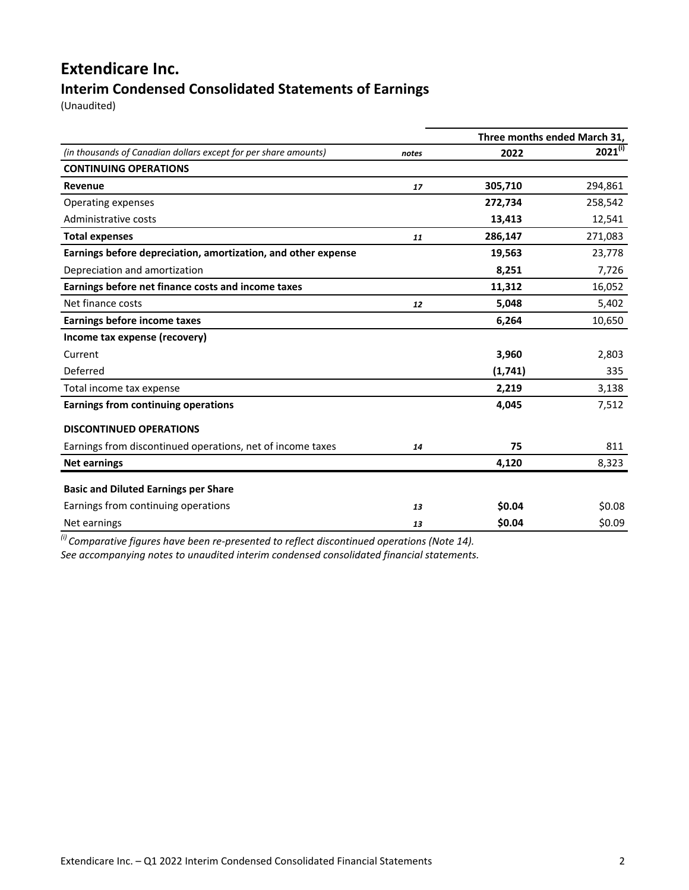# Extendicare Inc.

## Interim Condensed Consolidated Statements of Earnings

(Unaudited)

| *(in thousands of Canadian dollars except for per share amounts)* | *notes* | Three months ended March 31, 2022 | 2021[(i)] |
|---|---|---|---|
| **CONTINUING OPERATIONS** | | | |
| **Revenue** | *17* | **305,710** | 294,861 |
| Operating expenses | | **272,734** | 258,542 |
| Administrative costs | | **13,413** | 12,541 |
| **Total expenses** | *11* | **286,147** | 271,083 |
| **Earnings before depreciation, amortization, and other expense** | | **19,563** | 23,778 |
| Depreciation and amortization | | **8,251** | 7,726 |
| **Earnings before net finance costs and income taxes** | | **11,312** | 16,052 |
| Net finance costs | *12* | **5,048** | 5,402 |
| **Earnings before income taxes** | | **6,264** | 10,650 |
| **Income tax expense (recovery)** | | | |
| Current | | **3,960** | 2,803 |
| Deferred | | **(1,741)** | 335 |
| Total income tax expense | | **2,219** | 3,138 |
| **Earnings from continuing operations** | | **4,045** | 7,512 |
| **DISCONTINUED OPERATIONS** | | | |
| Earnings from discontinued operations, net of income taxes | *14* | **75** | 811 |
| **Net earnings** | | **4,120** | 8,323 |
| **Basic and Diluted Earnings per Share** | | | |
| Earnings from continuing operations | *13* | **$0.04** | $0.08 |
| Net earnings | *13* | **$0.04** | $0.09 |

*[(i)] Comparative figures have been re-presented to reflect discontinued operations (Note 14).*

*See accompanying notes to unaudited interim condensed consolidated financial statements.*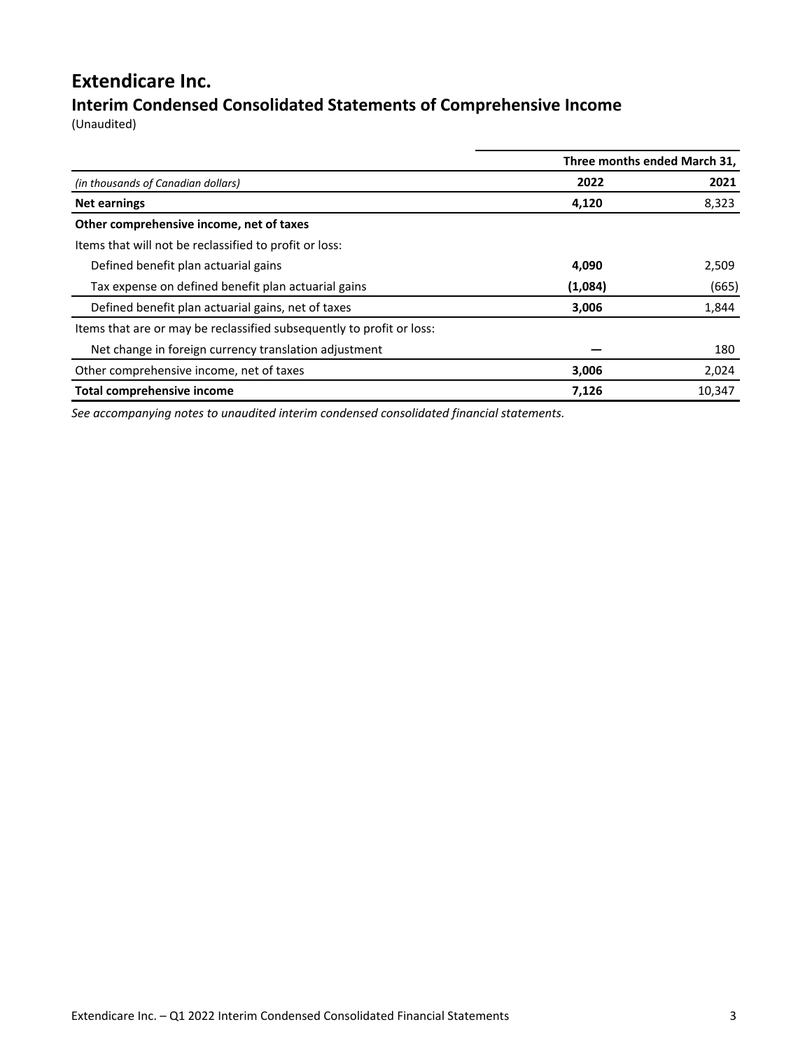# Extendicare Inc.

## Interim Condensed Consolidated Statements of Comprehensive Income

(Unaudited)

| | Three months ended March 31, | |
|---|---|---|
| *(in thousands of Canadian dollars)* | **2022** | **2021** |
| **Net earnings** | **4,120** | 8,323 |
| **Other comprehensive income, net of taxes** | | |
| Items that will not be reclassified to profit or loss: | | |
| Defined benefit plan actuarial gains | **4,090** | 2,509 |
| Tax expense on defined benefit plan actuarial gains | **(1,084)** | (665) |
| Defined benefit plan actuarial gains, net of taxes | **3,006** | 1,844 |
| Items that are or may be reclassified subsequently to profit or loss: | | |
| Net change in foreign currency translation adjustment | **—** | 180 |
| Other comprehensive income, net of taxes | **3,006** | 2,024 |
| **Total comprehensive income** | **7,126** | 10,347 |

*See accompanying notes to unaudited interim condensed consolidated financial statements.*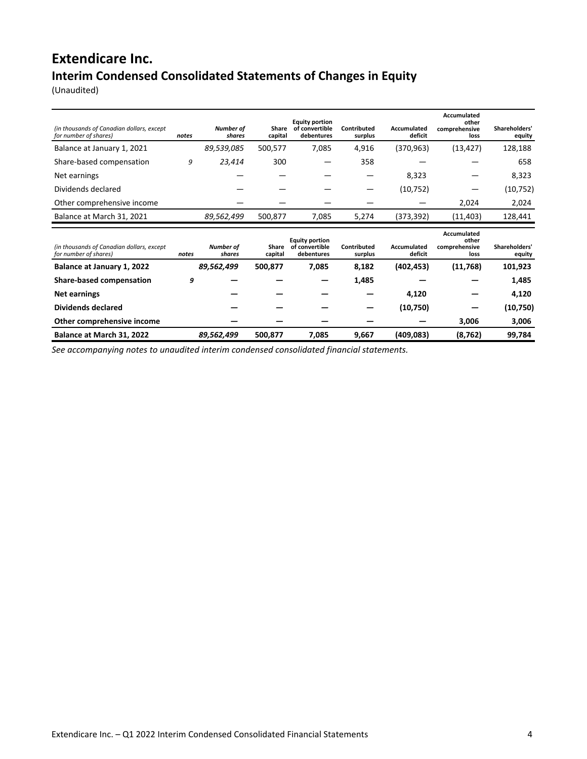# Extendicare Inc.

## Interim Condensed Consolidated Statements of Changes in Equity

(Unaudited)

| *(in thousands of Canadian dollars, except for number of shares)* | *notes* | *Number of shares* | Share capital | Equity portion of convertible debentures | Contributed surplus | Accumulated deficit | Accumulated other comprehensive loss | Shareholders' equity |
|---|---|---|---|---|---|---|---|---|
| Balance at January 1, 2021 | | *89,539,085* | 500,577 | 7,085 | 4,916 | (370,963) | (13,427) | 128,188 |
| Share-based compensation | *9* | *23,414* | 300 | — | 358 | — | — | 658 |
| Net earnings | | — | — | — | — | 8,323 | — | 8,323 |
| Dividends declared | | — | — | — | — | (10,752) | — | (10,752) |
| Other comprehensive income | | — | — | — | — | — | 2,024 | 2,024 |
| Balance at March 31, 2021 | | *89,562,499* | 500,877 | 7,085 | 5,274 | (373,392) | (11,403) | 128,441 |

| *(in thousands of Canadian dollars, except for number of shares)* | *notes* | *Number of shares* | Share capital | Equity portion of convertible debentures | Contributed surplus | Accumulated deficit | Accumulated other comprehensive loss | Shareholders' equity |
|---|---|---|---|---|---|---|---|---|
| **Balance at January 1, 2022** | | ***89,562,499*** | **500,877** | **7,085** | **8,182** | **(402,453)** | **(11,768)** | **101,923** |
| **Share-based compensation** | ***9*** | **—** | **—** | **—** | **1,485** | **—** | **—** | **1,485** |
| **Net earnings** | | **—** | **—** | **—** | **—** | **4,120** | **—** | **4,120** |
| **Dividends declared** | | **—** | **—** | **—** | **—** | **(10,750)** | **—** | **(10,750)** |
| **Other comprehensive income** | | **—** | **—** | **—** | **—** | **—** | **3,006** | **3,006** |
| **Balance at March 31, 2022** | | ***89,562,499*** | **500,877** | **7,085** | **9,667** | **(409,083)** | **(8,762)** | **99,784** |

*See accompanying notes to unaudited interim condensed consolidated financial statements.*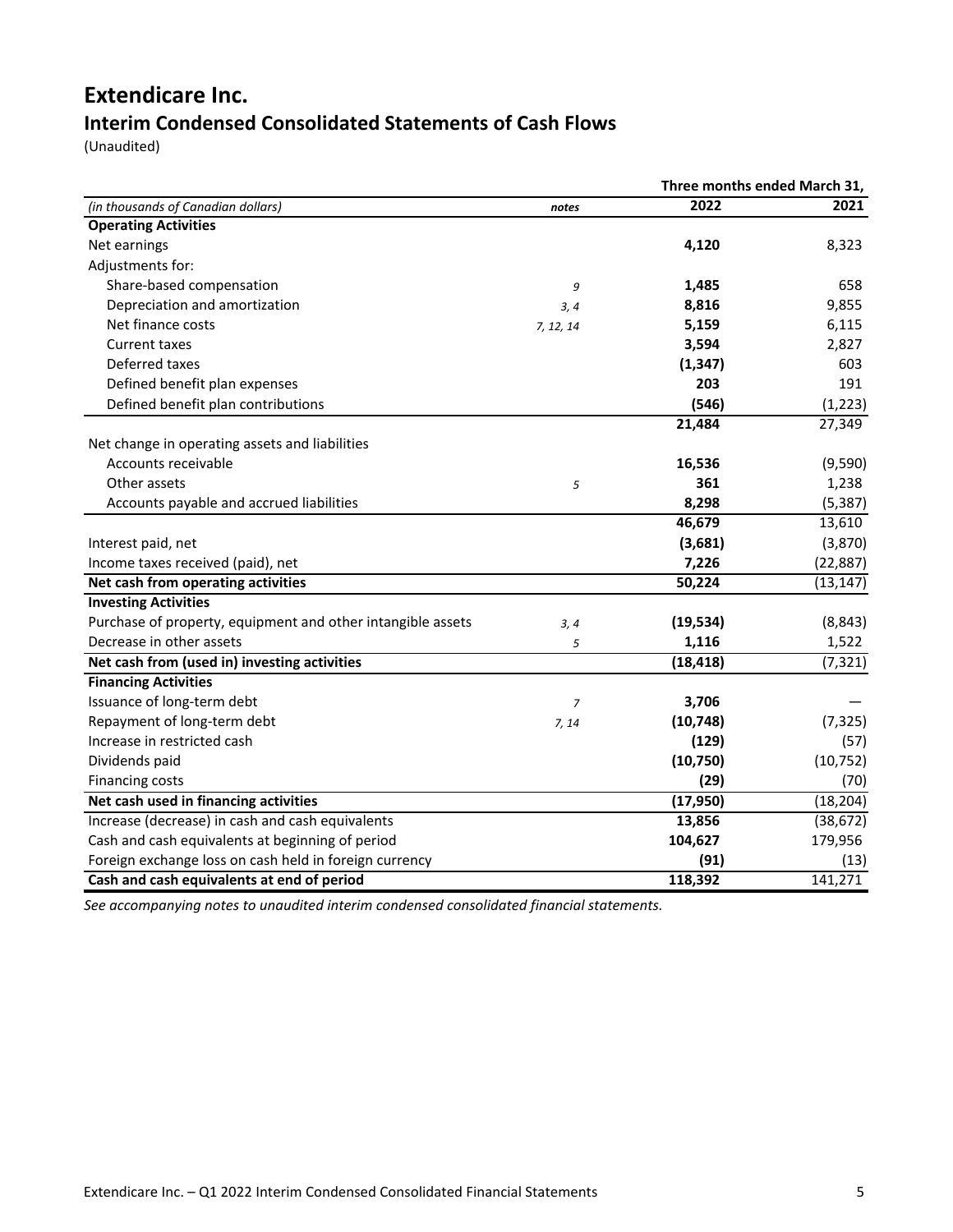# Extendicare Inc.

## Interim Condensed Consolidated Statements of Cash Flows

(Unaudited)

| | | Three months ended March 31, | |
|---|---|---|---|
| *(in thousands of Canadian dollars)* | *notes* | **2022** | **2021** |
| **Operating Activities** | | | |
| Net earnings | | **4,120** | 8,323 |
| Adjustments for: | | | |
| Share-based compensation | *9* | **1,485** | 658 |
| Depreciation and amortization | *3, 4* | **8,816** | 9,855 |
| Net finance costs | *7, 12, 14* | **5,159** | 6,115 |
| Current taxes | | **3,594** | 2,827 |
| Deferred taxes | | **(1,347)** | 603 |
| Defined benefit plan expenses | | **203** | 191 |
| Defined benefit plan contributions | | **(546)** | (1,223) |
| | | **21,484** | 27,349 |
| Net change in operating assets and liabilities | | | |
| Accounts receivable | | **16,536** | (9,590) |
| Other assets | *5* | **361** | 1,238 |
| Accounts payable and accrued liabilities | | **8,298** | (5,387) |
| | | **46,679** | 13,610 |
| Interest paid, net | | **(3,681)** | (3,870) |
| Income taxes received (paid), net | | **7,226** | (22,887) |
| **Net cash from operating activities** | | **50,224** | (13,147) |
| **Investing Activities** | | | |
| Purchase of property, equipment and other intangible assets | *3, 4* | **(19,534)** | (8,843) |
| Decrease in other assets | *5* | **1,116** | 1,522 |
| **Net cash from (used in) investing activities** | | **(18,418)** | (7,321) |
| **Financing Activities** | | | |
| Issuance of long-term debt | *7* | **3,706** | — |
| Repayment of long-term debt | *7, 14* | **(10,748)** | (7,325) |
| Increase in restricted cash | | **(129)** | (57) |
| Dividends paid | | **(10,750)** | (10,752) |
| Financing costs | | **(29)** | (70) |
| **Net cash used in financing activities** | | **(17,950)** | (18,204) |
| Increase (decrease) in cash and cash equivalents | | **13,856** | (38,672) |
| Cash and cash equivalents at beginning of period | | **104,627** | 179,956 |
| Foreign exchange loss on cash held in foreign currency | | **(91)** | (13) |
| **Cash and cash equivalents at end of period** | | **118,392** | 141,271 |

*See accompanying notes to unaudited interim condensed consolidated financial statements.*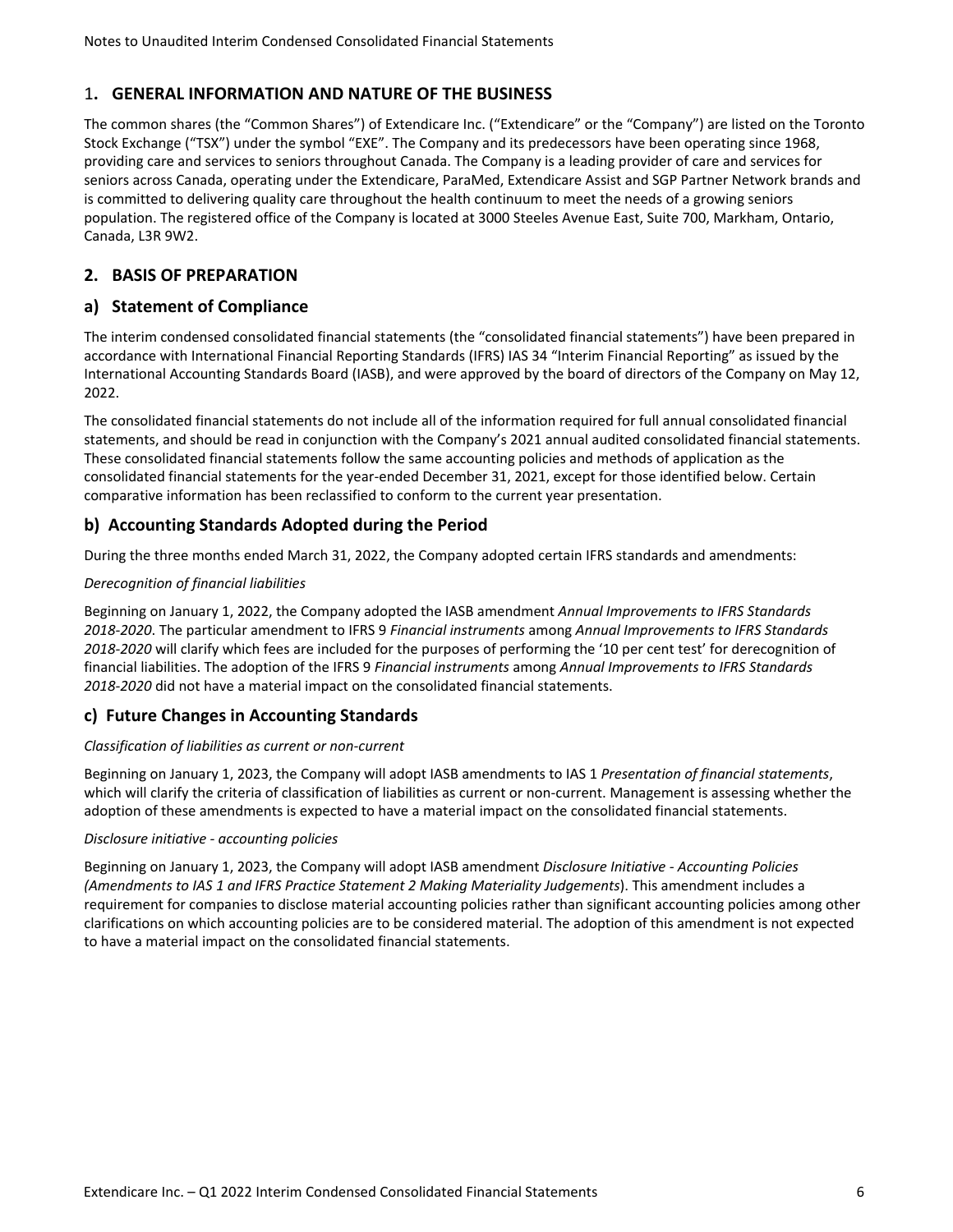## 1. GENERAL INFORMATION AND NATURE OF THE BUSINESS

The common shares (the "Common Shares") of Extendicare Inc. ("Extendicare" or the "Company") are listed on the Toronto Stock Exchange ("TSX") under the symbol "EXE". The Company and its predecessors have been operating since 1968, providing care and services to seniors throughout Canada. The Company is a leading provider of care and services for seniors across Canada, operating under the Extendicare, ParaMed, Extendicare Assist and SGP Partner Network brands and is committed to delivering quality care throughout the health continuum to meet the needs of a growing seniors population. The registered office of the Company is located at 3000 Steeles Avenue East, Suite 700, Markham, Ontario, Canada, L3R 9W2.

## 2. BASIS OF PREPARATION

### a) Statement of Compliance

The interim condensed consolidated financial statements (the "consolidated financial statements") have been prepared in accordance with International Financial Reporting Standards (IFRS) IAS 34 "Interim Financial Reporting" as issued by the International Accounting Standards Board (IASB), and were approved by the board of directors of the Company on May 12, 2022.

The consolidated financial statements do not include all of the information required for full annual consolidated financial statements, and should be read in conjunction with the Company's 2021 annual audited consolidated financial statements. These consolidated financial statements follow the same accounting policies and methods of application as the consolidated financial statements for the year-ended December 31, 2021, except for those identified below. Certain comparative information has been reclassified to conform to the current year presentation.

### b) Accounting Standards Adopted during the Period

During the three months ended March 31, 2022, the Company adopted certain IFRS standards and amendments:

*Derecognition of financial liabilities*

Beginning on January 1, 2022, the Company adopted the IASB amendment *Annual Improvements to IFRS Standards 2018-2020*. The particular amendment to IFRS 9 *Financial instruments* among *Annual Improvements to IFRS Standards 2018-2020* will clarify which fees are included for the purposes of performing the '10 per cent test' for derecognition of financial liabilities. The adoption of the IFRS 9 *Financial instruments* among *Annual Improvements to IFRS Standards 2018-2020* did not have a material impact on the consolidated financial statements.

### c) Future Changes in Accounting Standards

*Classification of liabilities as current or non-current*

Beginning on January 1, 2023, the Company will adopt IASB amendments to IAS 1 *Presentation of financial statements*, which will clarify the criteria of classification of liabilities as current or non-current. Management is assessing whether the adoption of these amendments is expected to have a material impact on the consolidated financial statements.

*Disclosure initiative - accounting policies*

Beginning on January 1, 2023, the Company will adopt IASB amendment *Disclosure Initiative - Accounting Policies (Amendments to IAS 1 and IFRS Practice Statement 2 Making Materiality Judgements*). This amendment includes a requirement for companies to disclose material accounting policies rather than significant accounting policies among other clarifications on which accounting policies are to be considered material. The adoption of this amendment is not expected to have a material impact on the consolidated financial statements.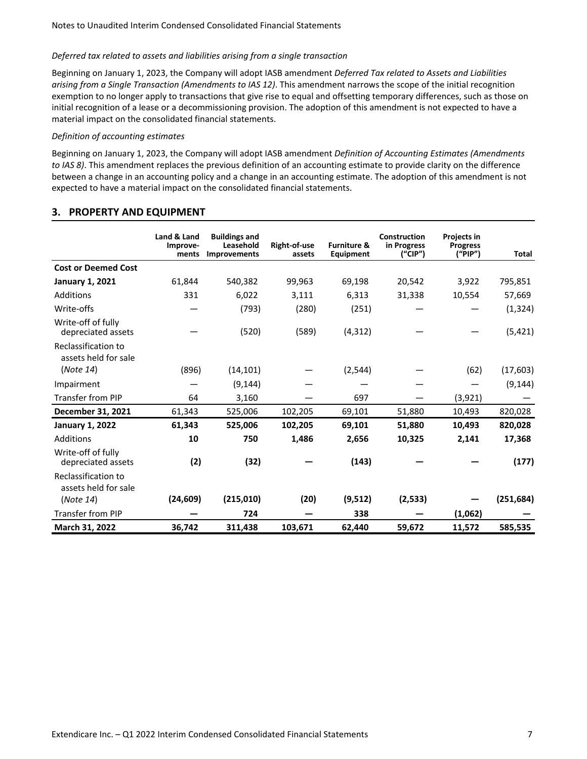*Deferred tax related to assets and liabilities arising from a single transaction*

Beginning on January 1, 2023, the Company will adopt IASB amendment *Deferred Tax related to Assets and Liabilities arising from a Single Transaction (Amendments to IAS 12)*. This amendment narrows the scope of the initial recognition exemption to no longer apply to transactions that give rise to equal and offsetting temporary differences, such as those on initial recognition of a lease or a decommissioning provision. The adoption of this amendment is not expected to have a material impact on the consolidated financial statements.

*Definition of accounting estimates*

Beginning on January 1, 2023, the Company will adopt IASB amendment *Definition of Accounting Estimates (Amendments to IAS 8)*. This amendment replaces the previous definition of an accounting estimate to provide clarity on the difference between a change in an accounting policy and a change in an accounting estimate. The adoption of this amendment is not expected to have a material impact on the consolidated financial statements.

## 3. PROPERTY AND EQUIPMENT

| | Land & Land Improve-ments | Buildings and Leasehold Improvements | Right-of-use assets | Furniture & Equipment | Construction in Progress ("CIP") | Projects in Progress ("PIP") | Total |
|---|---|---|---|---|---|---|---|
| **Cost or Deemed Cost** | | | | | | | |
| **January 1, 2021** | 61,844 | 540,382 | 99,963 | 69,198 | 20,542 | 3,922 | 795,851 |
| Additions | 331 | 6,022 | 3,111 | 6,313 | 31,338 | 10,554 | 57,669 |
| Write-offs | — | (793) | (280) | (251) | — | — | (1,324) |
| Write-off of fully depreciated assets | — | (520) | (589) | (4,312) | — | — | (5,421) |
| Reclassification to assets held for sale (*Note 14*) | (896) | (14,101) | — | (2,544) | — | (62) | (17,603) |
| Impairment | — | (9,144) | — | — | — | — | (9,144) |
| Transfer from PIP | 64 | 3,160 | — | 697 | — | (3,921) | — |
| **December 31, 2021** | 61,343 | 525,006 | 102,205 | 69,101 | 51,880 | 10,493 | 820,028 |
| **January 1, 2022** | **61,343** | **525,006** | **102,205** | **69,101** | **51,880** | **10,493** | **820,028** |
| Additions | **10** | **750** | **1,486** | **2,656** | **10,325** | **2,141** | **17,368** |
| Write-off of fully depreciated assets | **(2)** | **(32)** | **—** | **(143)** | **—** | **—** | **(177)** |
| Reclassification to assets held for sale (*Note 14*) | **(24,609)** | **(215,010)** | **(20)** | **(9,512)** | **(2,533)** | **—** | **(251,684)** |
| Transfer from PIP | **—** | **724** | **—** | **338** | **—** | **(1,062)** | **—** |
| **March 31, 2022** | **36,742** | **311,438** | **103,671** | **62,440** | **59,672** | **11,572** | **585,535** |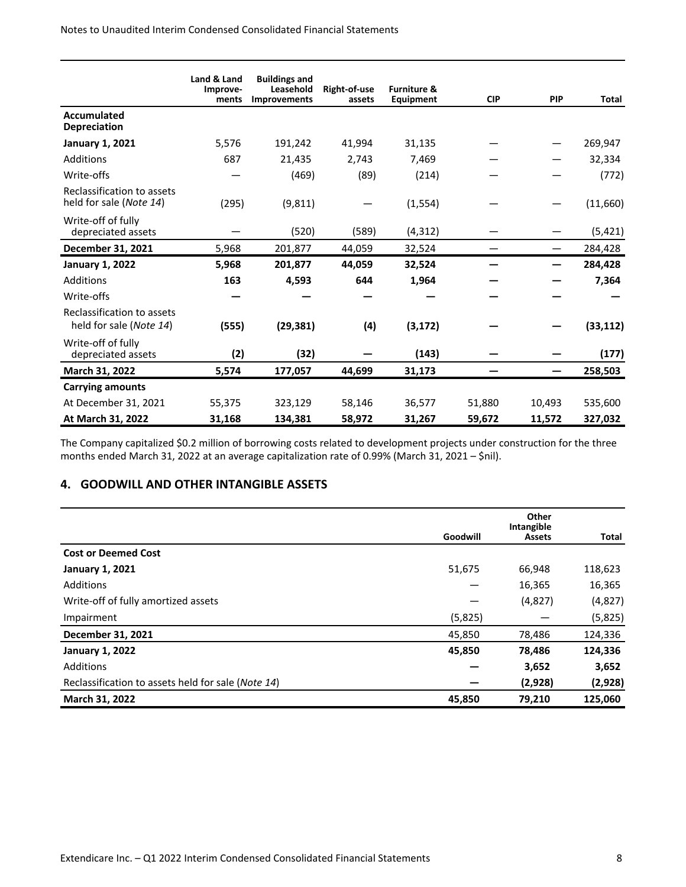| | Land & Land Improve-ments | Buildings and Leasehold Improvements | Right-of-use assets | Furniture & Equipment | CIP | PIP | Total |
|---|---|---|---|---|---|---|---|
| **Accumulated Depreciation** | | | | | | | |
| **January 1, 2021** | 5,576 | 191,242 | 41,994 | 31,135 | — | — | 269,947 |
| Additions | 687 | 21,435 | 2,743 | 7,469 | — | — | 32,334 |
| Write-offs | — | (469) | (89) | (214) | — | — | (772) |
| Reclassification to assets held for sale (*Note 14*) | (295) | (9,811) | — | (1,554) | — | — | (11,660) |
| Write-off of fully depreciated assets | — | (520) | (589) | (4,312) | — | — | (5,421) |
| **December 31, 2021** | 5,968 | 201,877 | 44,059 | 32,524 | — | — | 284,428 |
| **January 1, 2022** | **5,968** | **201,877** | **44,059** | **32,524** | **—** | **—** | **284,428** |
| Additions | **163** | **4,593** | **644** | **1,964** | **—** | **—** | **7,364** |
| Write-offs | **—** | **—** | **—** | **—** | **—** | **—** | **—** |
| Reclassification to assets held for sale (*Note 14*) | **(555)** | **(29,381)** | **(4)** | **(3,172)** | **—** | **—** | **(33,112)** |
| Write-off of fully depreciated assets | **(2)** | **(32)** | **—** | **(143)** | **—** | **—** | **(177)** |
| **March 31, 2022** | **5,574** | **177,057** | **44,699** | **31,173** | **—** | **—** | **258,503** |
| **Carrying amounts** | | | | | | | |
| At December 31, 2021 | 55,375 | 323,129 | 58,146 | 36,577 | 51,880 | 10,493 | 535,600 |
| **At March 31, 2022** | **31,168** | **134,381** | **58,972** | **31,267** | **59,672** | **11,572** | **327,032** |

The Company capitalized $0.2 million of borrowing costs related to development projects under construction for the three months ended March 31, 2022 at an average capitalization rate of 0.99% (March 31, 2021 – $nil).

## 4. GOODWILL AND OTHER INTANGIBLE ASSETS

| | Goodwill | Other Intangible Assets | Total |
|---|---|---|---|
| **Cost or Deemed Cost** | | | |
| **January 1, 2021** | 51,675 | 66,948 | 118,623 |
| Additions | — | 16,365 | 16,365 |
| Write-off of fully amortized assets | — | (4,827) | (4,827) |
| Impairment | (5,825) | — | (5,825) |
| **December 31, 2021** | 45,850 | 78,486 | 124,336 |
| **January 1, 2022** | **45,850** | **78,486** | **124,336** |
| Additions | **—** | **3,652** | **3,652** |
| Reclassification to assets held for sale (*Note 14*) | **—** | **(2,928)** | **(2,928)** |
| **March 31, 2022** | **45,850** | **79,210** | **125,060** |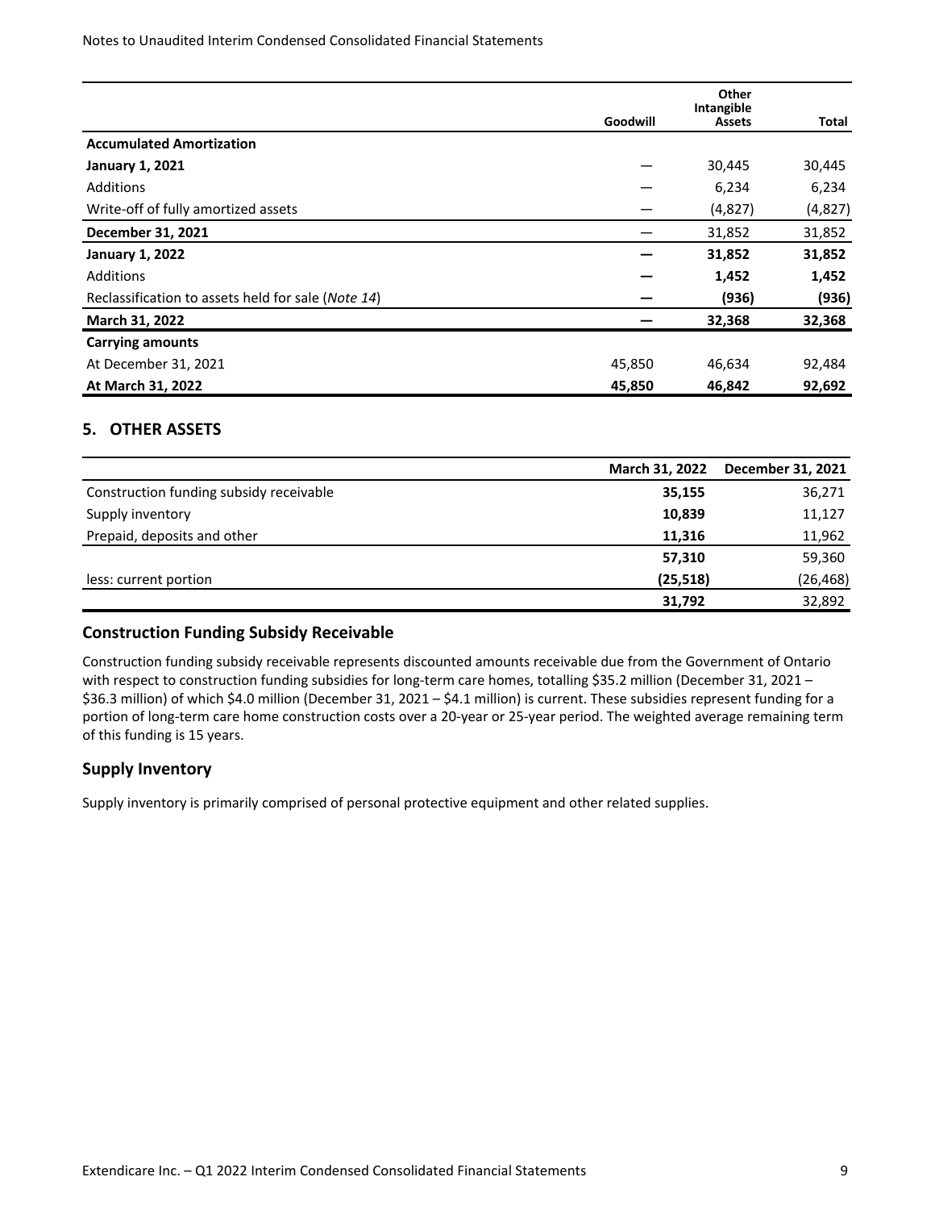| | Goodwill | Other Intangible Assets | Total |
|---|---|---|---|
| **Accumulated Amortization** | | | |
| **January 1, 2021** | — | 30,445 | 30,445 |
| Additions | — | 6,234 | 6,234 |
| Write-off of fully amortized assets | — | (4,827) | (4,827) |
| **December 31, 2021** | — | 31,852 | 31,852 |
| **January 1, 2022** | **—** | **31,852** | **31,852** |
| Additions | **—** | **1,452** | **1,452** |
| Reclassification to assets held for sale (*Note 14*) | **—** | **(936)** | **(936)** |
| **March 31, 2022** | **—** | **32,368** | **32,368** |
| **Carrying amounts** | | | |
| At December 31, 2021 | 45,850 | 46,634 | 92,484 |
| **At March 31, 2022** | **45,850** | **46,842** | **92,692** |

## 5. OTHER ASSETS

| | March 31, 2022 | December 31, 2021 |
|---|---|---|
| Construction funding subsidy receivable | **35,155** | 36,271 |
| Supply inventory | **10,839** | 11,127 |
| Prepaid, deposits and other | **11,316** | 11,962 |
| | **57,310** | 59,360 |
| less: current portion | **(25,518)** | (26,468) |
| | **31,792** | 32,892 |

### Construction Funding Subsidy Receivable

Construction funding subsidy receivable represents discounted amounts receivable due from the Government of Ontario with respect to construction funding subsidies for long-term care homes, totalling $35.2 million (December 31, 2021 – $36.3 million) of which $4.0 million (December 31, 2021 – $4.1 million) is current. These subsidies represent funding for a portion of long-term care home construction costs over a 20-year or 25-year period. The weighted average remaining term of this funding is 15 years.

### Supply Inventory

Supply inventory is primarily comprised of personal protective equipment and other related supplies.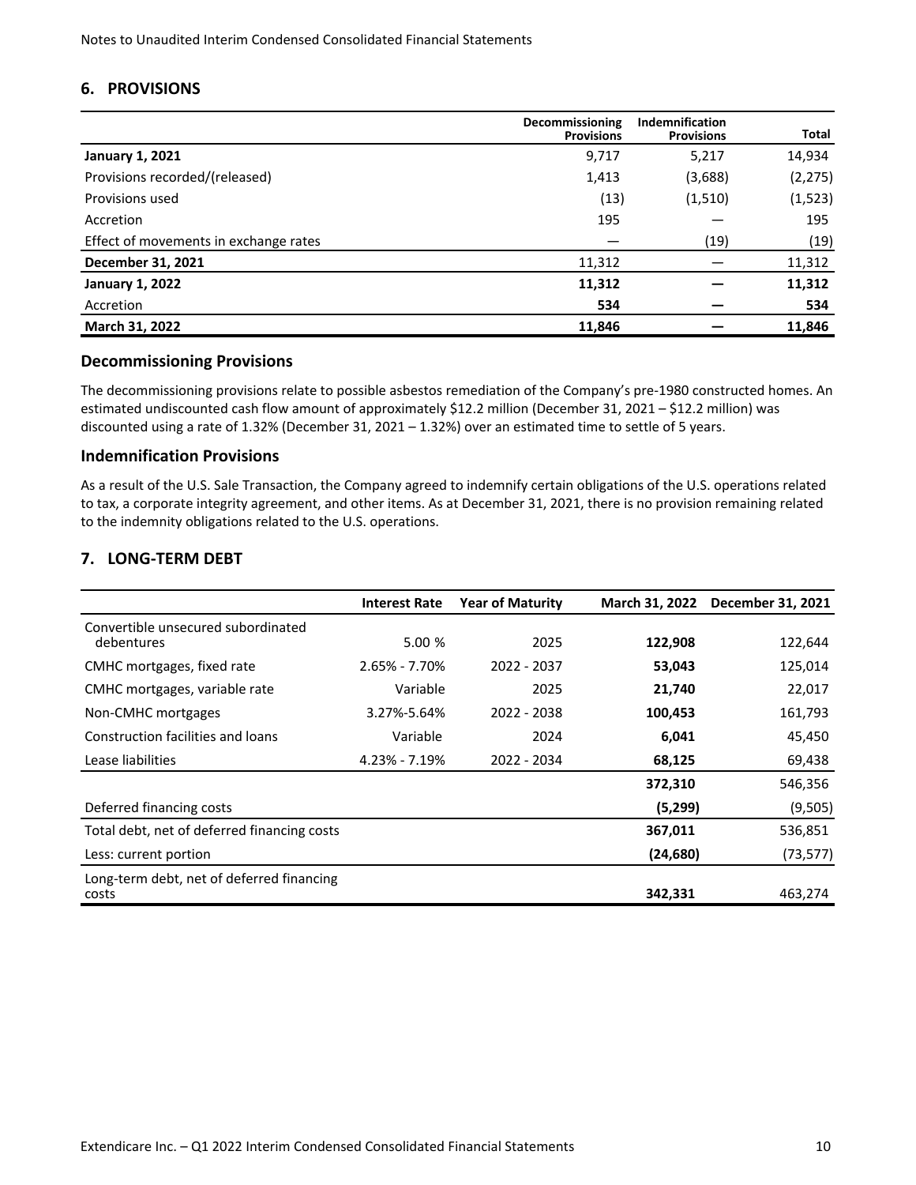## 6. PROVISIONS

| | Decommissioning Provisions | Indemnification Provisions | Total |
|---|---|---|---|
| **January 1, 2021** | 9,717 | 5,217 | 14,934 |
| Provisions recorded/(released) | 1,413 | (3,688) | (2,275) |
| Provisions used | (13) | (1,510) | (1,523) |
| Accretion | 195 | — | 195 |
| Effect of movements in exchange rates | — | (19) | (19) |
| **December 31, 2021** | 11,312 | — | 11,312 |
| **January 1, 2022** | **11,312** | **—** | **11,312** |
| Accretion | **534** | **—** | **534** |
| **March 31, 2022** | **11,846** | **—** | **11,846** |

### Decommissioning Provisions

The decommissioning provisions relate to possible asbestos remediation of the Company's pre-1980 constructed homes. An estimated undiscounted cash flow amount of approximately $12.2 million (December 31, 2021 – $12.2 million) was discounted using a rate of 1.32% (December 31, 2021 – 1.32%) over an estimated time to settle of 5 years.

### Indemnification Provisions

As a result of the U.S. Sale Transaction, the Company agreed to indemnify certain obligations of the U.S. operations related to tax, a corporate integrity agreement, and other items. As at December 31, 2021, there is no provision remaining related to the indemnity obligations related to the U.S. operations.

## 7. LONG-TERM DEBT

| | Interest Rate | Year of Maturity | March 31, 2022 | December 31, 2021 |
|---|---|---|---|---|
| Convertible unsecured subordinated debentures | 5.00 % | 2025 | **122,908** | 122,644 |
| CMHC mortgages, fixed rate | 2.65% - 7.70% | 2022 - 2037 | **53,043** | 125,014 |
| CMHC mortgages, variable rate | Variable | 2025 | **21,740** | 22,017 |
| Non-CMHC mortgages | 3.27%-5.64% | 2022 - 2038 | **100,453** | 161,793 |
| Construction facilities and loans | Variable | 2024 | **6,041** | 45,450 |
| Lease liabilities | 4.23% - 7.19% | 2022 - 2034 | **68,125** | 69,438 |
| | | | **372,310** | 546,356 |
| Deferred financing costs | | | **(5,299)** | (9,505) |
| Total debt, net of deferred financing costs | | | **367,011** | 536,851 |
| Less: current portion | | | **(24,680)** | (73,577) |
| Long-term debt, net of deferred financing costs | | | **342,331** | 463,274 |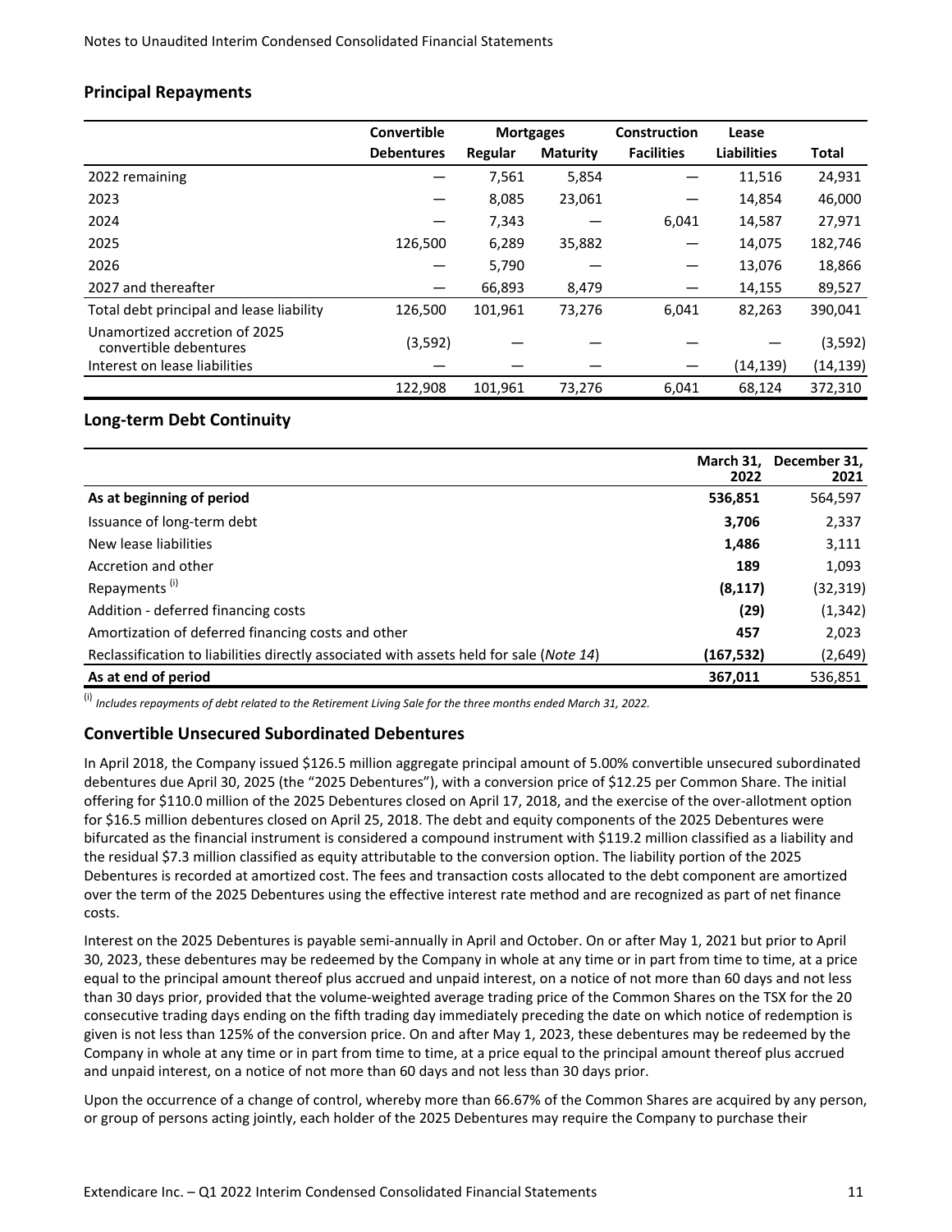## Principal Repayments

| | Convertible Debentures | Mortgages | | Construction Facilities | Lease Liabilities | Total |
|---|---|---|---|---|---|---|
| | | Regular | Maturity | | | |
| 2022 remaining | — | 7,561 | 5,854 | — | 11,516 | 24,931 |
| 2023 | — | 8,085 | 23,061 | — | 14,854 | 46,000 |
| 2024 | — | 7,343 | — | 6,041 | 14,587 | 27,971 |
| 2025 | 126,500 | 6,289 | 35,882 | — | 14,075 | 182,746 |
| 2026 | — | 5,790 | — | — | 13,076 | 18,866 |
| 2027 and thereafter | — | 66,893 | 8,479 | — | 14,155 | 89,527 |
| Total debt principal and lease liability | 126,500 | 101,961 | 73,276 | 6,041 | 82,263 | 390,041 |
| Unamortized accretion of 2025 convertible debentures | (3,592) | — | — | — | — | (3,592) |
| Interest on lease liabilities | — | — | — | — | (14,139) | (14,139) |
| | 122,908 | 101,961 | 73,276 | 6,041 | 68,124 | 372,310 |

## Long-term Debt Continuity

| | March 31, 2022 | December 31, 2021 |
|---|---|---|
| **As at beginning of period** | **536,851** | 564,597 |
| Issuance of long-term debt | **3,706** | 2,337 |
| New lease liabilities | **1,486** | 3,111 |
| Accretion and other | **189** | 1,093 |
| Repayments [(i)] | **(8,117)** | (32,319) |
| Addition - deferred financing costs | **(29)** | (1,342) |
| Amortization of deferred financing costs and other | **457** | 2,023 |
| Reclassification to liabilities directly associated with assets held for sale (*Note 14*) | **(167,532)** | (2,649) |
| **As at end of period** | **367,011** | 536,851 |

[(i)] *Includes repayments of debt related to the Retirement Living Sale for the three months ended March 31, 2022.*

## Convertible Unsecured Subordinated Debentures

In April 2018, the Company issued $126.5 million aggregate principal amount of 5.00% convertible unsecured subordinated debentures due April 30, 2025 (the "2025 Debentures"), with a conversion price of $12.25 per Common Share. The initial offering for $110.0 million of the 2025 Debentures closed on April 17, 2018, and the exercise of the over-allotment option for $16.5 million debentures closed on April 25, 2018. The debt and equity components of the 2025 Debentures were bifurcated as the financial instrument is considered a compound instrument with $119.2 million classified as a liability and the residual $7.3 million classified as equity attributable to the conversion option. The liability portion of the 2025 Debentures is recorded at amortized cost. The fees and transaction costs allocated to the debt component are amortized over the term of the 2025 Debentures using the effective interest rate method and are recognized as part of net finance costs.

Interest on the 2025 Debentures is payable semi-annually in April and October. On or after May 1, 2021 but prior to April 30, 2023, these debentures may be redeemed by the Company in whole at any time or in part from time to time, at a price equal to the principal amount thereof plus accrued and unpaid interest, on a notice of not more than 60 days and not less than 30 days prior, provided that the volume-weighted average trading price of the Common Shares on the TSX for the 20 consecutive trading days ending on the fifth trading day immediately preceding the date on which notice of redemption is given is not less than 125% of the conversion price. On and after May 1, 2023, these debentures may be redeemed by the Company in whole at any time or in part from time to time, at a price equal to the principal amount thereof plus accrued and unpaid interest, on a notice of not more than 60 days and not less than 30 days prior.

Upon the occurrence of a change of control, whereby more than 66.67% of the Common Shares are acquired by any person, or group of persons acting jointly, each holder of the 2025 Debentures may require the Company to purchase their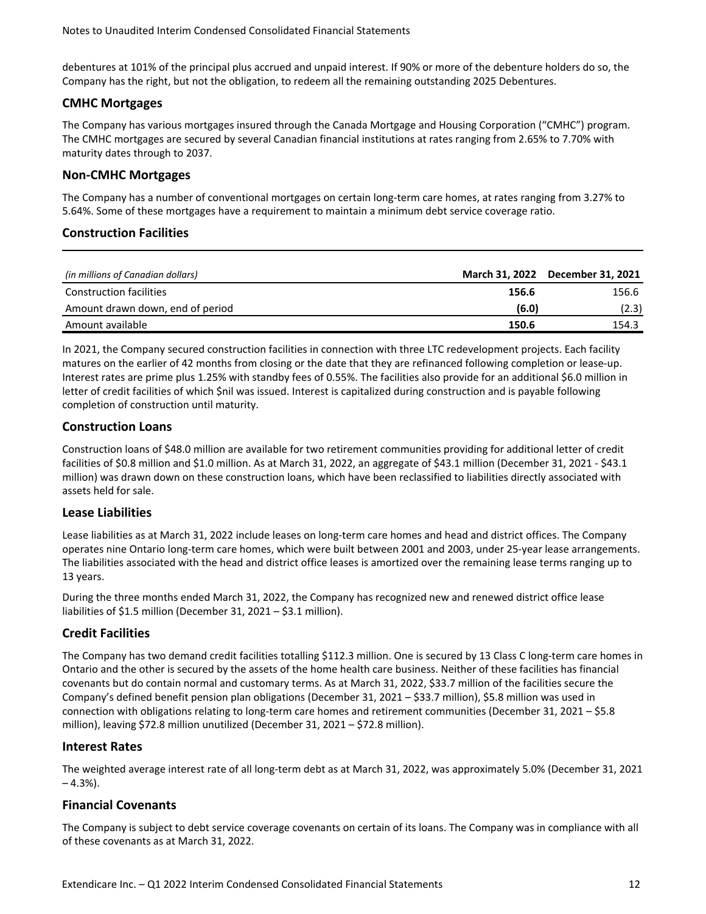debentures at 101% of the principal plus accrued and unpaid interest. If 90% or more of the debenture holders do so, the Company has the right, but not the obligation, to redeem all the remaining outstanding 2025 Debentures.

## CMHC Mortgages

The Company has various mortgages insured through the Canada Mortgage and Housing Corporation ("CMHC") program. The CMHC mortgages are secured by several Canadian financial institutions at rates ranging from 2.65% to 7.70% with maturity dates through to 2037.

## Non-CMHC Mortgages

The Company has a number of conventional mortgages on certain long-term care homes, at rates ranging from 3.27% to 5.64%. Some of these mortgages have a requirement to maintain a minimum debt service coverage ratio.

## Construction Facilities

| *(in millions of Canadian dollars)* | **March 31, 2022** | **December 31, 2021** |
|---|---|---|
| Construction facilities | **156.6** | 156.6 |
| Amount drawn down, end of period | **(6.0)** | (2.3) |
| Amount available | **150.6** | 154.3 |

In 2021, the Company secured construction facilities in connection with three LTC redevelopment projects. Each facility matures on the earlier of 42 months from closing or the date that they are refinanced following completion or lease-up. Interest rates are prime plus 1.25% with standby fees of 0.55%. The facilities also provide for an additional $6.0 million in letter of credit facilities of which $nil was issued. Interest is capitalized during construction and is payable following completion of construction until maturity.

## Construction Loans

Construction loans of $48.0 million are available for two retirement communities providing for additional letter of credit facilities of $0.8 million and $1.0 million. As at March 31, 2022, an aggregate of $43.1 million (December 31, 2021 - $43.1 million) was drawn down on these construction loans, which have been reclassified to liabilities directly associated with assets held for sale.

## Lease Liabilities

Lease liabilities as at March 31, 2022 include leases on long-term care homes and head and district offices. The Company operates nine Ontario long-term care homes, which were built between 2001 and 2003, under 25-year lease arrangements. The liabilities associated with the head and district office leases is amortized over the remaining lease terms ranging up to 13 years.

During the three months ended March 31, 2022, the Company has recognized new and renewed district office lease liabilities of $1.5 million (December 31, 2021 – $3.1 million).

## Credit Facilities

The Company has two demand credit facilities totalling $112.3 million. One is secured by 13 Class C long-term care homes in Ontario and the other is secured by the assets of the home health care business. Neither of these facilities has financial covenants but do contain normal and customary terms. As at March 31, 2022, $33.7 million of the facilities secure the Company's defined benefit pension plan obligations (December 31, 2021 – $33.7 million), $5.8 million was used in connection with obligations relating to long-term care homes and retirement communities (December 31, 2021 – $5.8 million), leaving $72.8 million unutilized (December 31, 2021 – $72.8 million).

## Interest Rates

The weighted average interest rate of all long-term debt as at March 31, 2022, was approximately 5.0% (December 31, 2021 – 4.3%).

## Financial Covenants

The Company is subject to debt service coverage covenants on certain of its loans. The Company was in compliance with all of these covenants as at March 31, 2022.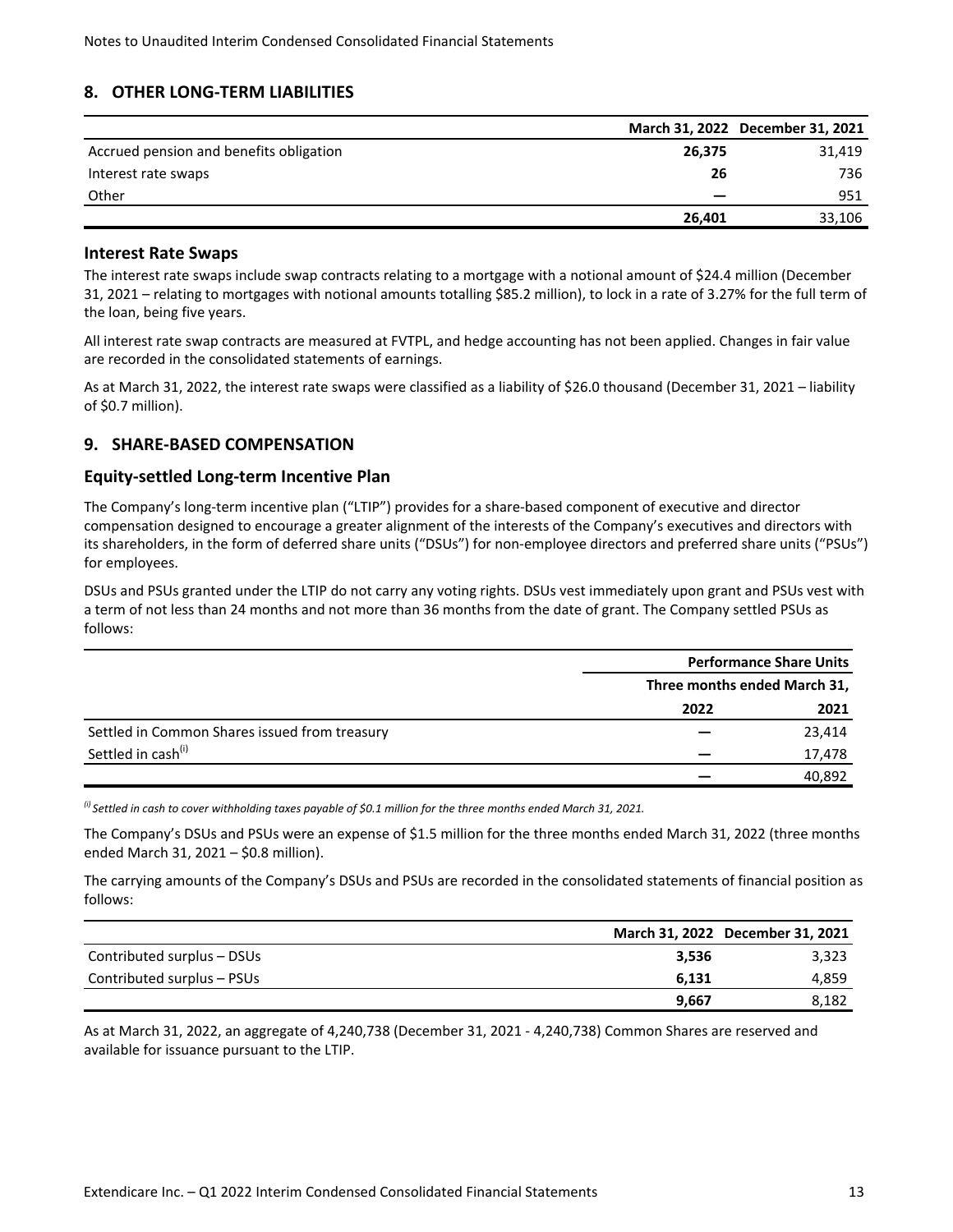## 8. OTHER LONG-TERM LIABILITIES

| | March 31, 2022 | December 31, 2021 |
|---|---|---|
| Accrued pension and benefits obligation | **26,375** | 31,419 |
| Interest rate swaps | **26** | 736 |
| Other | **—** | 951 |
| | **26,401** | 33,106 |

### Interest Rate Swaps

The interest rate swaps include swap contracts relating to a mortgage with a notional amount of $24.4 million (December 31, 2021 – relating to mortgages with notional amounts totalling $85.2 million), to lock in a rate of 3.27% for the full term of the loan, being five years.

All interest rate swap contracts are measured at FVTPL, and hedge accounting has not been applied. Changes in fair value are recorded in the consolidated statements of earnings.

As at March 31, 2022, the interest rate swaps were classified as a liability of $26.0 thousand (December 31, 2021 – liability of $0.7 million).

## 9. SHARE-BASED COMPENSATION

### Equity-settled Long-term Incentive Plan

The Company's long-term incentive plan ("LTIP") provides for a share-based component of executive and director compensation designed to encourage a greater alignment of the interests of the Company's executives and directors with its shareholders, in the form of deferred share units ("DSUs") for non-employee directors and preferred share units ("PSUs") for employees.

DSUs and PSUs granted under the LTIP do not carry any voting rights. DSUs vest immediately upon grant and PSUs vest with a term of not less than 24 months and not more than 36 months from the date of grant. The Company settled PSUs as follows:

| | Performance Share Units | |
|---|---|---|
| | Three months ended March 31, | |
| | 2022 | 2021 |
| Settled in Common Shares issued from treasury | — | 23,414 |
| Settled in cash[(i)] | — | 17,478 |
| | — | 40,892 |

*[(i)] Settled in cash to cover withholding taxes payable of $0.1 million for the three months ended March 31, 2021.*

The Company's DSUs and PSUs were an expense of $1.5 million for the three months ended March 31, 2022 (three months ended March 31, 2021 – $0.8 million).

The carrying amounts of the Company's DSUs and PSUs are recorded in the consolidated statements of financial position as follows:

| | March 31, 2022 | December 31, 2021 |
|---|---|---|
| Contributed surplus – DSUs | **3,536** | 3,323 |
| Contributed surplus – PSUs | **6,131** | 4,859 |
| | **9,667** | 8,182 |

As at March 31, 2022, an aggregate of 4,240,738 (December 31, 2021 - 4,240,738) Common Shares are reserved and available for issuance pursuant to the LTIP.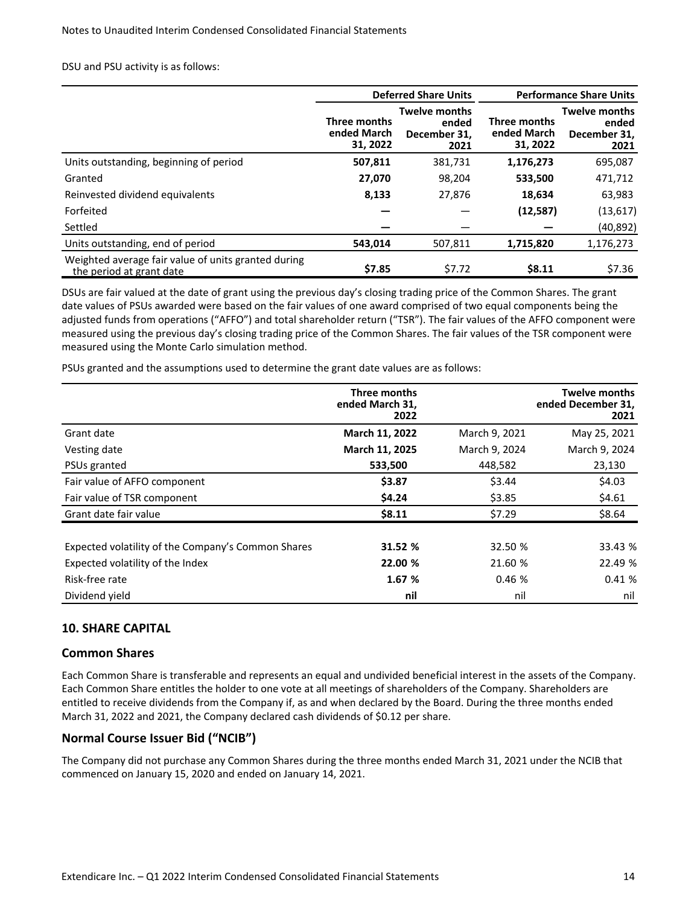DSU and PSU activity is as follows:

| | Deferred Share Units | | Performance Share Units | |
|---|---|---|---|---|
| | **Three months ended March 31, 2022** | **Twelve months ended December 31, 2021** | **Three months ended March 31, 2022** | **Twelve months ended December 31, 2021** |
| Units outstanding, beginning of period | **507,811** | 381,731 | **1,176,273** | 695,087 |
| Granted | **27,070** | 98,204 | **533,500** | 471,712 |
| Reinvested dividend equivalents | **8,133** | 27,876 | **18,634** | 63,983 |
| Forfeited | **—** | — | **(12,587)** | (13,617) |
| Settled | **—** | — | **—** | (40,892) |
| Units outstanding, end of period | **543,014** | 507,811 | **1,715,820** | 1,176,273 |
| Weighted average fair value of units granted during the period at grant date | **$7.85** | $7.72 | **$8.11** | $7.36 |

DSUs are fair valued at the date of grant using the previous day's closing trading price of the Common Shares. The grant date values of PSUs awarded were based on the fair values of one award comprised of two equal components being the adjusted funds from operations ("AFFO") and total shareholder return ("TSR"). The fair values of the AFFO component were measured using the previous day's closing trading price of the Common Shares. The fair values of the TSR component were measured using the Monte Carlo simulation method.

PSUs granted and the assumptions used to determine the grant date values are as follows:

| | Three months ended March 31, 2022 | Twelve months ended December 31, 2021 | |
|---|---|---|---|
| Grant date | **March 11, 2022** | March 9, 2021 | May 25, 2021 |
| Vesting date | **March 11, 2025** | March 9, 2024 | March 9, 2024 |
| PSUs granted | **533,500** | 448,582 | 23,130 |
| Fair value of AFFO component | **$3.87** | $3.44 | $4.03 |
| Fair value of TSR component | **$4.24** | $3.85 | $4.61 |
| Grant date fair value | **$8.11** | $7.29 | $8.64 |
| | | | |
| Expected volatility of the Company's Common Shares | **31.52 %** | 32.50 % | 33.43 % |
| Expected volatility of the Index | **22.00 %** | 21.60 % | 22.49 % |
| Risk-free rate | **1.67 %** | 0.46 % | 0.41 % |
| Dividend yield | **nil** | nil | nil |

## 10. SHARE CAPITAL

### Common Shares

Each Common Share is transferable and represents an equal and undivided beneficial interest in the assets of the Company. Each Common Share entitles the holder to one vote at all meetings of shareholders of the Company. Shareholders are entitled to receive dividends from the Company if, as and when declared by the Board. During the three months ended March 31, 2022 and 2021, the Company declared cash dividends of $0.12 per share.

### Normal Course Issuer Bid ("NCIB")

The Company did not purchase any Common Shares during the three months ended March 31, 2021 under the NCIB that commenced on January 15, 2020 and ended on January 14, 2021.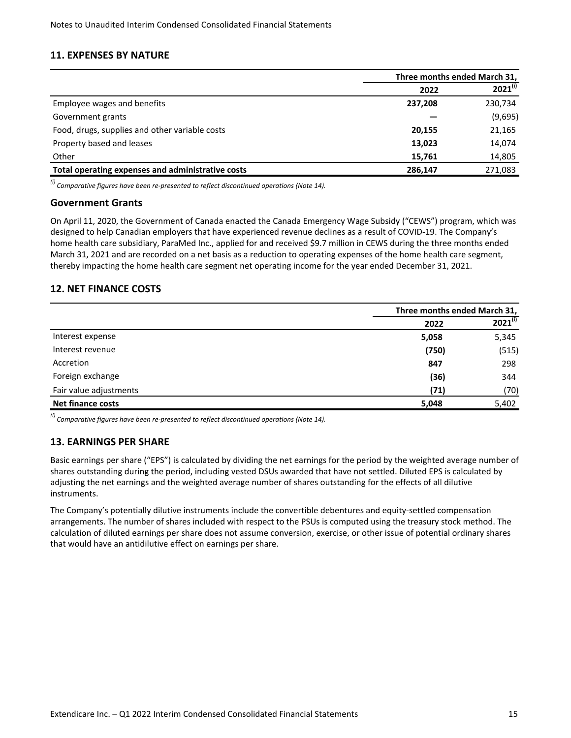## 11. EXPENSES BY NATURE

| | Three months ended March 31, | |
|---|---|---|
| | **2022** | 2021 [(i)] |
| Employee wages and benefits | **237,208** | 230,734 |
| Government grants | **—** | (9,695) |
| Food, drugs, supplies and other variable costs | **20,155** | 21,165 |
| Property based and leases | **13,023** | 14,074 |
| Other | **15,761** | 14,805 |
| **Total operating expenses and administrative costs** | **286,147** | 271,083 |

*[(i)] Comparative figures have been re-presented to reflect discontinued operations (Note 14).*

### Government Grants

On April 11, 2020, the Government of Canada enacted the Canada Emergency Wage Subsidy ("CEWS") program, which was designed to help Canadian employers that have experienced revenue declines as a result of COVID-19. The Company's home health care subsidiary, ParaMed Inc., applied for and received $9.7 million in CEWS during the three months ended March 31, 2021 and are recorded on a net basis as a reduction to operating expenses of the home health care segment, thereby impacting the home health care segment net operating income for the year ended December 31, 2021.

## 12. NET FINANCE COSTS

| | Three months ended March 31, | |
|---|---|---|
| | **2022** | 2021 [(i)] |
| Interest expense | **5,058** | 5,345 |
| Interest revenue | **(750)** | (515) |
| Accretion | **847** | 298 |
| Foreign exchange | **(36)** | 344 |
| Fair value adjustments | **(71)** | (70) |
| **Net finance costs** | **5,048** | 5,402 |

*[(i)] Comparative figures have been re-presented to reflect discontinued operations (Note 14).*

## 13. EARNINGS PER SHARE

Basic earnings per share ("EPS") is calculated by dividing the net earnings for the period by the weighted average number of shares outstanding during the period, including vested DSUs awarded that have not settled. Diluted EPS is calculated by adjusting the net earnings and the weighted average number of shares outstanding for the effects of all dilutive instruments.

The Company's potentially dilutive instruments include the convertible debentures and equity-settled compensation arrangements. The number of shares included with respect to the PSUs is computed using the treasury stock method. The calculation of diluted earnings per share does not assume conversion, exercise, or other issue of potential ordinary shares that would have an antidilutive effect on earnings per share.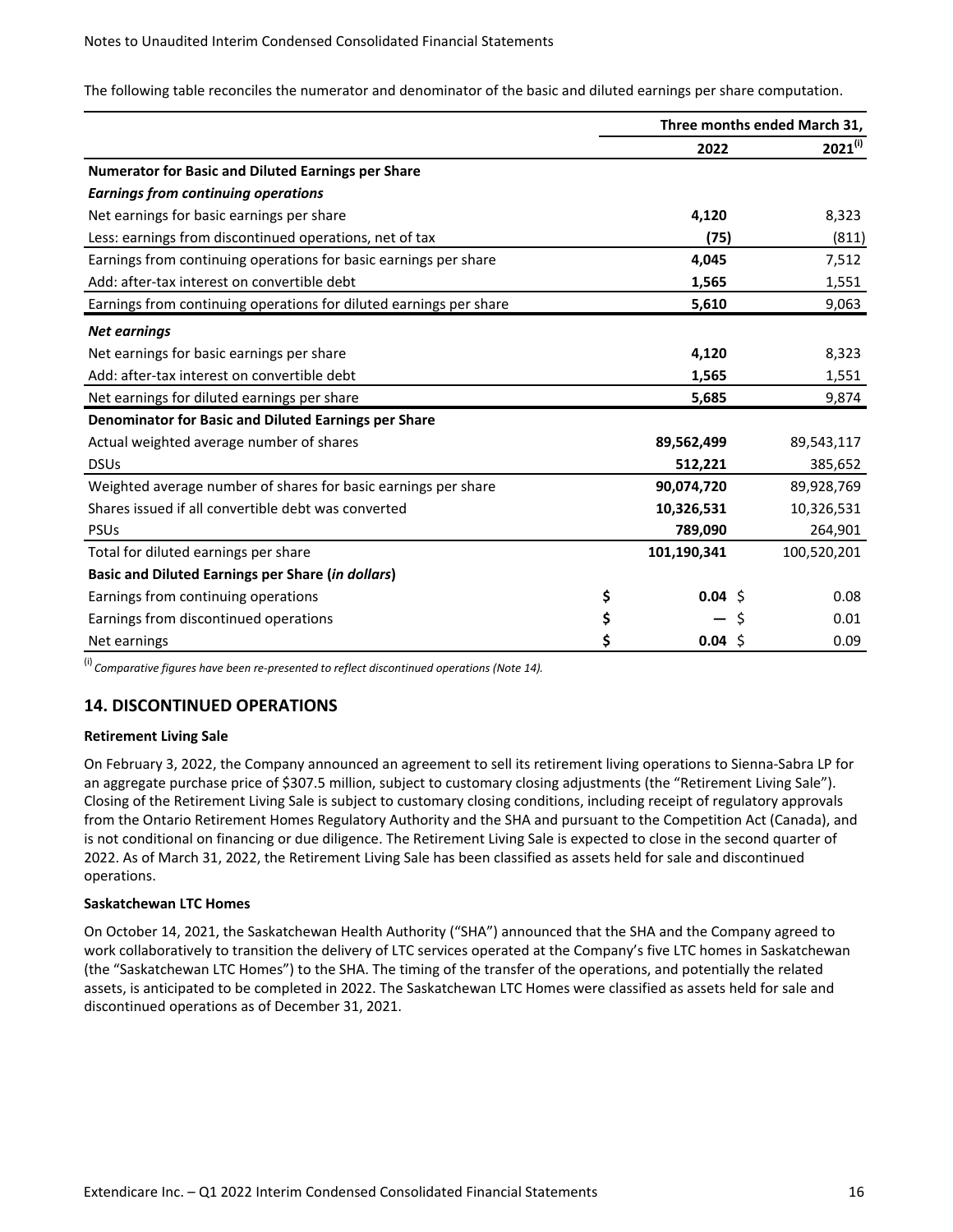The following table reconciles the numerator and denominator of the basic and diluted earnings per share computation.

| | Three months ended March 31, | |
|---|---|---|
| | **2022** | **2021**[(i)] |
| **Numerator for Basic and Diluted Earnings per Share** | | |
| ***Earnings from continuing operations*** | | |
| Net earnings for basic earnings per share | **4,120** | 8,323 |
| Less: earnings from discontinued operations, net of tax | **(75)** | (811) |
| Earnings from continuing operations for basic earnings per share | **4,045** | 7,512 |
| Add: after-tax interest on convertible debt | **1,565** | 1,551 |
| Earnings from continuing operations for diluted earnings per share | **5,610** | 9,063 |
| ***Net earnings*** | | |
| Net earnings for basic earnings per share | **4,120** | 8,323 |
| Add: after-tax interest on convertible debt | **1,565** | 1,551 |
| Net earnings for diluted earnings per share | **5,685** | 9,874 |
| **Denominator for Basic and Diluted Earnings per Share** | | |
| Actual weighted average number of shares | **89,562,499** | 89,543,117 |
| DSUs | **512,221** | 385,652 |
| Weighted average number of shares for basic earnings per share | **90,074,720** | 89,928,769 |
| Shares issued if all convertible debt was converted | **10,326,531** | 10,326,531 |
| PSUs | **789,090** | 264,901 |
| Total for diluted earnings per share | **101,190,341** | 100,520,201 |
| **Basic and Diluted Earnings per Share (*in dollars*)** | | |
| Earnings from continuing operations | **$ 0.04** | $ 0.08 |
| Earnings from discontinued operations | **$ —** | $ 0.01 |
| Net earnings | **$ 0.04** | $ 0.09 |

[(i)] *Comparative figures have been re-presented to reflect discontinued operations (Note 14).*

## 14. DISCONTINUED OPERATIONS

**Retirement Living Sale**

On February 3, 2022, the Company announced an agreement to sell its retirement living operations to Sienna-Sabra LP for an aggregate purchase price of $307.5 million, subject to customary closing adjustments (the "Retirement Living Sale"). Closing of the Retirement Living Sale is subject to customary closing conditions, including receipt of regulatory approvals from the Ontario Retirement Homes Regulatory Authority and the SHA and pursuant to the Competition Act (Canada), and is not conditional on financing or due diligence. The Retirement Living Sale is expected to close in the second quarter of 2022. As of March 31, 2022, the Retirement Living Sale has been classified as assets held for sale and discontinued operations.

**Saskatchewan LTC Homes**

On October 14, 2021, the Saskatchewan Health Authority ("SHA") announced that the SHA and the Company agreed to work collaboratively to transition the delivery of LTC services operated at the Company's five LTC homes in Saskatchewan (the "Saskatchewan LTC Homes") to the SHA. The timing of the transfer of the operations, and potentially the related assets, is anticipated to be completed in 2022. The Saskatchewan LTC Homes were classified as assets held for sale and discontinued operations as of December 31, 2021.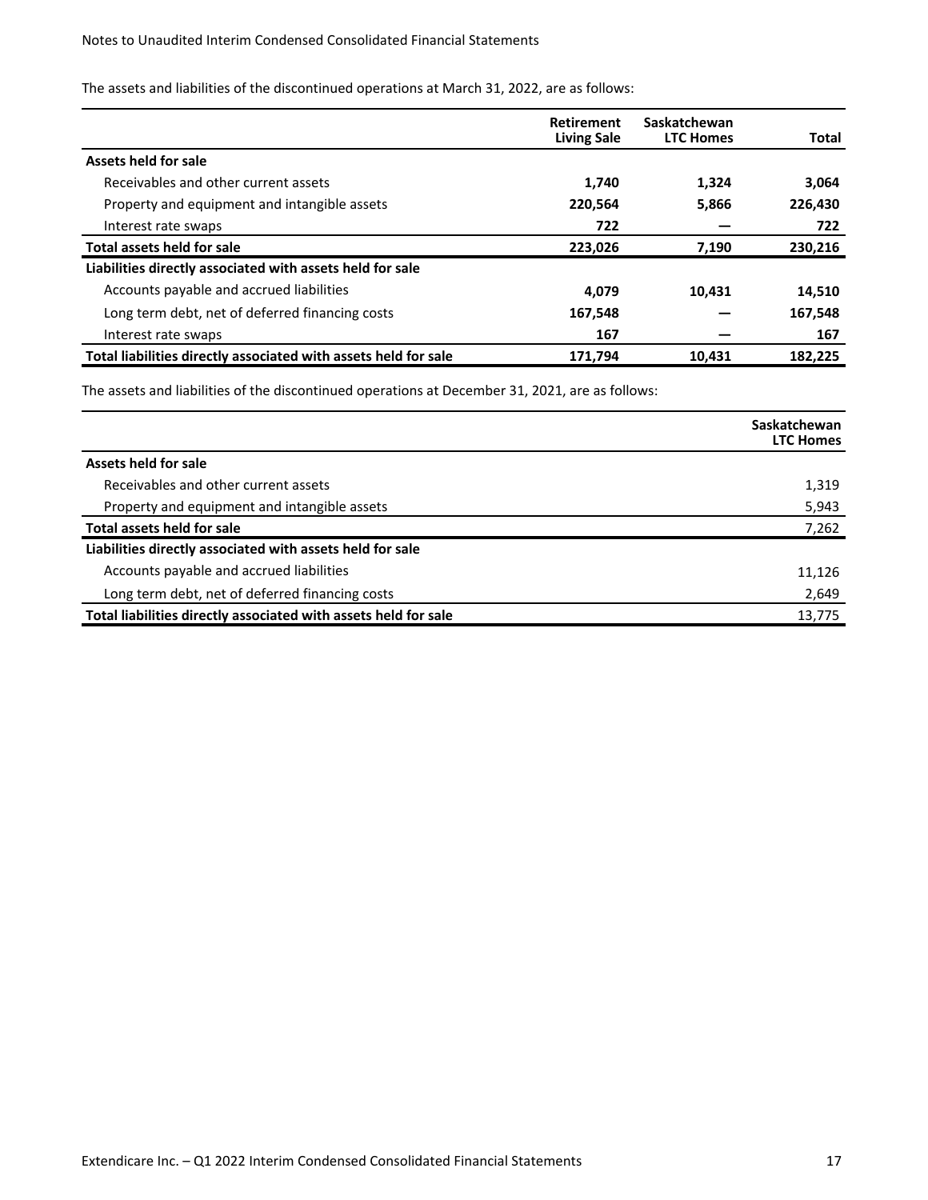The assets and liabilities of the discontinued operations at March 31, 2022, are as follows:

| | Retirement Living Sale | Saskatchewan LTC Homes | Total |
|---|---|---|---|
| **Assets held for sale** | | | |
| Receivables and other current assets | **1,740** | **1,324** | **3,064** |
| Property and equipment and intangible assets | **220,564** | **5,866** | **226,430** |
| Interest rate swaps | **722** | **—** | **722** |
| **Total assets held for sale** | **223,026** | **7,190** | **230,216** |
| **Liabilities directly associated with assets held for sale** | | | |
| Accounts payable and accrued liabilities | **4,079** | **10,431** | **14,510** |
| Long term debt, net of deferred financing costs | **167,548** | **—** | **167,548** |
| Interest rate swaps | **167** | **—** | **167** |
| **Total liabilities directly associated with assets held for sale** | **171,794** | **10,431** | **182,225** |

The assets and liabilities of the discontinued operations at December 31, 2021, are as follows:

| | Saskatchewan LTC Homes |
|---|---|
| **Assets held for sale** | |
| Receivables and other current assets | 1,319 |
| Property and equipment and intangible assets | 5,943 |
| **Total assets held for sale** | 7,262 |
| **Liabilities directly associated with assets held for sale** | |
| Accounts payable and accrued liabilities | 11,126 |
| Long term debt, net of deferred financing costs | 2,649 |
| **Total liabilities directly associated with assets held for sale** | 13,775 |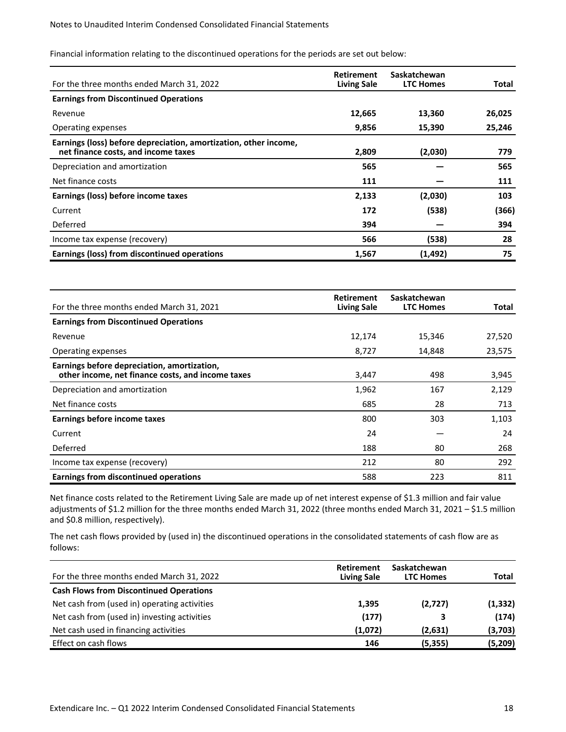Financial information relating to the discontinued operations for the periods are set out below:

| For the three months ended March 31, 2022 | Retirement Living Sale | Saskatchewan LTC Homes | Total |
|---|---|---|---|
| **Earnings from Discontinued Operations** | | | |
| Revenue | **12,665** | **13,360** | **26,025** |
| Operating expenses | **9,856** | **15,390** | **25,246** |
| **Earnings (loss) before depreciation, amortization, other income, net finance costs, and income taxes** | **2,809** | **(2,030)** | **779** |
| Depreciation and amortization | **565** | **—** | **565** |
| Net finance costs | **111** | **—** | **111** |
| **Earnings (loss) before income taxes** | **2,133** | **(2,030)** | **103** |
| Current | **172** | **(538)** | **(366)** |
| Deferred | **394** | **—** | **394** |
| Income tax expense (recovery) | **566** | **(538)** | **28** |
| **Earnings (loss) from discontinued operations** | **1,567** | **(1,492)** | **75** |

| For the three months ended March 31, 2021 | Retirement Living Sale | Saskatchewan LTC Homes | Total |
|---|---|---|---|
| **Earnings from Discontinued Operations** | | | |
| Revenue | 12,174 | 15,346 | 27,520 |
| Operating expenses | 8,727 | 14,848 | 23,575 |
| **Earnings before depreciation, amortization, other income, net finance costs, and income taxes** | 3,447 | 498 | 3,945 |
| Depreciation and amortization | 1,962 | 167 | 2,129 |
| Net finance costs | 685 | 28 | 713 |
| **Earnings before income taxes** | 800 | 303 | 1,103 |
| Current | 24 | — | 24 |
| Deferred | 188 | 80 | 268 |
| Income tax expense (recovery) | 212 | 80 | 292 |
| **Earnings from discontinued operations** | 588 | 223 | 811 |

Net finance costs related to the Retirement Living Sale are made up of net interest expense of $1.3 million and fair value adjustments of $1.2 million for the three months ended March 31, 2022 (three months ended March 31, 2021 – $1.5 million and $0.8 million, respectively).

The net cash flows provided by (used in) the discontinued operations in the consolidated statements of cash flow are as follows:

| For the three months ended March 31, 2022 | Retirement Living Sale | Saskatchewan LTC Homes | Total |
|---|---|---|---|
| **Cash Flows from Discontinued Operations** | | | |
| Net cash from (used in) operating activities | **1,395** | **(2,727)** | **(1,332)** |
| Net cash from (used in) investing activities | **(177)** | **3** | **(174)** |
| Net cash used in financing activities | **(1,072)** | **(2,631)** | **(3,703)** |
| Effect on cash flows | **146** | **(5,355)** | **(5,209)** |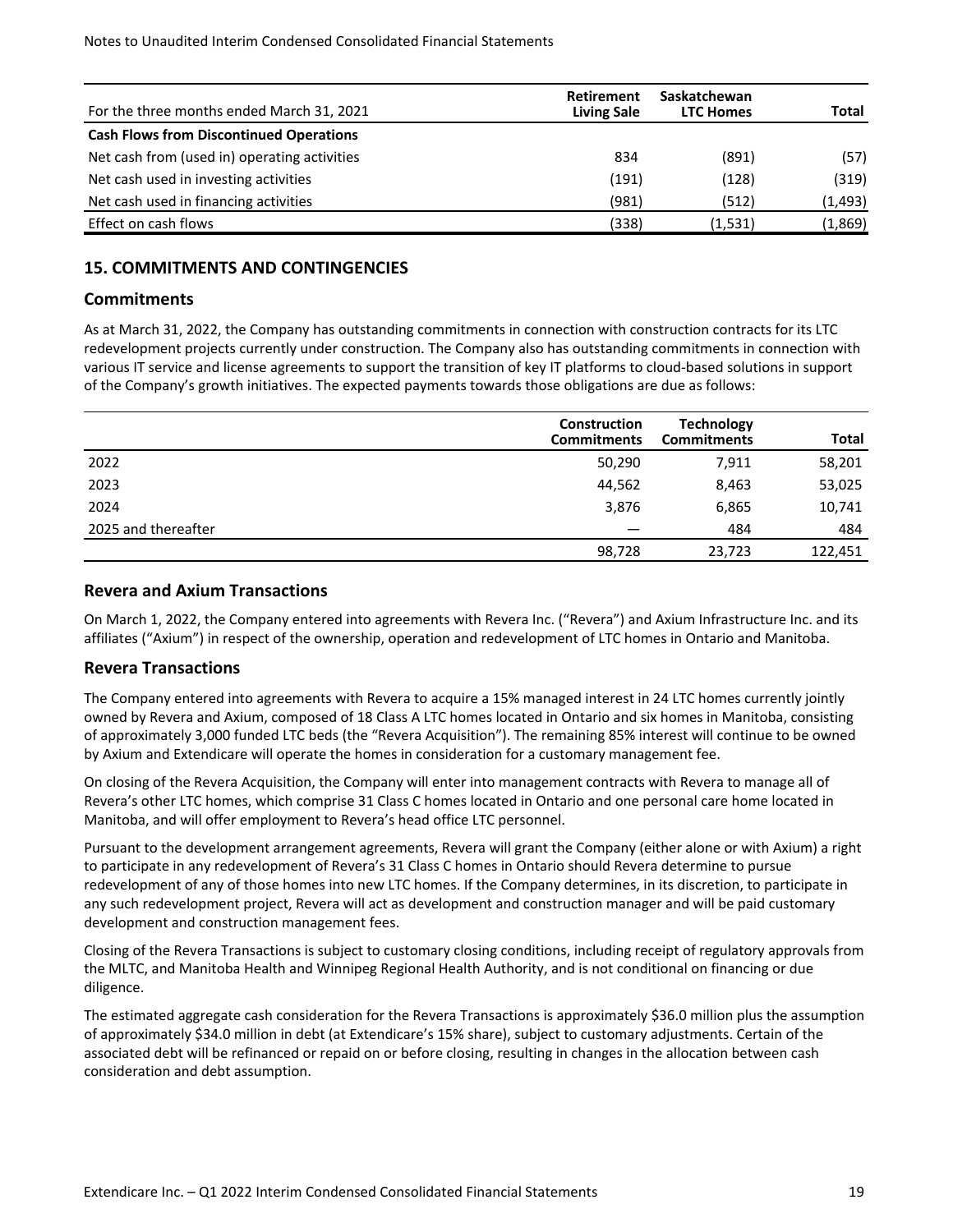| For the three months ended March 31, 2021 | Retirement Living Sale | Saskatchewan LTC Homes | Total |
|---|---|---|---|
| **Cash Flows from Discontinued Operations** | | | |
| Net cash from (used in) operating activities | 834 | (891) | (57) |
| Net cash used in investing activities | (191) | (128) | (319) |
| Net cash used in financing activities | (981) | (512) | (1,493) |
| Effect on cash flows | (338) | (1,531) | (1,869) |

## 15. COMMITMENTS AND CONTINGENCIES

### Commitments

As at March 31, 2022, the Company has outstanding commitments in connection with construction contracts for its LTC redevelopment projects currently under construction. The Company also has outstanding commitments in connection with various IT service and license agreements to support the transition of key IT platforms to cloud-based solutions in support of the Company's growth initiatives. The expected payments towards those obligations are due as follows:

| | Construction Commitments | Technology Commitments | Total |
|---|---|---|---|
| 2022 | 50,290 | 7,911 | 58,201 |
| 2023 | 44,562 | 8,463 | 53,025 |
| 2024 | 3,876 | 6,865 | 10,741 |
| 2025 and thereafter | — | 484 | 484 |
| | 98,728 | 23,723 | 122,451 |

### Revera and Axium Transactions

On March 1, 2022, the Company entered into agreements with Revera Inc. ("Revera") and Axium Infrastructure Inc. and its affiliates ("Axium") in respect of the ownership, operation and redevelopment of LTC homes in Ontario and Manitoba.

### Revera Transactions

The Company entered into agreements with Revera to acquire a 15% managed interest in 24 LTC homes currently jointly owned by Revera and Axium, composed of 18 Class A LTC homes located in Ontario and six homes in Manitoba, consisting of approximately 3,000 funded LTC beds (the "Revera Acquisition"). The remaining 85% interest will continue to be owned by Axium and Extendicare will operate the homes in consideration for a customary management fee.

On closing of the Revera Acquisition, the Company will enter into management contracts with Revera to manage all of Revera's other LTC homes, which comprise 31 Class C homes located in Ontario and one personal care home located in Manitoba, and will offer employment to Revera's head office LTC personnel.

Pursuant to the development arrangement agreements, Revera will grant the Company (either alone or with Axium) a right to participate in any redevelopment of Revera's 31 Class C homes in Ontario should Revera determine to pursue redevelopment of any of those homes into new LTC homes. If the Company determines, in its discretion, to participate in any such redevelopment project, Revera will act as development and construction manager and will be paid customary development and construction management fees.

Closing of the Revera Transactions is subject to customary closing conditions, including receipt of regulatory approvals from the MLTC, and Manitoba Health and Winnipeg Regional Health Authority, and is not conditional on financing or due diligence.

The estimated aggregate cash consideration for the Revera Transactions is approximately $36.0 million plus the assumption of approximately $34.0 million in debt (at Extendicare's 15% share), subject to customary adjustments. Certain of the associated debt will be refinanced or repaid on or before closing, resulting in changes in the allocation between cash consideration and debt assumption.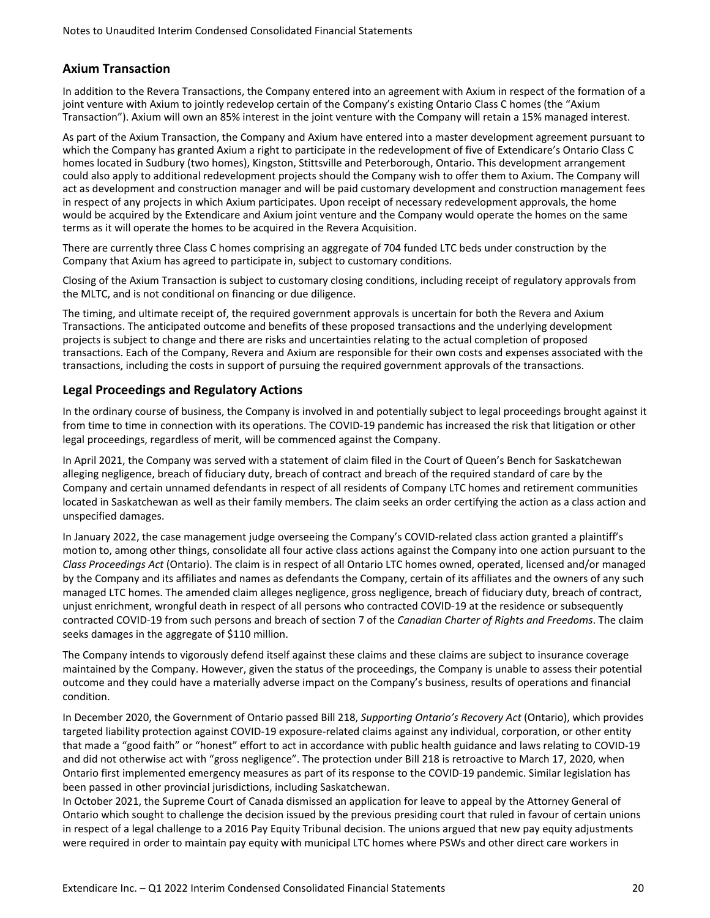## Axium Transaction

In addition to the Revera Transactions, the Company entered into an agreement with Axium in respect of the formation of a joint venture with Axium to jointly redevelop certain of the Company's existing Ontario Class C homes (the "Axium Transaction"). Axium will own an 85% interest in the joint venture with the Company will retain a 15% managed interest.

As part of the Axium Transaction, the Company and Axium have entered into a master development agreement pursuant to which the Company has granted Axium a right to participate in the redevelopment of five of Extendicare's Ontario Class C homes located in Sudbury (two homes), Kingston, Stittsville and Peterborough, Ontario. This development arrangement could also apply to additional redevelopment projects should the Company wish to offer them to Axium. The Company will act as development and construction manager and will be paid customary development and construction management fees in respect of any projects in which Axium participates. Upon receipt of necessary redevelopment approvals, the home would be acquired by the Extendicare and Axium joint venture and the Company would operate the homes on the same terms as it will operate the homes to be acquired in the Revera Acquisition.

There are currently three Class C homes comprising an aggregate of 704 funded LTC beds under construction by the Company that Axium has agreed to participate in, subject to customary conditions.

Closing of the Axium Transaction is subject to customary closing conditions, including receipt of regulatory approvals from the MLTC, and is not conditional on financing or due diligence.

The timing, and ultimate receipt of, the required government approvals is uncertain for both the Revera and Axium Transactions. The anticipated outcome and benefits of these proposed transactions and the underlying development projects is subject to change and there are risks and uncertainties relating to the actual completion of proposed transactions. Each of the Company, Revera and Axium are responsible for their own costs and expenses associated with the transactions, including the costs in support of pursuing the required government approvals of the transactions.

## Legal Proceedings and Regulatory Actions

In the ordinary course of business, the Company is involved in and potentially subject to legal proceedings brought against it from time to time in connection with its operations. The COVID-19 pandemic has increased the risk that litigation or other legal proceedings, regardless of merit, will be commenced against the Company.

In April 2021, the Company was served with a statement of claim filed in the Court of Queen's Bench for Saskatchewan alleging negligence, breach of fiduciary duty, breach of contract and breach of the required standard of care by the Company and certain unnamed defendants in respect of all residents of Company LTC homes and retirement communities located in Saskatchewan as well as their family members. The claim seeks an order certifying the action as a class action and unspecified damages.

In January 2022, the case management judge overseeing the Company's COVID-related class action granted a plaintiff's motion to, among other things, consolidate all four active class actions against the Company into one action pursuant to the *Class Proceedings Act* (Ontario). The claim is in respect of all Ontario LTC homes owned, operated, licensed and/or managed by the Company and its affiliates and names as defendants the Company, certain of its affiliates and the owners of any such managed LTC homes. The amended claim alleges negligence, gross negligence, breach of fiduciary duty, breach of contract, unjust enrichment, wrongful death in respect of all persons who contracted COVID-19 at the residence or subsequently contracted COVID-19 from such persons and breach of section 7 of the *Canadian Charter of Rights and Freedoms*. The claim seeks damages in the aggregate of $110 million.

The Company intends to vigorously defend itself against these claims and these claims are subject to insurance coverage maintained by the Company. However, given the status of the proceedings, the Company is unable to assess their potential outcome and they could have a materially adverse impact on the Company's business, results of operations and financial condition.

In December 2020, the Government of Ontario passed Bill 218, *Supporting Ontario's Recovery Act* (Ontario), which provides targeted liability protection against COVID-19 exposure-related claims against any individual, corporation, or other entity that made a "good faith" or "honest" effort to act in accordance with public health guidance and laws relating to COVID-19 and did not otherwise act with "gross negligence". The protection under Bill 218 is retroactive to March 17, 2020, when Ontario first implemented emergency measures as part of its response to the COVID-19 pandemic. Similar legislation has been passed in other provincial jurisdictions, including Saskatchewan.

In October 2021, the Supreme Court of Canada dismissed an application for leave to appeal by the Attorney General of Ontario which sought to challenge the decision issued by the previous presiding court that ruled in favour of certain unions in respect of a legal challenge to a 2016 Pay Equity Tribunal decision. The unions argued that new pay equity adjustments were required in order to maintain pay equity with municipal LTC homes where PSWs and other direct care workers in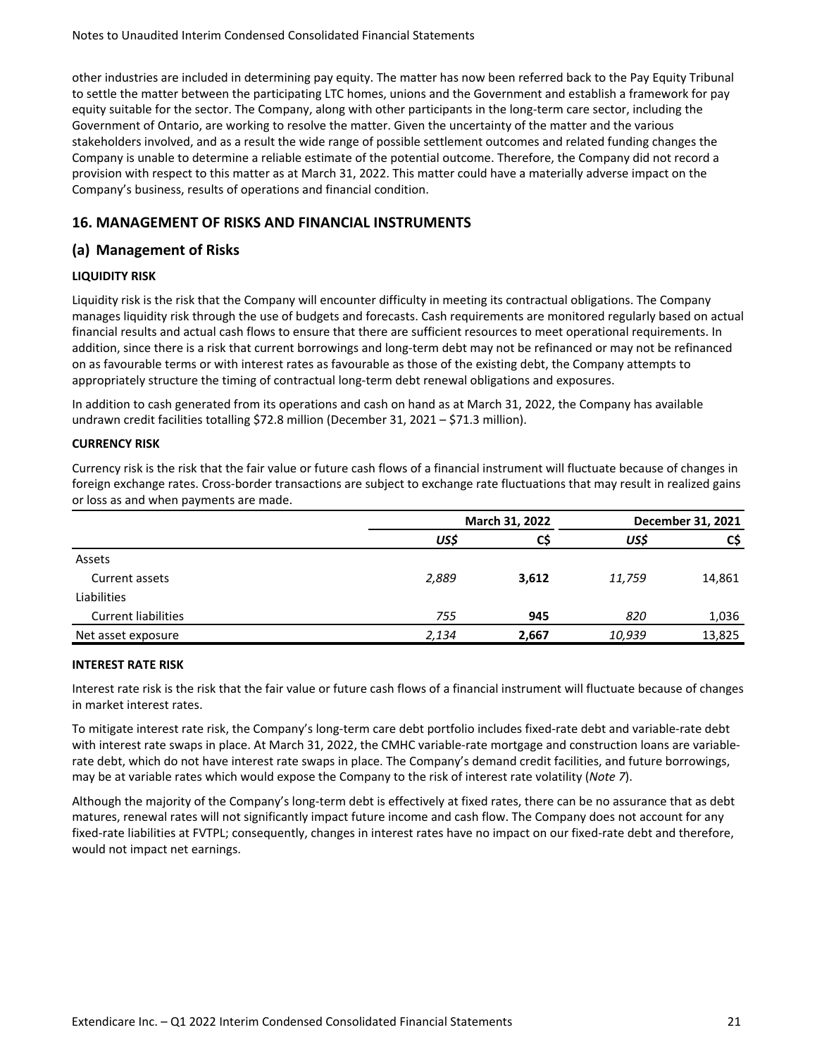other industries are included in determining pay equity. The matter has now been referred back to the Pay Equity Tribunal to settle the matter between the participating LTC homes, unions and the Government and establish a framework for pay equity suitable for the sector. The Company, along with other participants in the long-term care sector, including the Government of Ontario, are working to resolve the matter. Given the uncertainty of the matter and the various stakeholders involved, and as a result the wide range of possible settlement outcomes and related funding changes the Company is unable to determine a reliable estimate of the potential outcome. Therefore, the Company did not record a provision with respect to this matter as at March 31, 2022. This matter could have a materially adverse impact on the Company's business, results of operations and financial condition.

## 16. MANAGEMENT OF RISKS AND FINANCIAL INSTRUMENTS

### (a) Management of Risks

**LIQUIDITY RISK**

Liquidity risk is the risk that the Company will encounter difficulty in meeting its contractual obligations. The Company manages liquidity risk through the use of budgets and forecasts. Cash requirements are monitored regularly based on actual financial results and actual cash flows to ensure that there are sufficient resources to meet operational requirements. In addition, since there is a risk that current borrowings and long-term debt may not be refinanced or may not be refinanced on as favourable terms or with interest rates as favourable as those of the existing debt, the Company attempts to appropriately structure the timing of contractual long-term debt renewal obligations and exposures.

In addition to cash generated from its operations and cash on hand as at March 31, 2022, the Company has available undrawn credit facilities totalling $72.8 million (December 31, 2021 – $71.3 million).

**CURRENCY RISK**

Currency risk is the risk that the fair value or future cash flows of a financial instrument will fluctuate because of changes in foreign exchange rates. Cross-border transactions are subject to exchange rate fluctuations that may result in realized gains or loss as and when payments are made.

| | March 31, 2022 | | December 31, 2021 | |
|---|---|---|---|---|
| | *US$* | **C$** | *US$* | C$ |
| Assets | | | | |
| Current assets | *2,889* | **3,612** | *11,759* | 14,861 |
| Liabilities | | | | |
| Current liabilities | *755* | **945** | *820* | 1,036 |
| Net asset exposure | *2,134* | **2,667** | *10,939* | 13,825 |

**INTEREST RATE RISK**

Interest rate risk is the risk that the fair value or future cash flows of a financial instrument will fluctuate because of changes in market interest rates.

To mitigate interest rate risk, the Company's long-term care debt portfolio includes fixed-rate debt and variable-rate debt with interest rate swaps in place. At March 31, 2022, the CMHC variable-rate mortgage and construction loans are variable-rate debt, which do not have interest rate swaps in place. The Company's demand credit facilities, and future borrowings, may be at variable rates which would expose the Company to the risk of interest rate volatility (*Note 7*).

Although the majority of the Company's long-term debt is effectively at fixed rates, there can be no assurance that as debt matures, renewal rates will not significantly impact future income and cash flow. The Company does not account for any fixed-rate liabilities at FVTPL; consequently, changes in interest rates have no impact on our fixed-rate debt and therefore, would not impact net earnings.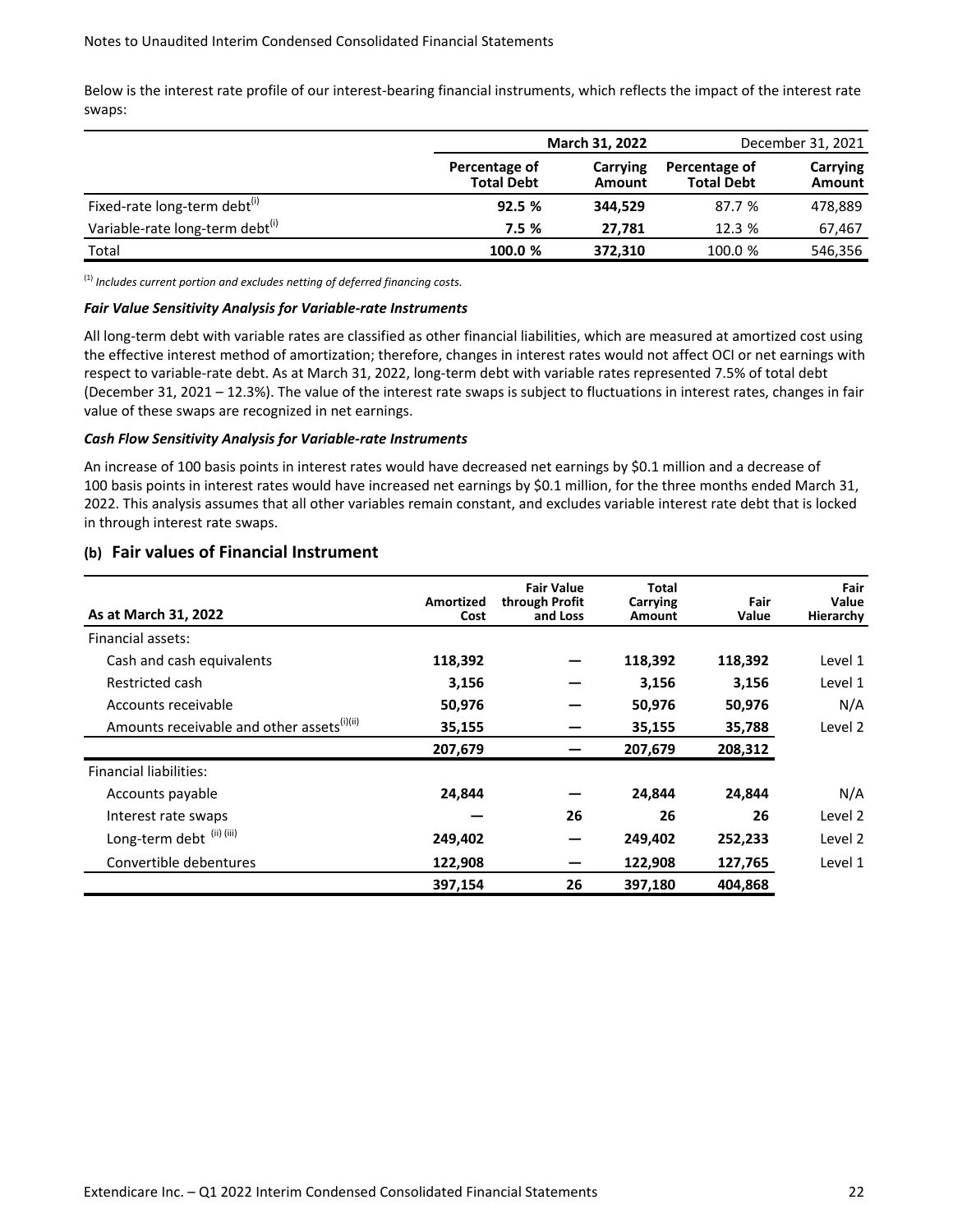Below is the interest rate profile of our interest-bearing financial instruments, which reflects the impact of the interest rate swaps:

| | March 31, 2022 | | December 31, 2021 | |
|---|---|---|---|---|
| | Percentage of Total Debt | Carrying Amount | Percentage of Total Debt | Carrying Amount |
| Fixed-rate long-term debt[(i)] | **92.5 %** | **344,529** | 87.7 % | 478,889 |
| Variable-rate long-term debt[(i)] | **7.5 %** | **27,781** | 12.3 % | 67,467 |
| Total | **100.0 %** | **372,310** | 100.0 % | 546,356 |

[(1)] *Includes current portion and excludes netting of deferred financing costs.*

***Fair Value Sensitivity Analysis for Variable-rate Instruments***

All long-term debt with variable rates are classified as other financial liabilities, which are measured at amortized cost using the effective interest method of amortization; therefore, changes in interest rates would not affect OCI or net earnings with respect to variable-rate debt. As at March 31, 2022, long-term debt with variable rates represented 7.5% of total debt (December 31, 2021 – 12.3%). The value of the interest rate swaps is subject to fluctuations in interest rates, changes in fair value of these swaps are recognized in net earnings.

***Cash Flow Sensitivity Analysis for Variable-rate Instruments***

An increase of 100 basis points in interest rates would have decreased net earnings by $0.1 million and a decrease of 100 basis points in interest rates would have increased net earnings by $0.1 million, for the three months ended March 31, 2022. This analysis assumes that all other variables remain constant, and excludes variable interest rate debt that is locked in through interest rate swaps.

## (b) Fair values of Financial Instrument

| As at March 31, 2022 | Amortized Cost | Fair Value through Profit and Loss | Total Carrying Amount | Fair Value | Fair Value Hierarchy |
|---|---|---|---|---|---|
| Financial assets: | | | | | |
| Cash and cash equivalents | **118,392** | **—** | **118,392** | **118,392** | Level 1 |
| Restricted cash | **3,156** | **—** | **3,156** | **3,156** | Level 1 |
| Accounts receivable | **50,976** | **—** | **50,976** | **50,976** | N/A |
| Amounts receivable and other assets[(i)(ii)] | **35,155** | **—** | **35,155** | **35,788** | Level 2 |
| | **207,679** | **—** | **207,679** | **208,312** | |
| Financial liabilities: | | | | | |
| Accounts payable | **24,844** | **—** | **24,844** | **24,844** | N/A |
| Interest rate swaps | **—** | **26** | **26** | **26** | Level 2 |
| Long-term debt [(ii) (iii)] | **249,402** | **—** | **249,402** | **252,233** | Level 2 |
| Convertible debentures | **122,908** | **—** | **122,908** | **127,765** | Level 1 |
| | **397,154** | **26** | **397,180** | **404,868** | |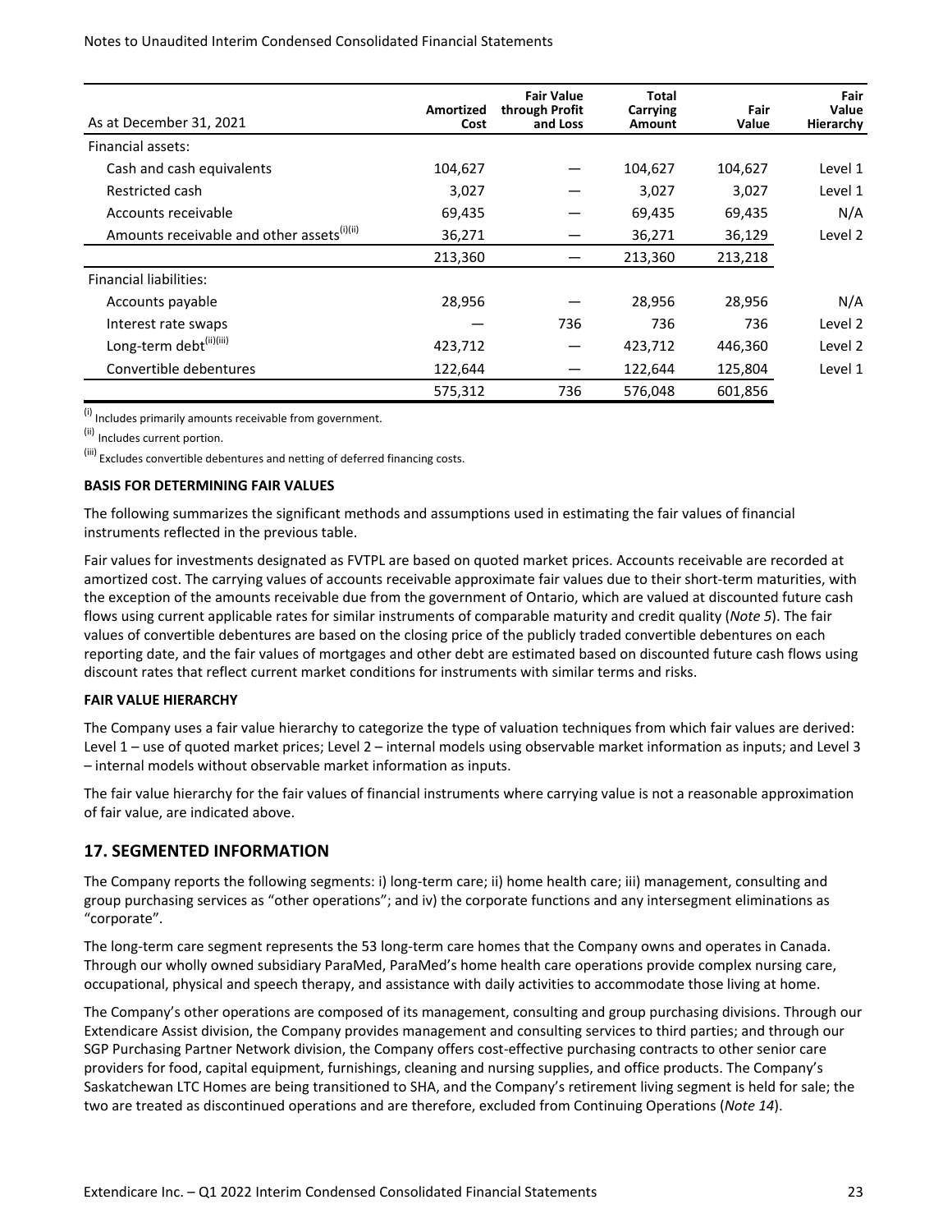| As at December 31, 2021 | Amortized Cost | Fair Value through Profit and Loss | Total Carrying Amount | Fair Value | Fair Value Hierarchy |
|---|---|---|---|---|---|
| Financial assets: | | | | | |
| Cash and cash equivalents | 104,627 | — | 104,627 | 104,627 | Level 1 |
| Restricted cash | 3,027 | — | 3,027 | 3,027 | Level 1 |
| Accounts receivable | 69,435 | — | 69,435 | 69,435 | N/A |
| Amounts receivable and other assets[(i)(ii)] | 36,271 | — | 36,271 | 36,129 | Level 2 |
| | 213,360 | — | 213,360 | 213,218 | |
| Financial liabilities: | | | | | |
| Accounts payable | 28,956 | — | 28,956 | 28,956 | N/A |
| Interest rate swaps | — | 736 | 736 | 736 | Level 2 |
| Long-term debt[(ii)(iii)] | 423,712 | — | 423,712 | 446,360 | Level 2 |
| Convertible debentures | 122,644 | — | 122,644 | 125,804 | Level 1 |
| | 575,312 | 736 | 576,048 | 601,856 | |

(i) Includes primarily amounts receivable from government.

(ii) Includes current portion.

(iii) Excludes convertible debentures and netting of deferred financing costs.

**BASIS FOR DETERMINING FAIR VALUES**

The following summarizes the significant methods and assumptions used in estimating the fair values of financial instruments reflected in the previous table.

Fair values for investments designated as FVTPL are based on quoted market prices. Accounts receivable are recorded at amortized cost. The carrying values of accounts receivable approximate fair values due to their short-term maturities, with the exception of the amounts receivable due from the government of Ontario, which are valued at discounted future cash flows using current applicable rates for similar instruments of comparable maturity and credit quality (*Note 5*). The fair values of convertible debentures are based on the closing price of the publicly traded convertible debentures on each reporting date, and the fair values of mortgages and other debt are estimated based on discounted future cash flows using discount rates that reflect current market conditions for instruments with similar terms and risks.

**FAIR VALUE HIERARCHY**

The Company uses a fair value hierarchy to categorize the type of valuation techniques from which fair values are derived: Level 1 – use of quoted market prices; Level 2 – internal models using observable market information as inputs; and Level 3 – internal models without observable market information as inputs.

The fair value hierarchy for the fair values of financial instruments where carrying value is not a reasonable approximation of fair value, are indicated above.

## 17. SEGMENTED INFORMATION

The Company reports the following segments: i) long-term care; ii) home health care; iii) management, consulting and group purchasing services as "other operations"; and iv) the corporate functions and any intersegment eliminations as "corporate".

The long-term care segment represents the 53 long-term care homes that the Company owns and operates in Canada. Through our wholly owned subsidiary ParaMed, ParaMed's home health care operations provide complex nursing care, occupational, physical and speech therapy, and assistance with daily activities to accommodate those living at home.

The Company's other operations are composed of its management, consulting and group purchasing divisions. Through our Extendicare Assist division, the Company provides management and consulting services to third parties; and through our SGP Purchasing Partner Network division, the Company offers cost-effective purchasing contracts to other senior care providers for food, capital equipment, furnishings, cleaning and nursing supplies, and office products. The Company's Saskatchewan LTC Homes are being transitioned to SHA, and the Company's retirement living segment is held for sale; the two are treated as discontinued operations and are therefore, excluded from Continuing Operations (*Note 14*).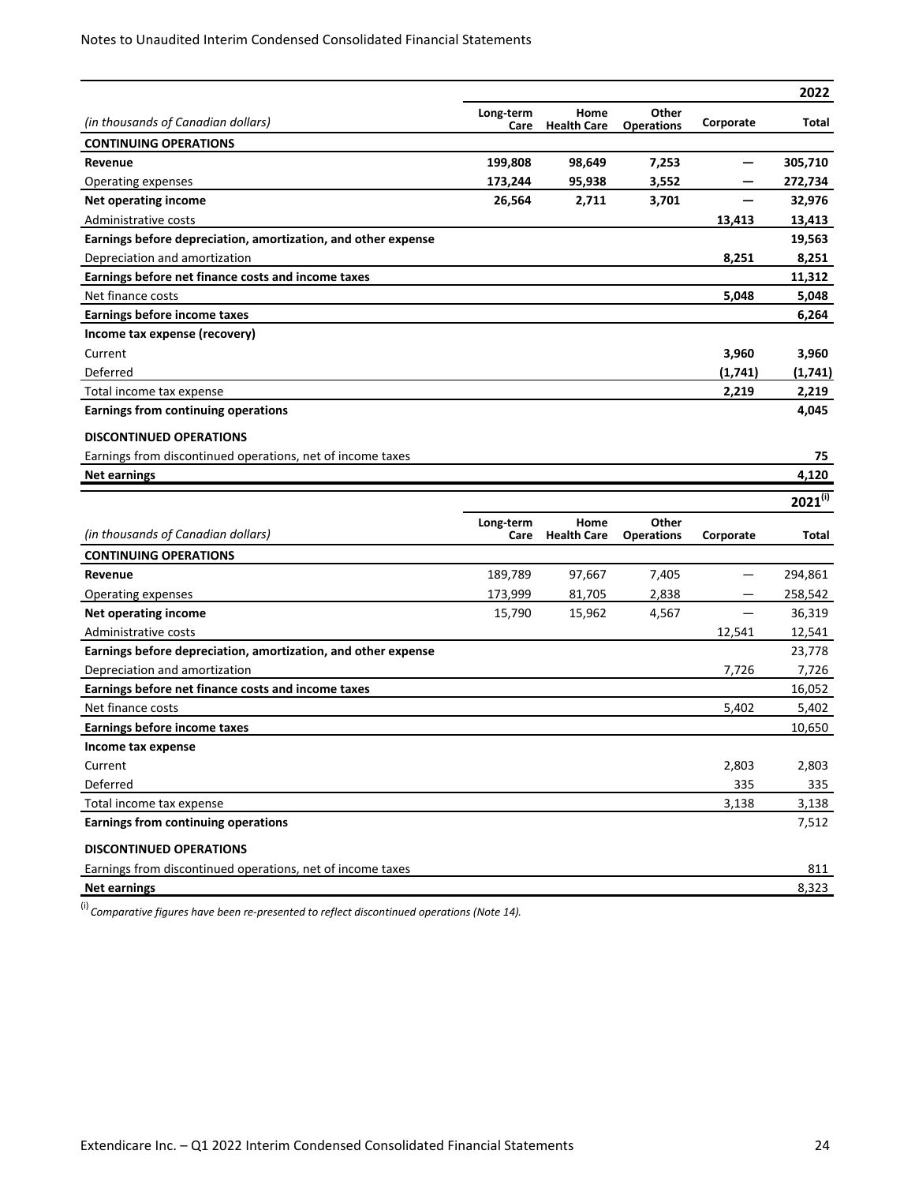| | | | | | 2022 |
|---|---|---|---|---|---|
| *(in thousands of Canadian dollars)* | Long-term Care | Home Health Care | Other Operations | Corporate | Total |
| **CONTINUING OPERATIONS** | | | | | |
| **Revenue** | **199,808** | **98,649** | **7,253** | **—** | **305,710** |
| Operating expenses | **173,244** | **95,938** | **3,552** | **—** | **272,734** |
| **Net operating income** | **26,564** | **2,711** | **3,701** | **—** | **32,976** |
| Administrative costs | | | | **13,413** | **13,413** |
| **Earnings before depreciation, amortization, and other expense** | | | | | **19,563** |
| Depreciation and amortization | | | | **8,251** | **8,251** |
| **Earnings before net finance costs and income taxes** | | | | | **11,312** |
| Net finance costs | | | | **5,048** | **5,048** |
| **Earnings before income taxes** | | | | | **6,264** |
| **Income tax expense (recovery)** | | | | | |
| Current | | | | **3,960** | **3,960** |
| Deferred | | | | **(1,741)** | **(1,741)** |
| Total income tax expense | | | | **2,219** | **2,219** |
| **Earnings from continuing operations** | | | | | **4,045** |
| **DISCONTINUED OPERATIONS** | | | | | |
| Earnings from discontinued operations, net of income taxes | | | | | **75** |
| **Net earnings** | | | | | **4,120** |

| | | | | | 2021(i) |
|---|---|---|---|---|---|
| *(in thousands of Canadian dollars)* | Long-term Care | Home Health Care | Other Operations | Corporate | Total |
| **CONTINUING OPERATIONS** | | | | | |
| **Revenue** | 189,789 | 97,667 | 7,405 | — | 294,861 |
| Operating expenses | 173,999 | 81,705 | 2,838 | — | 258,542 |
| **Net operating income** | 15,790 | 15,962 | 4,567 | — | 36,319 |
| Administrative costs | | | | 12,541 | 12,541 |
| **Earnings before depreciation, amortization, and other expense** | | | | | 23,778 |
| Depreciation and amortization | | | | 7,726 | 7,726 |
| **Earnings before net finance costs and income taxes** | | | | | 16,052 |
| Net finance costs | | | | 5,402 | 5,402 |
| **Earnings before income taxes** | | | | | 10,650 |
| **Income tax expense** | | | | | |
| Current | | | | 2,803 | 2,803 |
| Deferred | | | | 335 | 335 |
| Total income tax expense | | | | 3,138 | 3,138 |
| **Earnings from continuing operations** | | | | | 7,512 |
| **DISCONTINUED OPERATIONS** | | | | | |
| Earnings from discontinued operations, net of income taxes | | | | | 811 |
| **Net earnings** | | | | | 8,323 |

(i) *Comparative figures have been re-presented to reflect discontinued operations (Note 14).*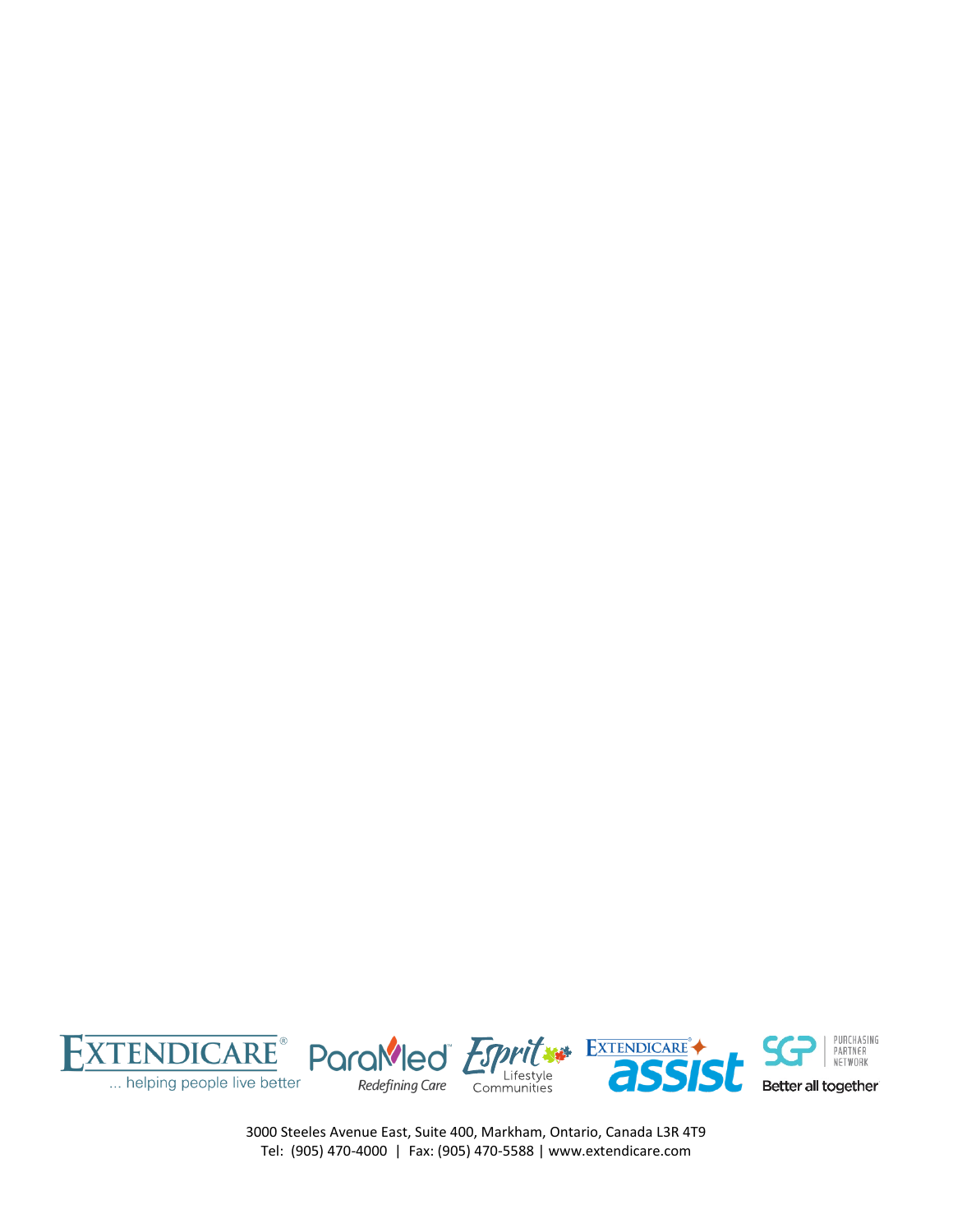EXTENDICARE® ... helping people live better

ParaMed™ Redefining Care

Esprit Lifestyle Communities

EXTENDICARE® assist

SGP PURCHASING PARTNER NETWORK Better all together

3000 Steeles Avenue East, Suite 400, Markham, Ontario, Canada L3R 4T9
Tel: (905) 470-4000 | Fax: (905) 470-5588 | www.extendicare.com